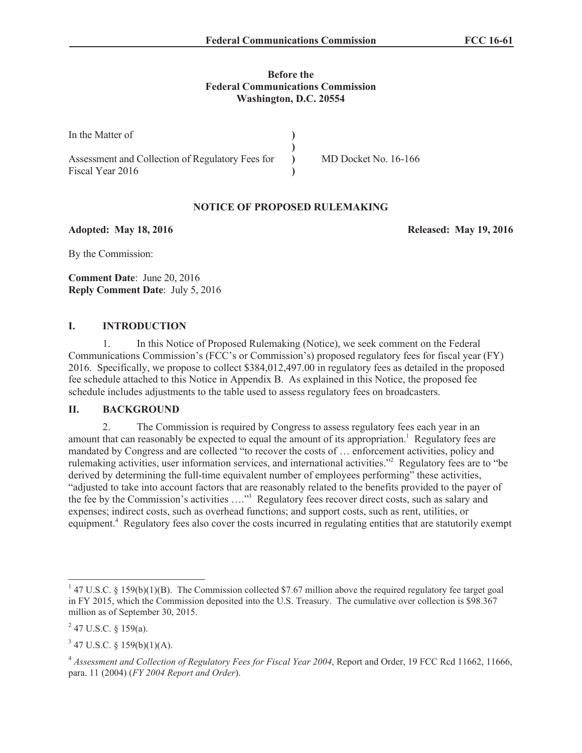**Before the**
**Federal Communications Commission**
**Washington, D.C. 20554**

| In the Matter of | ) | |
|---|---|---|
| | ) | |
| Assessment and Collection of Regulatory Fees for Fiscal Year 2016 | ) | MD Docket No. 16-166 |
| | ) | |

**NOTICE OF PROPOSED RULEMAKING**

**Adopted: May 18, 2016** **Released: May 19, 2016**

By the Commission:

**Comment Date**: June 20, 2016
**Reply Comment Date**: July 5, 2016

## I. INTRODUCTION

1. In this Notice of Proposed Rulemaking (Notice), we seek comment on the Federal Communications Commission's (FCC's or Commission's) proposed regulatory fees for fiscal year (FY) 2016. Specifically, we propose to collect $384,012,497.00 in regulatory fees as detailed in the proposed fee schedule attached to this Notice in Appendix B. As explained in this Notice, the proposed fee schedule includes adjustments to the table used to assess regulatory fees on broadcasters.

## II. BACKGROUND

2. The Commission is required by Congress to assess regulatory fees each year in an amount that can reasonably be expected to equal the amount of its appropriation.[1] Regulatory fees are mandated by Congress and are collected "to recover the costs of … enforcement activities, policy and rulemaking activities, user information services, and international activities."[2] Regulatory fees are to "be derived by determining the full-time equivalent number of employees performing" these activities, "adjusted to take into account factors that are reasonably related to the benefits provided to the payer of the fee by the Commission's activities …."[3] Regulatory fees recover direct costs, such as salary and expenses; indirect costs, such as overhead functions; and support costs, such as rent, utilities, or equipment.[4] Regulatory fees also cover the costs incurred in regulating entities that are statutorily exempt

---

[1] 47 U.S.C. § 159(b)(1)(B). The Commission collected $7.67 million above the required regulatory fee target goal in FY 2015, which the Commission deposited into the U.S. Treasury. The cumulative over collection is $98.367 million as of September 30, 2015.

[2] 47 U.S.C. § 159(a).

[3] 47 U.S.C. § 159(b)(1)(A).

[4] *Assessment and Collection of Regulatory Fees for Fiscal Year 2004*, Report and Order, 19 FCC Rcd 11662, 11666, para. 11 (2004) (*FY 2004 Report and Order*).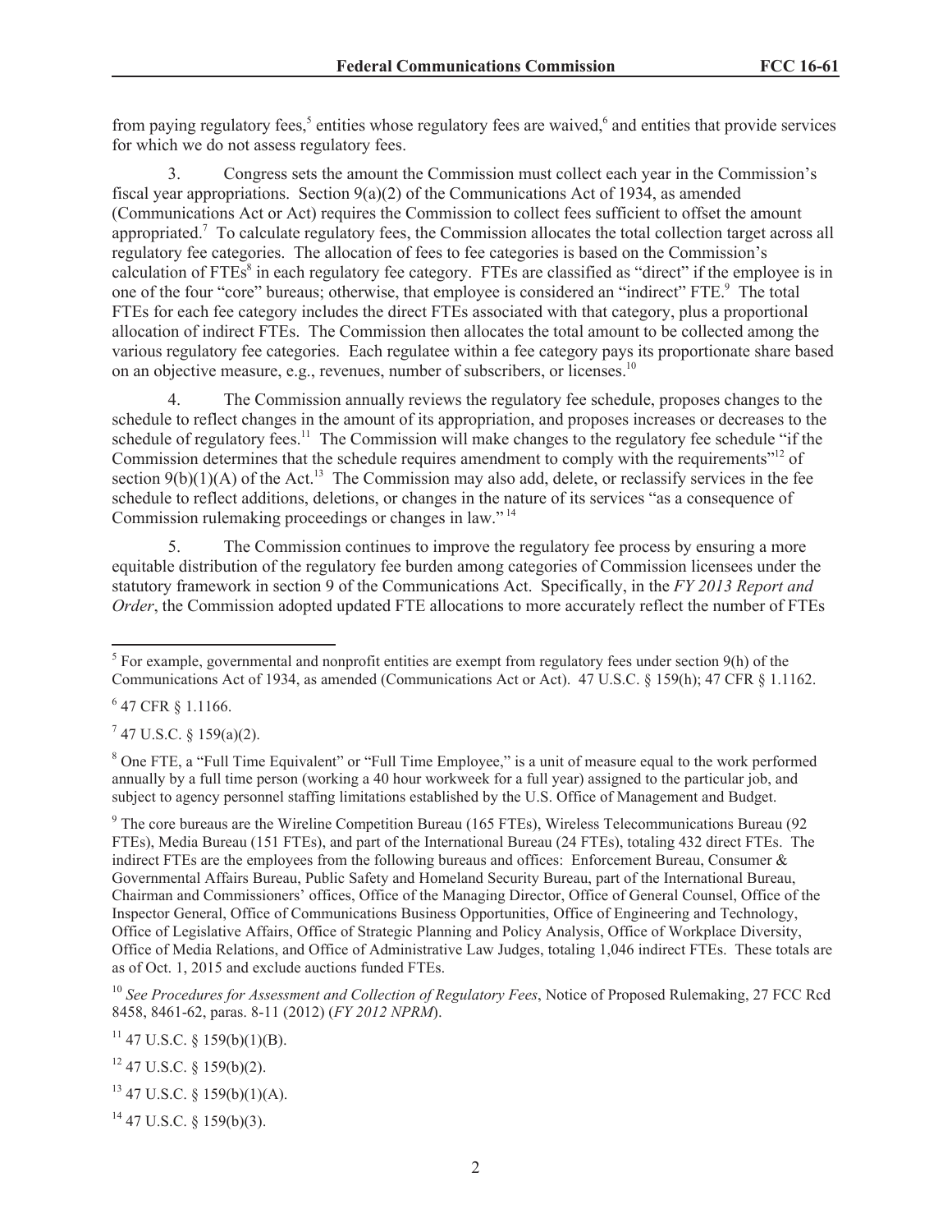from paying regulatory fees,[5] entities whose regulatory fees are waived,[6] and entities that provide services for which we do not assess regulatory fees.

3. Congress sets the amount the Commission must collect each year in the Commission's fiscal year appropriations. Section 9(a)(2) of the Communications Act of 1934, as amended (Communications Act or Act) requires the Commission to collect fees sufficient to offset the amount appropriated.[7] To calculate regulatory fees, the Commission allocates the total collection target across all regulatory fee categories. The allocation of fees to fee categories is based on the Commission's calculation of FTEs[8] in each regulatory fee category. FTEs are classified as "direct" if the employee is in one of the four "core" bureaus; otherwise, that employee is considered an "indirect" FTE.[9] The total FTEs for each fee category includes the direct FTEs associated with that category, plus a proportional allocation of indirect FTEs. The Commission then allocates the total amount to be collected among the various regulatory fee categories. Each regulatee within a fee category pays its proportionate share based on an objective measure, e.g., revenues, number of subscribers, or licenses.[10]

4. The Commission annually reviews the regulatory fee schedule, proposes changes to the schedule to reflect changes in the amount of its appropriation, and proposes increases or decreases to the schedule of regulatory fees.[11] The Commission will make changes to the regulatory fee schedule "if the Commission determines that the schedule requires amendment to comply with the requirements"[12] of section 9(b)(1)(A) of the Act.[13] The Commission may also add, delete, or reclassify services in the fee schedule to reflect additions, deletions, or changes in the nature of its services "as a consequence of Commission rulemaking proceedings or changes in law."[14]

5. The Commission continues to improve the regulatory fee process by ensuring a more equitable distribution of the regulatory fee burden among categories of Commission licensees under the statutory framework in section 9 of the Communications Act. Specifically, in the *FY 2013 Report and Order*, the Commission adopted updated FTE allocations to more accurately reflect the number of FTEs

---

[5] For example, governmental and nonprofit entities are exempt from regulatory fees under section 9(h) of the Communications Act of 1934, as amended (Communications Act or Act). 47 U.S.C. § 159(h); 47 CFR § 1.1162.

[6] 47 CFR § 1.1166.

[7] 47 U.S.C. § 159(a)(2).

[8] One FTE, a "Full Time Equivalent" or "Full Time Employee," is a unit of measure equal to the work performed annually by a full time person (working a 40 hour workweek for a full year) assigned to the particular job, and subject to agency personnel staffing limitations established by the U.S. Office of Management and Budget.

[9] The core bureaus are the Wireline Competition Bureau (165 FTEs), Wireless Telecommunications Bureau (92 FTEs), Media Bureau (151 FTEs), and part of the International Bureau (24 FTEs), totaling 432 direct FTEs. The indirect FTEs are the employees from the following bureaus and offices: Enforcement Bureau, Consumer & Governmental Affairs Bureau, Public Safety and Homeland Security Bureau, part of the International Bureau, Chairman and Commissioners' offices, Office of the Managing Director, Office of General Counsel, Office of the Inspector General, Office of Communications Business Opportunities, Office of Engineering and Technology, Office of Legislative Affairs, Office of Strategic Planning and Policy Analysis, Office of Workplace Diversity, Office of Media Relations, and Office of Administrative Law Judges, totaling 1,046 indirect FTEs. These totals are as of Oct. 1, 2015 and exclude auctions funded FTEs.

[10] *See Procedures for Assessment and Collection of Regulatory Fees*, Notice of Proposed Rulemaking, 27 FCC Rcd 8458, 8461-62, paras. 8-11 (2012) (*FY 2012 NPRM*).

[11] 47 U.S.C. § 159(b)(1)(B).

[12] 47 U.S.C. § 159(b)(2).

[13] 47 U.S.C. § 159(b)(1)(A).

[14] 47 U.S.C. § 159(b)(3).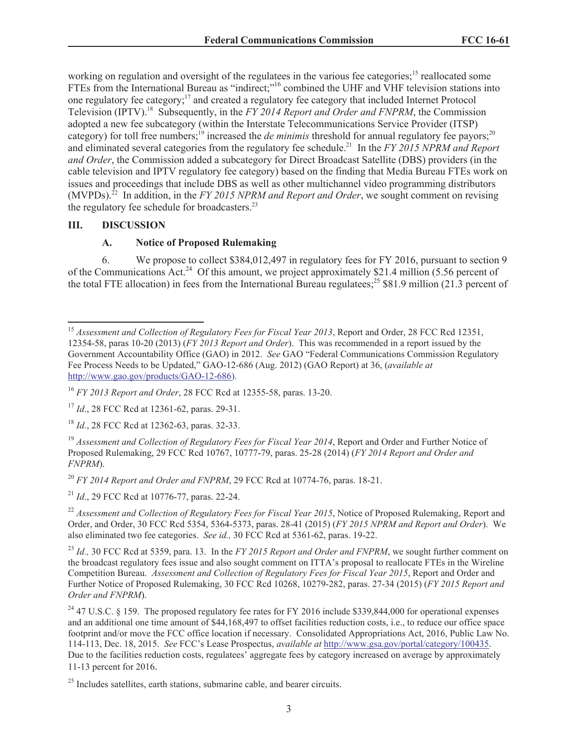working on regulation and oversight of the regulatees in the various fee categories;[15] reallocated some FTEs from the International Bureau as "indirect;"[16] combined the UHF and VHF television stations into one regulatory fee category;[17] and created a regulatory fee category that included Internet Protocol Television (IPTV).[18] Subsequently, in the *FY 2014 Report and Order and FNPRM*, the Commission adopted a new fee subcategory (within the Interstate Telecommunications Service Provider (ITSP) category) for toll free numbers;[19] increased the *de minimis* threshold for annual regulatory fee payors;[20] and eliminated several categories from the regulatory fee schedule.[21] In the *FY 2015 NPRM and Report and Order*, the Commission added a subcategory for Direct Broadcast Satellite (DBS) providers (in the cable television and IPTV regulatory fee category) based on the finding that Media Bureau FTEs work on issues and proceedings that include DBS as well as other multichannel video programming distributors (MVPDs).[22] In addition, in the *FY 2015 NPRM and Report and Order*, we sought comment on revising the regulatory fee schedule for broadcasters.[23]

## III. DISCUSSION

### A. Notice of Proposed Rulemaking

6. We propose to collect $384,012,497 in regulatory fees for FY 2016, pursuant to section 9 of the Communications Act.[24] Of this amount, we project approximately $21.4 million (5.56 percent of the total FTE allocation) in fees from the International Bureau regulatees;[25] $81.9 million (21.3 percent of

---

[15] *Assessment and Collection of Regulatory Fees for Fiscal Year 2013*, Report and Order, 28 FCC Rcd 12351, 12354-58, paras 10-20 (2013) (*FY 2013 Report and Order*). This was recommended in a report issued by the Government Accountability Office (GAO) in 2012. *See* GAO "Federal Communications Commission Regulatory Fee Process Needs to be Updated," GAO-12-686 (Aug. 2012) (GAO Report) at 36, (*available at* http://www.gao.gov/products/GAO-12-686).

[16] *FY 2013 Report and Order*, 28 FCC Rcd at 12355-58, paras. 13-20.

[17] *Id*., 28 FCC Rcd at 12361-62, paras. 29-31.

[18] *Id.*, 28 FCC Rcd at 12362-63, paras. 32-33.

[19] *Assessment and Collection of Regulatory Fees for Fiscal Year 2014*, Report and Order and Further Notice of Proposed Rulemaking, 29 FCC Rcd 10767, 10777-79, paras. 25-28 (2014) (*FY 2014 Report and Order and FNPRM*).

[20] *FY 2014 Report and Order and FNPRM*, 29 FCC Rcd at 10774-76, paras. 18-21.

[21] *Id*., 29 FCC Rcd at 10776-77, paras. 22-24.

[22] *Assessment and Collection of Regulatory Fees for Fiscal Year 2015*, Notice of Proposed Rulemaking, Report and Order, and Order, 30 FCC Rcd 5354, 5364-5373, paras. 28-41 (2015) (*FY 2015 NPRM and Report and Order*). We also eliminated two fee categories. *See id.,* 30 FCC Rcd at 5361-62, paras. 19-22.

[23] *Id.,* 30 FCC Rcd at 5359, para. 13. In the *FY 2015 Report and Order and FNPRM*, we sought further comment on the broadcast regulatory fees issue and also sought comment on ITTA's proposal to reallocate FTEs in the Wireline Competition Bureau. *Assessment and Collection of Regulatory Fees for Fiscal Year 2015*, Report and Order and Further Notice of Proposed Rulemaking, 30 FCC Rcd 10268, 10279-282, paras. 27-34 (2015) (*FY 2015 Report and Order and FNPRM*).

[24] 47 U.S.C. § 159. The proposed regulatory fee rates for FY 2016 include $339,844,000 for operational expenses and an additional one time amount of $44,168,497 to offset facilities reduction costs, i.e., to reduce our office space footprint and/or move the FCC office location if necessary. Consolidated Appropriations Act, 2016, Public Law No. 114-113, Dec. 18, 2015. *See* FCC's Lease Prospectus, *available at* http://www.gsa.gov/portal/category/100435. Due to the facilities reduction costs, regulatees' aggregate fees by category increased on average by approximately 11-13 percent for 2016.

[25] Includes satellites, earth stations, submarine cable, and bearer circuits.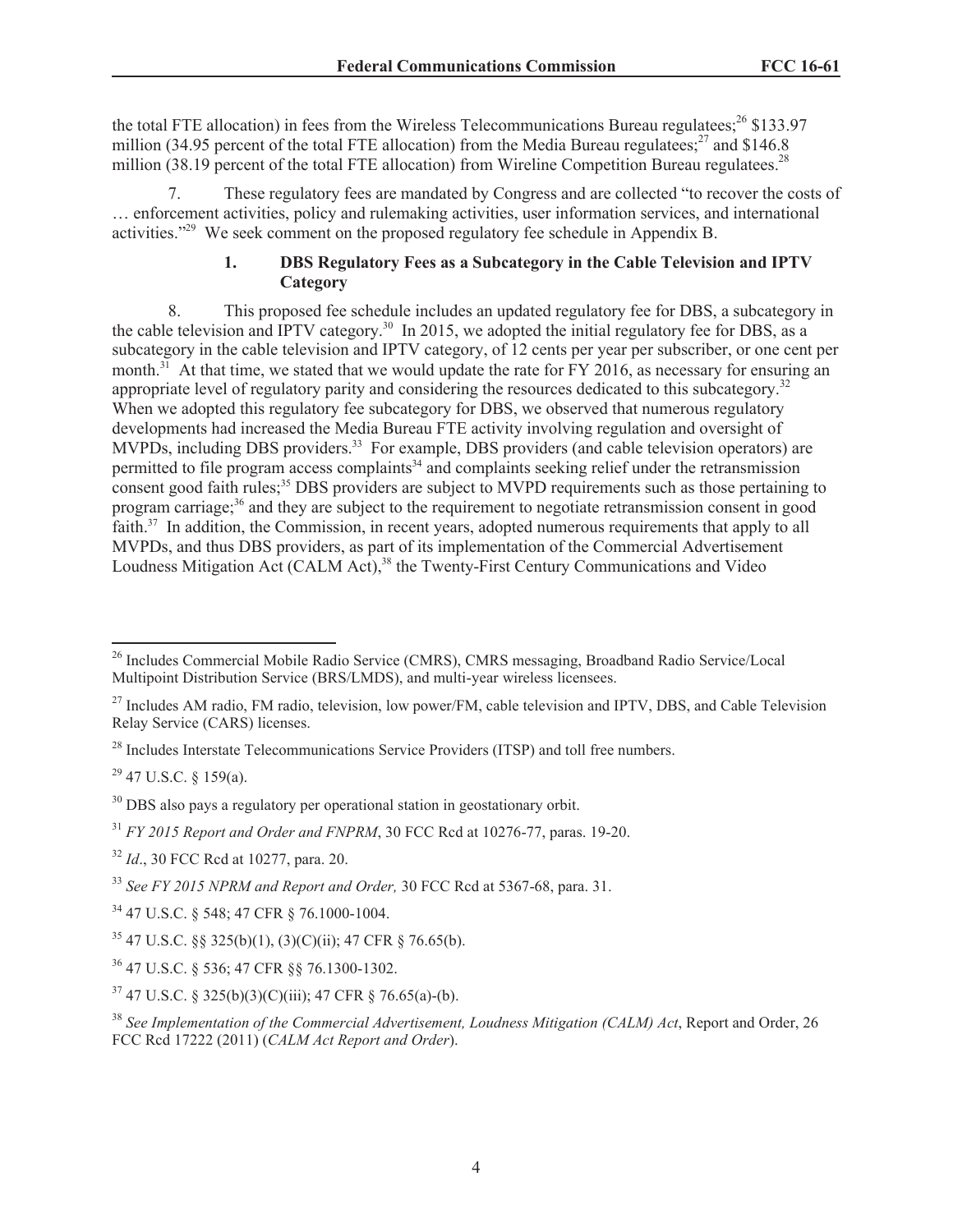the total FTE allocation) in fees from the Wireless Telecommunications Bureau regulatees;[26] $133.97 million (34.95 percent of the total FTE allocation) from the Media Bureau regulatees;[27] and $146.8 million (38.19 percent of the total FTE allocation) from Wireline Competition Bureau regulatees.[28]

7. These regulatory fees are mandated by Congress and are collected "to recover the costs of … enforcement activities, policy and rulemaking activities, user information services, and international activities."[29] We seek comment on the proposed regulatory fee schedule in Appendix B.

### 1. DBS Regulatory Fees as a Subcategory in the Cable Television and IPTV Category

8. This proposed fee schedule includes an updated regulatory fee for DBS, a subcategory in the cable television and IPTV category.[30] In 2015, we adopted the initial regulatory fee for DBS, as a subcategory in the cable television and IPTV category, of 12 cents per year per subscriber, or one cent per month.[31] At that time, we stated that we would update the rate for FY 2016, as necessary for ensuring an appropriate level of regulatory parity and considering the resources dedicated to this subcategory.[32] When we adopted this regulatory fee subcategory for DBS, we observed that numerous regulatory developments had increased the Media Bureau FTE activity involving regulation and oversight of MVPDs, including DBS providers.[33] For example, DBS providers (and cable television operators) are permitted to file program access complaints[34] and complaints seeking relief under the retransmission consent good faith rules;[35] DBS providers are subject to MVPD requirements such as those pertaining to program carriage;[36] and they are subject to the requirement to negotiate retransmission consent in good faith.[37] In addition, the Commission, in recent years, adopted numerous requirements that apply to all MVPDs, and thus DBS providers, as part of its implementation of the Commercial Advertisement Loudness Mitigation Act (CALM Act),[38] the Twenty-First Century Communications and Video

---

[26] Includes Commercial Mobile Radio Service (CMRS), CMRS messaging, Broadband Radio Service/Local Multipoint Distribution Service (BRS/LMDS), and multi-year wireless licensees.

[27] Includes AM radio, FM radio, television, low power/FM, cable television and IPTV, DBS, and Cable Television Relay Service (CARS) licenses.

[28] Includes Interstate Telecommunications Service Providers (ITSP) and toll free numbers.

[29] 47 U.S.C. § 159(a).

[30] DBS also pays a regulatory per operational station in geostationary orbit.

[31] *FY 2015 Report and Order and FNPRM*, 30 FCC Rcd at 10276-77, paras. 19-20.

[32] *Id*., 30 FCC Rcd at 10277, para. 20.

[33] *See FY 2015 NPRM and Report and Order,* 30 FCC Rcd at 5367-68, para. 31.

[34] 47 U.S.C. § 548; 47 CFR § 76.1000-1004.

[35] 47 U.S.C. §§ 325(b)(1), (3)(C)(ii); 47 CFR § 76.65(b).

[36] 47 U.S.C. § 536; 47 CFR §§ 76.1300-1302.

[37] 47 U.S.C. § 325(b)(3)(C)(iii); 47 CFR § 76.65(a)-(b).

[38] *See Implementation of the Commercial Advertisement, Loudness Mitigation (CALM) Act*, Report and Order, 26 FCC Rcd 17222 (2011) (*CALM Act Report and Order*).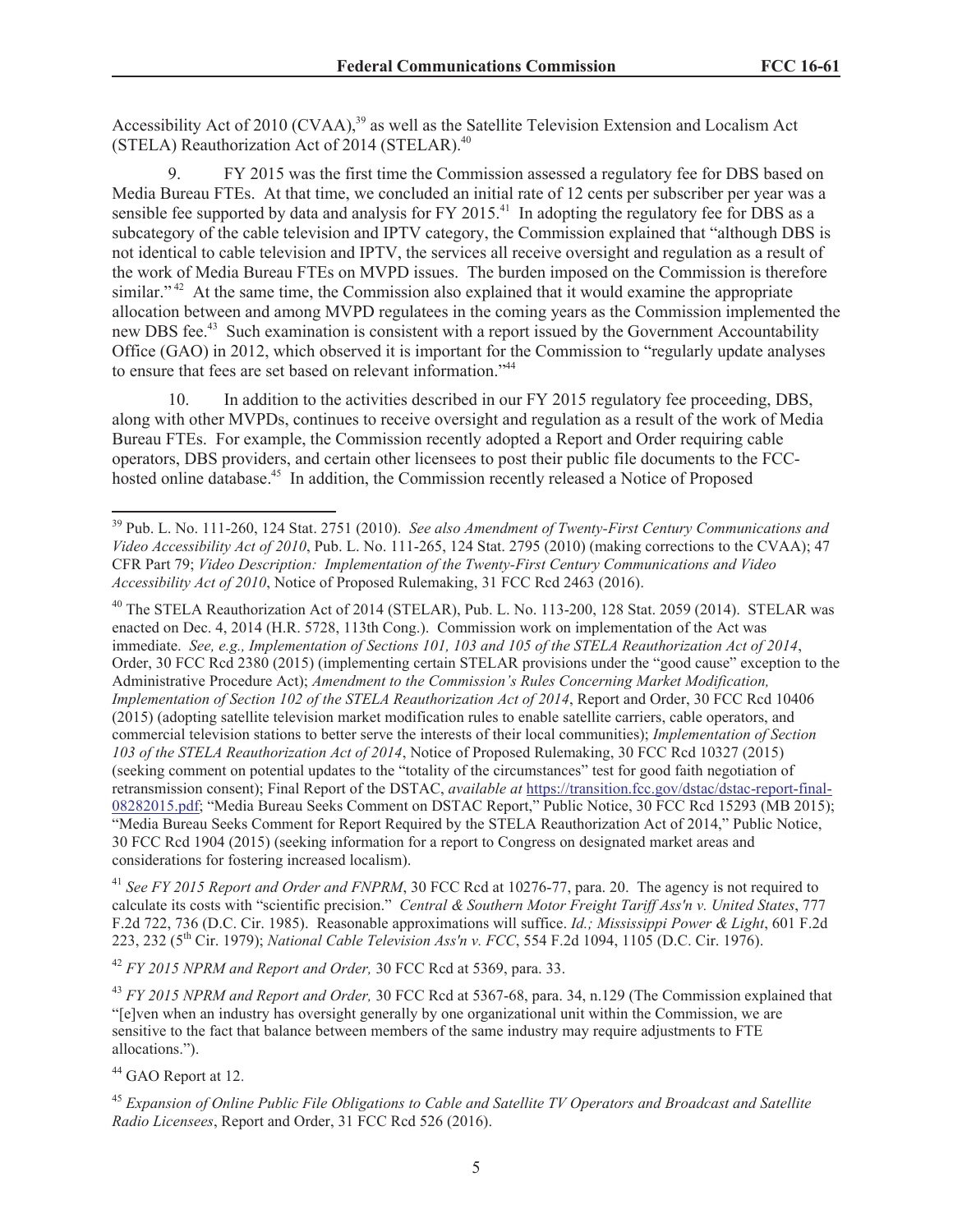Accessibility Act of 2010 (CVAA),[39] as well as the Satellite Television Extension and Localism Act (STELA) Reauthorization Act of 2014 (STELAR).[40]

9. FY 2015 was the first time the Commission assessed a regulatory fee for DBS based on Media Bureau FTEs. At that time, we concluded an initial rate of 12 cents per subscriber per year was a sensible fee supported by data and analysis for FY 2015.[41] In adopting the regulatory fee for DBS as a subcategory of the cable television and IPTV category, the Commission explained that "although DBS is not identical to cable television and IPTV, the services all receive oversight and regulation as a result of the work of Media Bureau FTEs on MVPD issues. The burden imposed on the Commission is therefore similar."[42] At the same time, the Commission also explained that it would examine the appropriate allocation between and among MVPD regulatees in the coming years as the Commission implemented the new DBS fee.[43] Such examination is consistent with a report issued by the Government Accountability Office (GAO) in 2012, which observed it is important for the Commission to "regularly update analyses to ensure that fees are set based on relevant information."[44]

10. In addition to the activities described in our FY 2015 regulatory fee proceeding, DBS, along with other MVPDs, continues to receive oversight and regulation as a result of the work of Media Bureau FTEs. For example, the Commission recently adopted a Report and Order requiring cable operators, DBS providers, and certain other licensees to post their public file documents to the FCC-hosted online database.[45] In addition, the Commission recently released a Notice of Proposed

---

[39] Pub. L. No. 111-260, 124 Stat. 2751 (2010). *See also Amendment of Twenty-First Century Communications and Video Accessibility Act of 2010*, Pub. L. No. 111-265, 124 Stat. 2795 (2010) (making corrections to the CVAA); 47 CFR Part 79; *Video Description: Implementation of the Twenty-First Century Communications and Video Accessibility Act of 2010*, Notice of Proposed Rulemaking, 31 FCC Rcd 2463 (2016).

[40] The STELA Reauthorization Act of 2014 (STELAR), Pub. L. No. 113-200, 128 Stat. 2059 (2014). STELAR was enacted on Dec. 4, 2014 (H.R. 5728, 113th Cong.). Commission work on implementation of the Act was immediate. *See, e.g., Implementation of Sections 101, 103 and 105 of the STELA Reauthorization Act of 2014*, Order, 30 FCC Rcd 2380 (2015) (implementing certain STELAR provisions under the "good cause" exception to the Administrative Procedure Act); *Amendment to the Commission's Rules Concerning Market Modification, Implementation of Section 102 of the STELA Reauthorization Act of 2014*, Report and Order, 30 FCC Rcd 10406 (2015) (adopting satellite television market modification rules to enable satellite carriers, cable operators, and commercial television stations to better serve the interests of their local communities); *Implementation of Section 103 of the STELA Reauthorization Act of 2014*, Notice of Proposed Rulemaking, 30 FCC Rcd 10327 (2015) (seeking comment on potential updates to the "totality of the circumstances" test for good faith negotiation of retransmission consent); Final Report of the DSTAC, *available at* https://transition.fcc.gov/dstac/dstac-report-final-08282015.pdf; "Media Bureau Seeks Comment on DSTAC Report," Public Notice, 30 FCC Rcd 15293 (MB 2015); "Media Bureau Seeks Comment for Report Required by the STELA Reauthorization Act of 2014," Public Notice, 30 FCC Rcd 1904 (2015) (seeking information for a report to Congress on designated market areas and considerations for fostering increased localism).

[41] *See FY 2015 Report and Order and FNPRM*, 30 FCC Rcd at 10276-77, para. 20. The agency is not required to calculate its costs with "scientific precision." *Central & Southern Motor Freight Tariff Ass'n v. United States*, 777 F.2d 722, 736 (D.C. Cir. 1985). Reasonable approximations will suffice. *Id.; Mississippi Power & Light*, 601 F.2d 223, 232 (5th Cir. 1979); *National Cable Television Ass'n v. FCC*, 554 F.2d 1094, 1105 (D.C. Cir. 1976).

[42] *FY 2015 NPRM and Report and Order,* 30 FCC Rcd at 5369, para. 33.

[43] *FY 2015 NPRM and Report and Order,* 30 FCC Rcd at 5367-68, para. 34, n.129 (The Commission explained that "[e]ven when an industry has oversight generally by one organizational unit within the Commission, we are sensitive to the fact that balance between members of the same industry may require adjustments to FTE allocations.").

[44] GAO Report at 12.

[45] *Expansion of Online Public File Obligations to Cable and Satellite TV Operators and Broadcast and Satellite Radio Licensees*, Report and Order, 31 FCC Rcd 526 (2016).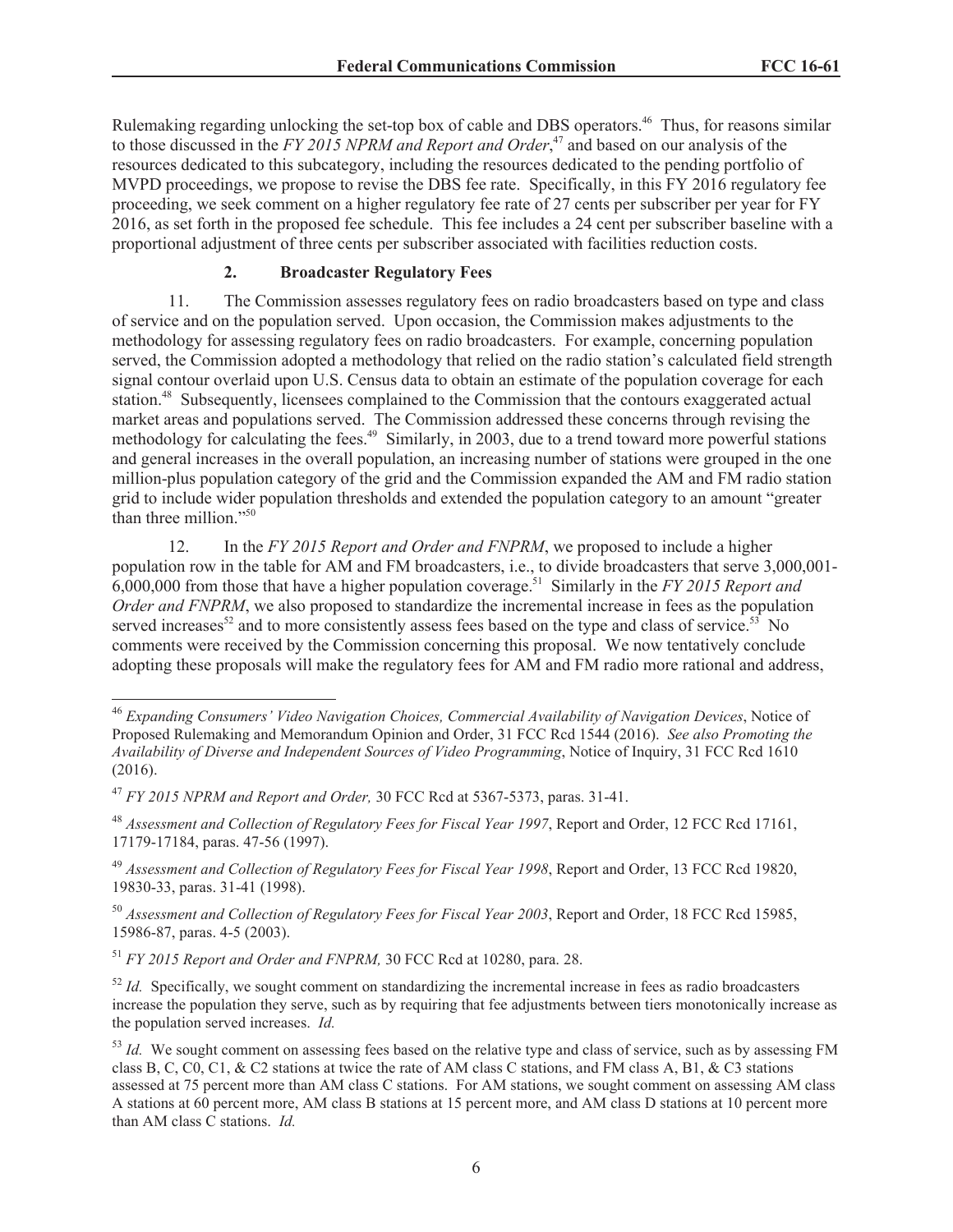Rulemaking regarding unlocking the set-top box of cable and DBS operators.[46] Thus, for reasons similar to those discussed in the *FY 2015 NPRM and Report and Order*,[47] and based on our analysis of the resources dedicated to this subcategory, including the resources dedicated to the pending portfolio of MVPD proceedings, we propose to revise the DBS fee rate. Specifically, in this FY 2016 regulatory fee proceeding, we seek comment on a higher regulatory fee rate of 27 cents per subscriber per year for FY 2016, as set forth in the proposed fee schedule. This fee includes a 24 cent per subscriber baseline with a proportional adjustment of three cents per subscriber associated with facilities reduction costs.

### 2. Broadcaster Regulatory Fees

11. The Commission assesses regulatory fees on radio broadcasters based on type and class of service and on the population served. Upon occasion, the Commission makes adjustments to the methodology for assessing regulatory fees on radio broadcasters. For example, concerning population served, the Commission adopted a methodology that relied on the radio station's calculated field strength signal contour overlaid upon U.S. Census data to obtain an estimate of the population coverage for each station.[48] Subsequently, licensees complained to the Commission that the contours exaggerated actual market areas and populations served. The Commission addressed these concerns through revising the methodology for calculating the fees.[49] Similarly, in 2003, due to a trend toward more powerful stations and general increases in the overall population, an increasing number of stations were grouped in the one million-plus population category of the grid and the Commission expanded the AM and FM radio station grid to include wider population thresholds and extended the population category to an amount "greater than three million."[50]

12. In the *FY 2015 Report and Order and FNPRM*, we proposed to include a higher population row in the table for AM and FM broadcasters, i.e., to divide broadcasters that serve 3,000,001-6,000,000 from those that have a higher population coverage.[51] Similarly in the *FY 2015 Report and Order and FNPRM*, we also proposed to standardize the incremental increase in fees as the population served increases[52] and to more consistently assess fees based on the type and class of service.[53] No comments were received by the Commission concerning this proposal. We now tentatively conclude adopting these proposals will make the regulatory fees for AM and FM radio more rational and address,

---

[46] *Expanding Consumers' Video Navigation Choices, Commercial Availability of Navigation Devices*, Notice of Proposed Rulemaking and Memorandum Opinion and Order, 31 FCC Rcd 1544 (2016). *See also Promoting the Availability of Diverse and Independent Sources of Video Programming*, Notice of Inquiry, 31 FCC Rcd 1610 (2016).

[47] *FY 2015 NPRM and Report and Order,* 30 FCC Rcd at 5367-5373, paras. 31-41.

[48] *Assessment and Collection of Regulatory Fees for Fiscal Year 1997*, Report and Order, 12 FCC Rcd 17161, 17179-17184, paras. 47-56 (1997).

[49] *Assessment and Collection of Regulatory Fees for Fiscal Year 1998*, Report and Order, 13 FCC Rcd 19820, 19830-33, paras. 31-41 (1998).

[50] *Assessment and Collection of Regulatory Fees for Fiscal Year 2003*, Report and Order, 18 FCC Rcd 15985, 15986-87, paras. 4-5 (2003).

[51] *FY 2015 Report and Order and FNPRM,* 30 FCC Rcd at 10280, para. 28.

[52] *Id.* Specifically, we sought comment on standardizing the incremental increase in fees as radio broadcasters increase the population they serve, such as by requiring that fee adjustments between tiers monotonically increase as the population served increases. *Id.*

[53] *Id.* We sought comment on assessing fees based on the relative type and class of service, such as by assessing FM class B, C, C0, C1, & C2 stations at twice the rate of AM class C stations, and FM class A, B1, & C3 stations assessed at 75 percent more than AM class C stations. For AM stations, we sought comment on assessing AM class A stations at 60 percent more, AM class B stations at 15 percent more, and AM class D stations at 10 percent more than AM class C stations. *Id.*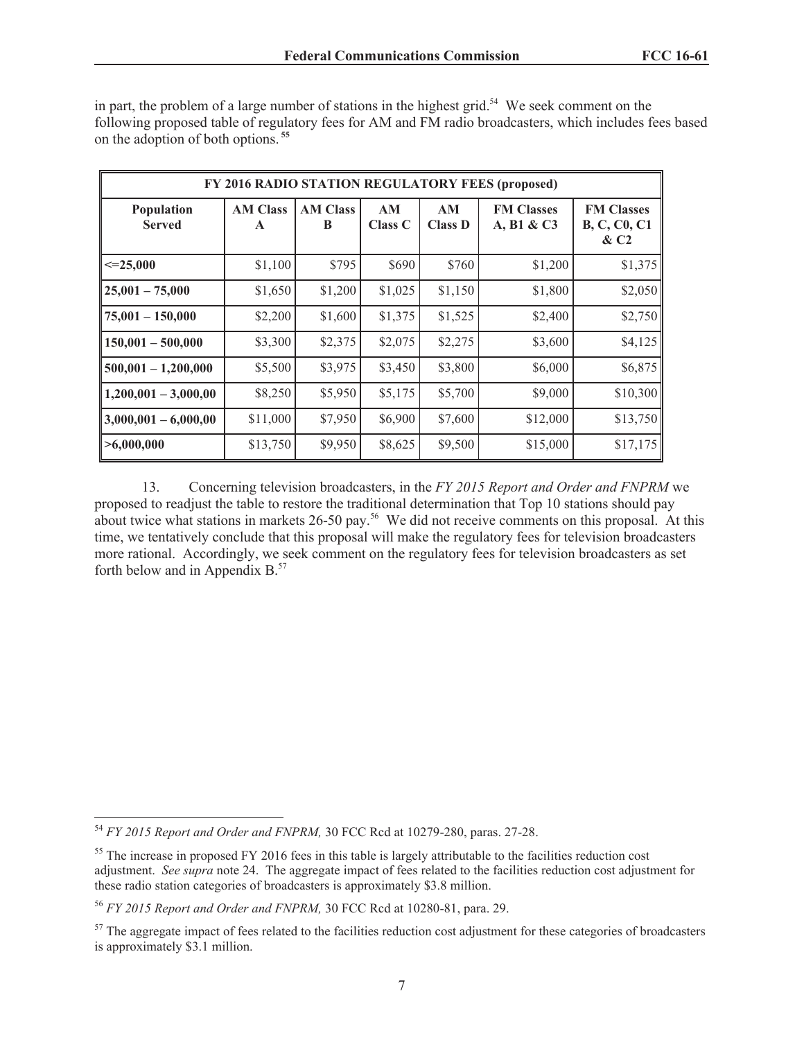in part, the problem of a large number of stations in the highest grid.[54] We seek comment on the following proposed table of regulatory fees for AM and FM radio broadcasters, which includes fees based on the adoption of both options.[55]

| FY 2016 RADIO STATION REGULATORY FEES (proposed) | | | | | | |
|---|---|---|---|---|---|---|
| **Population Served** | **AM Class A** | **AM Class B** | **AM Class C** | **AM Class D** | **FM Classes A, B1 & C3** | **FM Classes B, C, C0, C1 & C2** |
| **<=25,000** | $1,100 | $795 | $690 | $760 | $1,200 | $1,375 |
| **25,001 – 75,000** | $1,650 | $1,200 | $1,025 | $1,150 | $1,800 | $2,050 |
| **75,001 – 150,000** | $2,200 | $1,600 | $1,375 | $1,525 | $2,400 | $2,750 |
| **150,001 – 500,000** | $3,300 | $2,375 | $2,075 | $2,275 | $3,600 | $4,125 |
| **500,001 – 1,200,000** | $5,500 | $3,975 | $3,450 | $3,800 | $6,000 | $6,875 |
| **1,200,001 – 3,000,00** | $8,250 | $5,950 | $5,175 | $5,700 | $9,000 | $10,300 |
| **3,000,001 – 6,000,00** | $11,000 | $7,950 | $6,900 | $7,600 | $12,000 | $13,750 |
| **>6,000,000** | $13,750 | $9,950 | $8,625 | $9,500 | $15,000 | $17,175 |

13. Concerning television broadcasters, in the *FY 2015 Report and Order and FNPRM* we proposed to readjust the table to restore the traditional determination that Top 10 stations should pay about twice what stations in markets 26-50 pay.[56] We did not receive comments on this proposal. At this time, we tentatively conclude that this proposal will make the regulatory fees for television broadcasters more rational. Accordingly, we seek comment on the regulatory fees for television broadcasters as set forth below and in Appendix B.[57]

---

[54] *FY 2015 Report and Order and FNPRM,* 30 FCC Rcd at 10279-280, paras. 27-28.

[55] The increase in proposed FY 2016 fees in this table is largely attributable to the facilities reduction cost adjustment. *See supra* note 24. The aggregate impact of fees related to the facilities reduction cost adjustment for these radio station categories of broadcasters is approximately $3.8 million.

[56] *FY 2015 Report and Order and FNPRM,* 30 FCC Rcd at 10280-81, para. 29.

[57] The aggregate impact of fees related to the facilities reduction cost adjustment for these categories of broadcasters is approximately $3.1 million.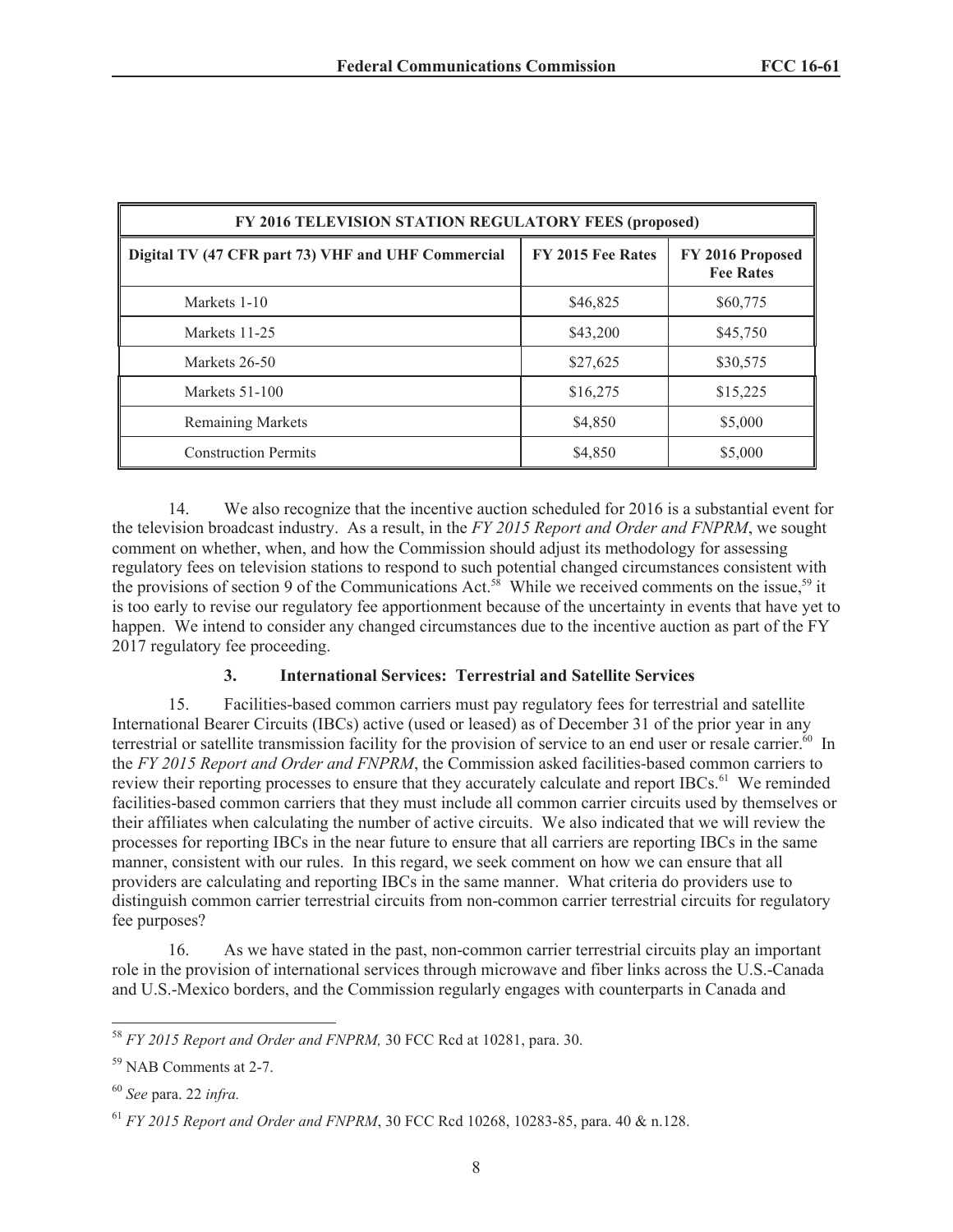| FY 2016 TELEVISION STATION REGULATORY FEES (proposed) | | |
|---|---|---|
| **Digital TV (47 CFR part 73) VHF and UHF Commercial** | **FY 2015 Fee Rates** | **FY 2016 Proposed Fee Rates** |
| Markets 1-10 | $46,825 | $60,775 |
| Markets 11-25 | $43,200 | $45,750 |
| Markets 26-50 | $27,625 | $30,575 |
| Markets 51-100 | $16,275 | $15,225 |
| Remaining Markets | $4,850 | $5,000 |
| Construction Permits | $4,850 | $5,000 |

14. We also recognize that the incentive auction scheduled for 2016 is a substantial event for the television broadcast industry. As a result, in the *FY 2015 Report and Order and FNPRM*, we sought comment on whether, when, and how the Commission should adjust its methodology for assessing regulatory fees on television stations to respond to such potential changed circumstances consistent with the provisions of section 9 of the Communications Act.[58] While we received comments on the issue,[59] it is too early to revise our regulatory fee apportionment because of the uncertainty in events that have yet to happen. We intend to consider any changed circumstances due to the incentive auction as part of the FY 2017 regulatory fee proceeding.

### 3. International Services: Terrestrial and Satellite Services

15. Facilities-based common carriers must pay regulatory fees for terrestrial and satellite International Bearer Circuits (IBCs) active (used or leased) as of December 31 of the prior year in any terrestrial or satellite transmission facility for the provision of service to an end user or resale carrier.[60] In the *FY 2015 Report and Order and FNPRM*, the Commission asked facilities-based common carriers to review their reporting processes to ensure that they accurately calculate and report IBCs.[61] We reminded facilities-based common carriers that they must include all common carrier circuits used by themselves or their affiliates when calculating the number of active circuits. We also indicated that we will review the processes for reporting IBCs in the near future to ensure that all carriers are reporting IBCs in the same manner, consistent with our rules. In this regard, we seek comment on how we can ensure that all providers are calculating and reporting IBCs in the same manner. What criteria do providers use to distinguish common carrier terrestrial circuits from non-common carrier terrestrial circuits for regulatory fee purposes?

16. As we have stated in the past, non-common carrier terrestrial circuits play an important role in the provision of international services through microwave and fiber links across the U.S.-Canada and U.S.-Mexico borders, and the Commission regularly engages with counterparts in Canada and

---

[58] *FY 2015 Report and Order and FNPRM,* 30 FCC Rcd at 10281, para. 30.

[59] NAB Comments at 2-7.

[60] *See* para. 22 *infra.*

[61] *FY 2015 Report and Order and FNPRM*, 30 FCC Rcd 10268, 10283-85, para. 40 & n.128.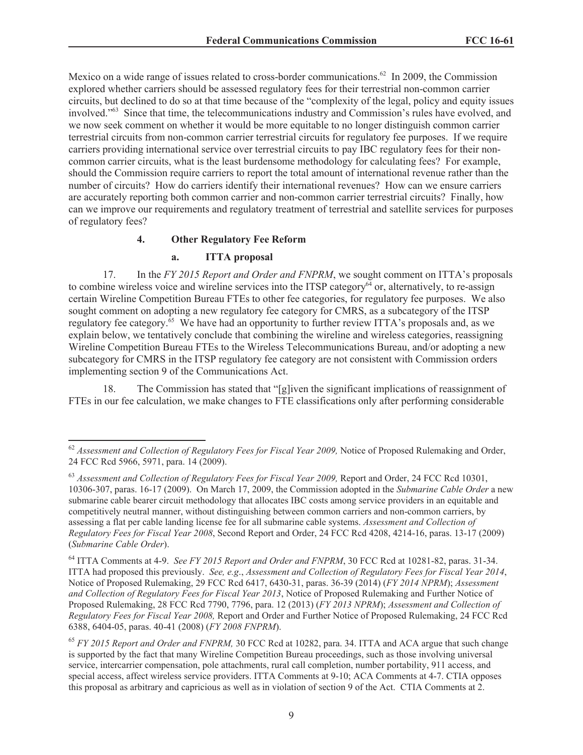Mexico on a wide range of issues related to cross-border communications.[62] In 2009, the Commission explored whether carriers should be assessed regulatory fees for their terrestrial non-common carrier circuits, but declined to do so at that time because of the "complexity of the legal, policy and equity issues involved."[63] Since that time, the telecommunications industry and Commission's rules have evolved, and we now seek comment on whether it would be more equitable to no longer distinguish common carrier terrestrial circuits from non-common carrier terrestrial circuits for regulatory fee purposes. If we require carriers providing international service over terrestrial circuits to pay IBC regulatory fees for their non-common carrier circuits, what is the least burdensome methodology for calculating fees? For example, should the Commission require carriers to report the total amount of international revenue rather than the number of circuits? How do carriers identify their international revenues? How can we ensure carriers are accurately reporting both common carrier and non-common carrier terrestrial circuits? Finally, how can we improve our requirements and regulatory treatment of terrestrial and satellite services for purposes of regulatory fees?

### 4. Other Regulatory Fee Reform

#### a. ITTA proposal

17. In the *FY 2015 Report and Order and FNPRM*, we sought comment on ITTA's proposals to combine wireless voice and wireline services into the ITSP category[64] or, alternatively, to re-assign certain Wireline Competition Bureau FTEs to other fee categories, for regulatory fee purposes. We also sought comment on adopting a new regulatory fee category for CMRS, as a subcategory of the ITSP regulatory fee category.[65] We have had an opportunity to further review ITTA's proposals and, as we explain below, we tentatively conclude that combining the wireline and wireless categories, reassigning Wireline Competition Bureau FTEs to the Wireless Telecommunications Bureau, and/or adopting a new subcategory for CMRS in the ITSP regulatory fee category are not consistent with Commission orders implementing section 9 of the Communications Act.

18. The Commission has stated that "[g]iven the significant implications of reassignment of FTEs in our fee calculation, we make changes to FTE classifications only after performing considerable

---

[62] *Assessment and Collection of Regulatory Fees for Fiscal Year 2009,* Notice of Proposed Rulemaking and Order, 24 FCC Rcd 5966, 5971, para. 14 (2009).

[63] *Assessment and Collection of Regulatory Fees for Fiscal Year 2009,* Report and Order, 24 FCC Rcd 10301, 10306-307, paras. 16-17 (2009). On March 17, 2009, the Commission adopted in the *Submarine Cable Order* a new submarine cable bearer circuit methodology that allocates IBC costs among service providers in an equitable and competitively neutral manner, without distinguishing between common carriers and non-common carriers, by assessing a flat per cable landing license fee for all submarine cable systems. *Assessment and Collection of Regulatory Fees for Fiscal Year 2008*, Second Report and Order, 24 FCC Rcd 4208, 4214-16, paras. 13-17 (2009) (*Submarine Cable Order*).

[64] ITTA Comments at 4-9. *See FY 2015 Report and Order and FNPRM*, 30 FCC Rcd at 10281-82, paras. 31-34. ITTA had proposed this previously. *See, e.g*., *Assessment and Collection of Regulatory Fees for Fiscal Year 2014*, Notice of Proposed Rulemaking, 29 FCC Rcd 6417, 6430-31, paras. 36-39 (2014) (*FY 2014 NPRM*); *Assessment and Collection of Regulatory Fees for Fiscal Year 2013*, Notice of Proposed Rulemaking and Further Notice of Proposed Rulemaking, 28 FCC Rcd 7790, 7796, para. 12 (2013) (*FY 2013 NPRM*); *Assessment and Collection of Regulatory Fees for Fiscal Year 2008,* Report and Order and Further Notice of Proposed Rulemaking, 24 FCC Rcd 6388, 6404-05, paras. 40-41 (2008) (*FY 2008 FNPRM*).

[65] *FY 2015 Report and Order and FNPRM,* 30 FCC Rcd at 10282, para. 34. ITTA and ACA argue that such change is supported by the fact that many Wireline Competition Bureau proceedings, such as those involving universal service, intercarrier compensation, pole attachments, rural call completion, number portability, 911 access, and special access, affect wireless service providers. ITTA Comments at 9-10; ACA Comments at 4-7. CTIA opposes this proposal as arbitrary and capricious as well as in violation of section 9 of the Act. CTIA Comments at 2.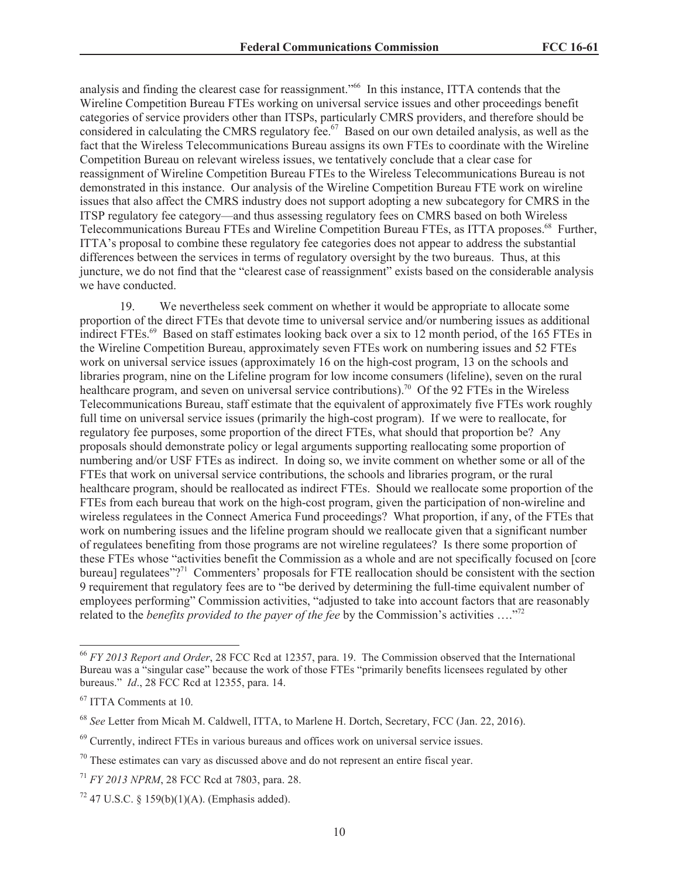analysis and finding the clearest case for reassignment."[66] In this instance, ITTA contends that the Wireline Competition Bureau FTEs working on universal service issues and other proceedings benefit categories of service providers other than ITSPs, particularly CMRS providers, and therefore should be considered in calculating the CMRS regulatory fee.[67] Based on our own detailed analysis, as well as the fact that the Wireless Telecommunications Bureau assigns its own FTEs to coordinate with the Wireline Competition Bureau on relevant wireless issues, we tentatively conclude that a clear case for reassignment of Wireline Competition Bureau FTEs to the Wireless Telecommunications Bureau is not demonstrated in this instance. Our analysis of the Wireline Competition Bureau FTE work on wireline issues that also affect the CMRS industry does not support adopting a new subcategory for CMRS in the ITSP regulatory fee category—and thus assessing regulatory fees on CMRS based on both Wireless Telecommunications Bureau FTEs and Wireline Competition Bureau FTEs, as ITTA proposes.[68] Further, ITTA's proposal to combine these regulatory fee categories does not appear to address the substantial differences between the services in terms of regulatory oversight by the two bureaus. Thus, at this juncture, we do not find that the "clearest case of reassignment" exists based on the considerable analysis we have conducted.

19. We nevertheless seek comment on whether it would be appropriate to allocate some proportion of the direct FTEs that devote time to universal service and/or numbering issues as additional indirect FTEs.[69] Based on staff estimates looking back over a six to 12 month period, of the 165 FTEs in the Wireline Competition Bureau, approximately seven FTEs work on numbering issues and 52 FTEs work on universal service issues (approximately 16 on the high-cost program, 13 on the schools and libraries program, nine on the Lifeline program for low income consumers (lifeline), seven on the rural healthcare program, and seven on universal service contributions).[70] Of the 92 FTEs in the Wireless Telecommunications Bureau, staff estimate that the equivalent of approximately five FTEs work roughly full time on universal service issues (primarily the high-cost program). If we were to reallocate, for regulatory fee purposes, some proportion of the direct FTEs, what should that proportion be? Any proposals should demonstrate policy or legal arguments supporting reallocating some proportion of numbering and/or USF FTEs as indirect. In doing so, we invite comment on whether some or all of the FTEs that work on universal service contributions, the schools and libraries program, or the rural healthcare program, should be reallocated as indirect FTEs. Should we reallocate some proportion of the FTEs from each bureau that work on the high-cost program, given the participation of non-wireline and wireless regulatees in the Connect America Fund proceedings? What proportion, if any, of the FTEs that work on numbering issues and the lifeline program should we reallocate given that a significant number of regulatees benefiting from those programs are not wireline regulatees? Is there some proportion of these FTEs whose "activities benefit the Commission as a whole and are not specifically focused on [core bureau] regulatees"?[71] Commenters' proposals for FTE reallocation should be consistent with the section 9 requirement that regulatory fees are to "be derived by determining the full-time equivalent number of employees performing" Commission activities, "adjusted to take into account factors that are reasonably related to the *benefits provided to the payer of the fee* by the Commission's activities …."[72]

---

[66] *FY 2013 Report and Order*, 28 FCC Rcd at 12357, para. 19. The Commission observed that the International Bureau was a "singular case" because the work of those FTEs "primarily benefits licensees regulated by other bureaus." *Id*., 28 FCC Rcd at 12355, para. 14.

[67] ITTA Comments at 10.

[68] *See* Letter from Micah M. Caldwell, ITTA, to Marlene H. Dortch, Secretary, FCC (Jan. 22, 2016).

[69] Currently, indirect FTEs in various bureaus and offices work on universal service issues.

[70] These estimates can vary as discussed above and do not represent an entire fiscal year.

[71] *FY 2013 NPRM*, 28 FCC Rcd at 7803, para. 28.

[72] 47 U.S.C. § 159(b)(1)(A). (Emphasis added).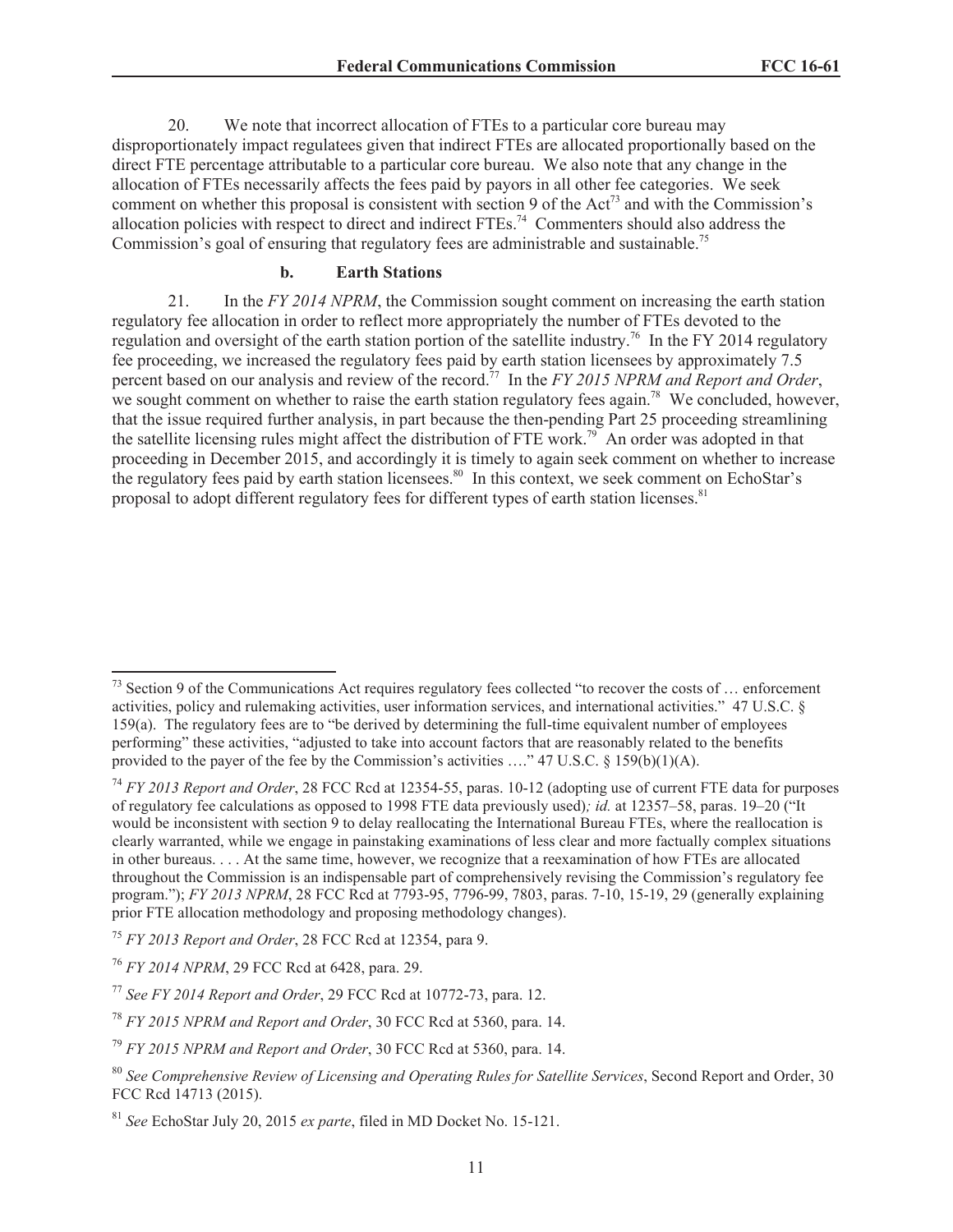20. We note that incorrect allocation of FTEs to a particular core bureau may disproportionately impact regulatees given that indirect FTEs are allocated proportionally based on the direct FTE percentage attributable to a particular core bureau. We also note that any change in the allocation of FTEs necessarily affects the fees paid by payors in all other fee categories. We seek comment on whether this proposal is consistent with section 9 of the Act[73] and with the Commission's allocation policies with respect to direct and indirect FTEs.[74] Commenters should also address the Commission's goal of ensuring that regulatory fees are administrable and sustainable.[75]

### b. Earth Stations

21. In the *FY 2014 NPRM*, the Commission sought comment on increasing the earth station regulatory fee allocation in order to reflect more appropriately the number of FTEs devoted to the regulation and oversight of the earth station portion of the satellite industry.[76] In the FY 2014 regulatory fee proceeding, we increased the regulatory fees paid by earth station licensees by approximately 7.5 percent based on our analysis and review of the record.[77] In the *FY 2015 NPRM and Report and Order*, we sought comment on whether to raise the earth station regulatory fees again.[78] We concluded, however, that the issue required further analysis, in part because the then-pending Part 25 proceeding streamlining the satellite licensing rules might affect the distribution of FTE work.[79] An order was adopted in that proceeding in December 2015, and accordingly it is timely to again seek comment on whether to increase the regulatory fees paid by earth station licensees.[80] In this context, we seek comment on EchoStar's proposal to adopt different regulatory fees for different types of earth station licenses.[81]

---

[73] Section 9 of the Communications Act requires regulatory fees collected "to recover the costs of … enforcement activities, policy and rulemaking activities, user information services, and international activities." 47 U.S.C. § 159(a). The regulatory fees are to "be derived by determining the full-time equivalent number of employees performing" these activities, "adjusted to take into account factors that are reasonably related to the benefits provided to the payer of the fee by the Commission's activities …." 47 U.S.C. § 159(b)(1)(A).

[74] *FY 2013 Report and Order*, 28 FCC Rcd at 12354-55, paras. 10-12 (adopting use of current FTE data for purposes of regulatory fee calculations as opposed to 1998 FTE data previously used)*; id.* at 12357–58, paras. 19–20 ("It would be inconsistent with section 9 to delay reallocating the International Bureau FTEs, where the reallocation is clearly warranted, while we engage in painstaking examinations of less clear and more factually complex situations in other bureaus. . . . At the same time, however, we recognize that a reexamination of how FTEs are allocated throughout the Commission is an indispensable part of comprehensively revising the Commission's regulatory fee program."); *FY 2013 NPRM*, 28 FCC Rcd at 7793-95, 7796-99, 7803, paras. 7-10, 15-19, 29 (generally explaining prior FTE allocation methodology and proposing methodology changes).

[75] *FY 2013 Report and Order*, 28 FCC Rcd at 12354, para 9.

[76] *FY 2014 NPRM*, 29 FCC Rcd at 6428, para. 29.

[77] *See FY 2014 Report and Order*, 29 FCC Rcd at 10772-73, para. 12.

[78] *FY 2015 NPRM and Report and Order*, 30 FCC Rcd at 5360, para. 14.

[79] *FY 2015 NPRM and Report and Order*, 30 FCC Rcd at 5360, para. 14.

[80] *See Comprehensive Review of Licensing and Operating Rules for Satellite Services*, Second Report and Order, 30 FCC Rcd 14713 (2015).

[81] *See* EchoStar July 20, 2015 *ex parte*, filed in MD Docket No. 15-121.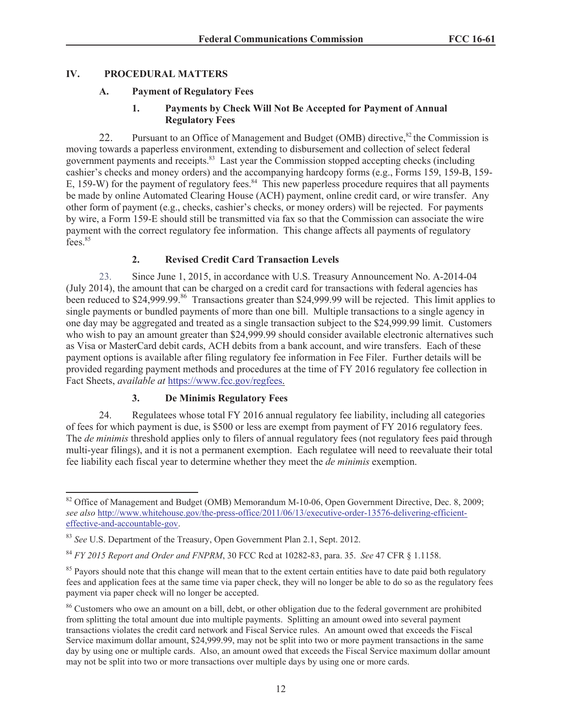## IV. PROCEDURAL MATTERS

### A. Payment of Regulatory Fees

#### 1. Payments by Check Will Not Be Accepted for Payment of Annual Regulatory Fees

22. Pursuant to an Office of Management and Budget (OMB) directive,[82] the Commission is moving towards a paperless environment, extending to disbursement and collection of select federal government payments and receipts.[83] Last year the Commission stopped accepting checks (including cashier's checks and money orders) and the accompanying hardcopy forms (e.g., Forms 159, 159-B, 159-E, 159-W) for the payment of regulatory fees.[84] This new paperless procedure requires that all payments be made by online Automated Clearing House (ACH) payment, online credit card, or wire transfer. Any other form of payment (e.g., checks, cashier's checks, or money orders) will be rejected. For payments by wire, a Form 159-E should still be transmitted via fax so that the Commission can associate the wire payment with the correct regulatory fee information. This change affects all payments of regulatory fees.[85]

#### 2. Revised Credit Card Transaction Levels

23. Since June 1, 2015, in accordance with U.S. Treasury Announcement No. A-2014-04 (July 2014), the amount that can be charged on a credit card for transactions with federal agencies has been reduced to $24,999.99.[86] Transactions greater than $24,999.99 will be rejected. This limit applies to single payments or bundled payments of more than one bill. Multiple transactions to a single agency in one day may be aggregated and treated as a single transaction subject to the $24,999.99 limit. Customers who wish to pay an amount greater than $24,999.99 should consider available electronic alternatives such as Visa or MasterCard debit cards, ACH debits from a bank account, and wire transfers. Each of these payment options is available after filing regulatory fee information in Fee Filer. Further details will be provided regarding payment methods and procedures at the time of FY 2016 regulatory fee collection in Fact Sheets, *available at* https://www.fcc.gov/regfees.

#### 3. De Minimis Regulatory Fees

24. Regulatees whose total FY 2016 annual regulatory fee liability, including all categories of fees for which payment is due, is $500 or less are exempt from payment of FY 2016 regulatory fees. The *de minimis* threshold applies only to filers of annual regulatory fees (not regulatory fees paid through multi-year filings), and it is not a permanent exemption. Each regulatee will need to reevaluate their total fee liability each fiscal year to determine whether they meet the *de minimis* exemption.

---

[82] Office of Management and Budget (OMB) Memorandum M-10-06, Open Government Directive, Dec. 8, 2009; *see also* http://www.whitehouse.gov/the-press-office/2011/06/13/executive-order-13576-delivering-efficient-effective-and-accountable-gov.

[83] *See* U.S. Department of the Treasury, Open Government Plan 2.1, Sept. 2012.

[84] *FY 2015 Report and Order and FNPRM*, 30 FCC Rcd at 10282-83, para. 35. *See* 47 CFR § 1.1158.

[85] Payors should note that this change will mean that to the extent certain entities have to date paid both regulatory fees and application fees at the same time via paper check, they will no longer be able to do so as the regulatory fees payment via paper check will no longer be accepted.

[86] Customers who owe an amount on a bill, debt, or other obligation due to the federal government are prohibited from splitting the total amount due into multiple payments. Splitting an amount owed into several payment transactions violates the credit card network and Fiscal Service rules. An amount owed that exceeds the Fiscal Service maximum dollar amount, $24,999.99, may not be split into two or more payment transactions in the same day by using one or multiple cards. Also, an amount owed that exceeds the Fiscal Service maximum dollar amount may not be split into two or more transactions over multiple days by using one or more cards.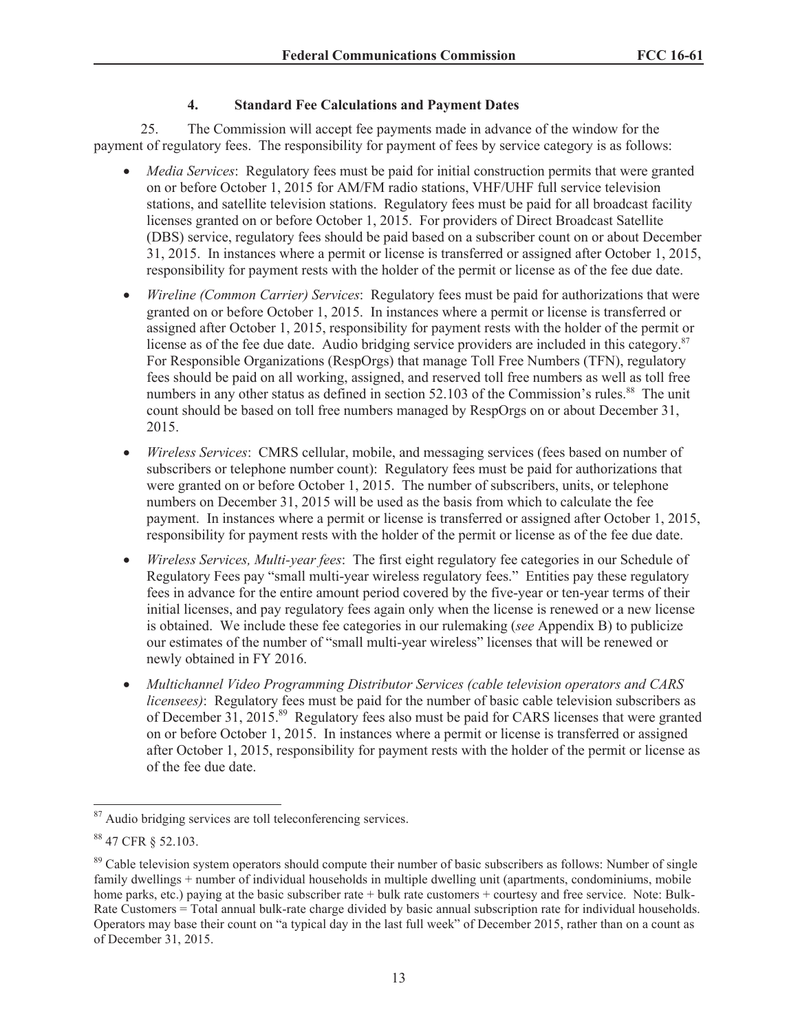#### 4. Standard Fee Calculations and Payment Dates

25. The Commission will accept fee payments made in advance of the window for the payment of regulatory fees. The responsibility for payment of fees by service category is as follows:

- *Media Services*: Regulatory fees must be paid for initial construction permits that were granted on or before October 1, 2015 for AM/FM radio stations, VHF/UHF full service television stations, and satellite television stations. Regulatory fees must be paid for all broadcast facility licenses granted on or before October 1, 2015. For providers of Direct Broadcast Satellite (DBS) service, regulatory fees should be paid based on a subscriber count on or about December 31, 2015. In instances where a permit or license is transferred or assigned after October 1, 2015, responsibility for payment rests with the holder of the permit or license as of the fee due date.
- *Wireline (Common Carrier) Services*: Regulatory fees must be paid for authorizations that were granted on or before October 1, 2015. In instances where a permit or license is transferred or assigned after October 1, 2015, responsibility for payment rests with the holder of the permit or license as of the fee due date. Audio bridging service providers are included in this category.[87] For Responsible Organizations (RespOrgs) that manage Toll Free Numbers (TFN), regulatory fees should be paid on all working, assigned, and reserved toll free numbers as well as toll free numbers in any other status as defined in section 52.103 of the Commission's rules.[88] The unit count should be based on toll free numbers managed by RespOrgs on or about December 31, 2015.
- *Wireless Services*: CMRS cellular, mobile, and messaging services (fees based on number of subscribers or telephone number count): Regulatory fees must be paid for authorizations that were granted on or before October 1, 2015. The number of subscribers, units, or telephone numbers on December 31, 2015 will be used as the basis from which to calculate the fee payment. In instances where a permit or license is transferred or assigned after October 1, 2015, responsibility for payment rests with the holder of the permit or license as of the fee due date.
- *Wireless Services, Multi-year fees*: The first eight regulatory fee categories in our Schedule of Regulatory Fees pay "small multi-year wireless regulatory fees." Entities pay these regulatory fees in advance for the entire amount period covered by the five-year or ten-year terms of their initial licenses, and pay regulatory fees again only when the license is renewed or a new license is obtained. We include these fee categories in our rulemaking (*see* Appendix B) to publicize our estimates of the number of "small multi-year wireless" licenses that will be renewed or newly obtained in FY 2016.
- *Multichannel Video Programming Distributor Services (cable television operators and CARS licensees)*: Regulatory fees must be paid for the number of basic cable television subscribers as of December 31, 2015.[89] Regulatory fees also must be paid for CARS licenses that were granted on or before October 1, 2015. In instances where a permit or license is transferred or assigned after October 1, 2015, responsibility for payment rests with the holder of the permit or license as of the fee due date.

---

[87] Audio bridging services are toll teleconferencing services.

[88] 47 CFR § 52.103.

[89] Cable television system operators should compute their number of basic subscribers as follows: Number of single family dwellings + number of individual households in multiple dwelling unit (apartments, condominiums, mobile home parks, etc.) paying at the basic subscriber rate + bulk rate customers + courtesy and free service. Note: Bulk-Rate Customers = Total annual bulk-rate charge divided by basic annual subscription rate for individual households. Operators may base their count on "a typical day in the last full week" of December 2015, rather than on a count as of December 31, 2015.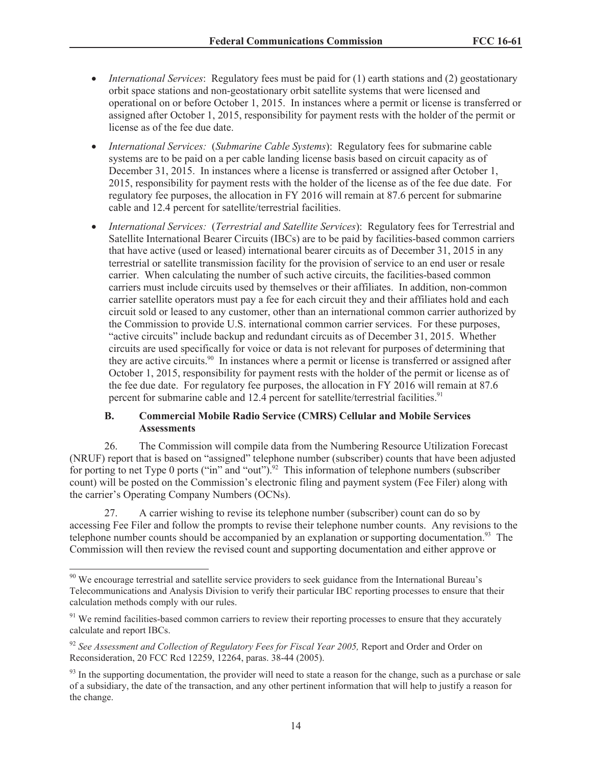- *International Services*: Regulatory fees must be paid for (1) earth stations and (2) geostationary orbit space stations and non-geostationary orbit satellite systems that were licensed and operational on or before October 1, 2015. In instances where a permit or license is transferred or assigned after October 1, 2015, responsibility for payment rests with the holder of the permit or license as of the fee due date.
- *International Services:* (*Submarine Cable Systems*): Regulatory fees for submarine cable systems are to be paid on a per cable landing license basis based on circuit capacity as of December 31, 2015. In instances where a license is transferred or assigned after October 1, 2015, responsibility for payment rests with the holder of the license as of the fee due date. For regulatory fee purposes, the allocation in FY 2016 will remain at 87.6 percent for submarine cable and 12.4 percent for satellite/terrestrial facilities.
- *International Services:* (*Terrestrial and Satellite Services*): Regulatory fees for Terrestrial and Satellite International Bearer Circuits (IBCs) are to be paid by facilities-based common carriers that have active (used or leased) international bearer circuits as of December 31, 2015 in any terrestrial or satellite transmission facility for the provision of service to an end user or resale carrier. When calculating the number of such active circuits, the facilities-based common carriers must include circuits used by themselves or their affiliates. In addition, non-common carrier satellite operators must pay a fee for each circuit they and their affiliates hold and each circuit sold or leased to any customer, other than an international common carrier authorized by the Commission to provide U.S. international common carrier services. For these purposes, "active circuits" include backup and redundant circuits as of December 31, 2015. Whether circuits are used specifically for voice or data is not relevant for purposes of determining that they are active circuits.[90] In instances where a permit or license is transferred or assigned after October 1, 2015, responsibility for payment rests with the holder of the permit or license as of the fee due date. For regulatory fee purposes, the allocation in FY 2016 will remain at 87.6 percent for submarine cable and 12.4 percent for satellite/terrestrial facilities.[91]

### B. Commercial Mobile Radio Service (CMRS) Cellular and Mobile Services Assessments

26. The Commission will compile data from the Numbering Resource Utilization Forecast (NRUF) report that is based on "assigned" telephone number (subscriber) counts that have been adjusted for porting to net Type 0 ports ("in" and "out").[92] This information of telephone numbers (subscriber count) will be posted on the Commission's electronic filing and payment system (Fee Filer) along with the carrier's Operating Company Numbers (OCNs).

27. A carrier wishing to revise its telephone number (subscriber) count can do so by accessing Fee Filer and follow the prompts to revise their telephone number counts. Any revisions to the telephone number counts should be accompanied by an explanation or supporting documentation.[93] The Commission will then review the revised count and supporting documentation and either approve or

---

[90] We encourage terrestrial and satellite service providers to seek guidance from the International Bureau's Telecommunications and Analysis Division to verify their particular IBC reporting processes to ensure that their calculation methods comply with our rules.

[91] We remind facilities-based common carriers to review their reporting processes to ensure that they accurately calculate and report IBCs.

[92] *See Assessment and Collection of Regulatory Fees for Fiscal Year 2005,* Report and Order and Order on Reconsideration, 20 FCC Rcd 12259, 12264, paras. 38-44 (2005).

[93] In the supporting documentation, the provider will need to state a reason for the change, such as a purchase or sale of a subsidiary, the date of the transaction, and any other pertinent information that will help to justify a reason for the change.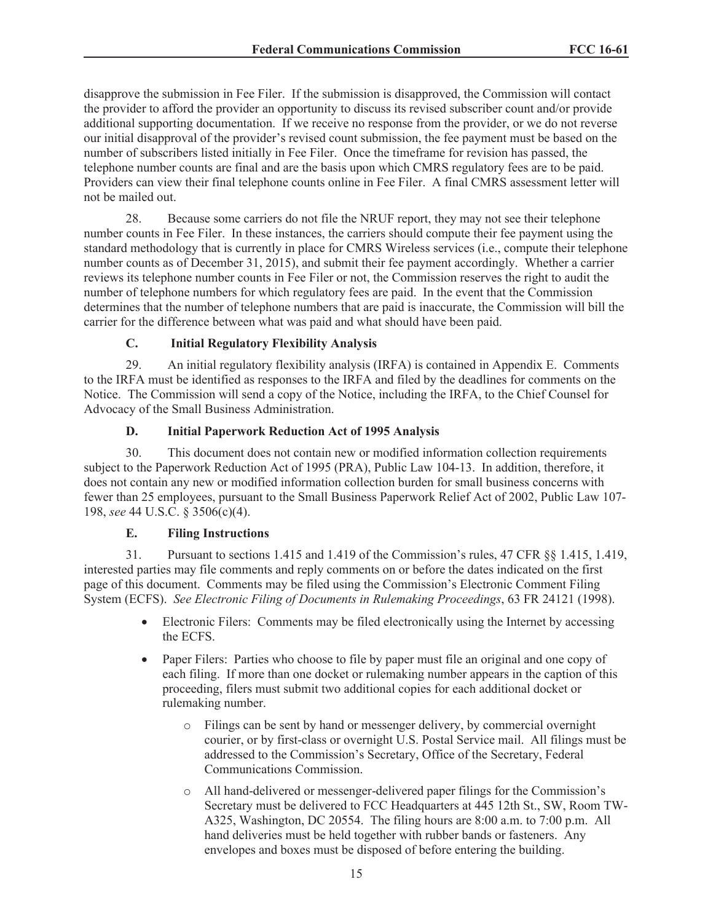disapprove the submission in Fee Filer. If the submission is disapproved, the Commission will contact the provider to afford the provider an opportunity to discuss its revised subscriber count and/or provide additional supporting documentation. If we receive no response from the provider, or we do not reverse our initial disapproval of the provider's revised count submission, the fee payment must be based on the number of subscribers listed initially in Fee Filer. Once the timeframe for revision has passed, the telephone number counts are final and are the basis upon which CMRS regulatory fees are to be paid. Providers can view their final telephone counts online in Fee Filer. A final CMRS assessment letter will not be mailed out.

28. Because some carriers do not file the NRUF report, they may not see their telephone number counts in Fee Filer. In these instances, the carriers should compute their fee payment using the standard methodology that is currently in place for CMRS Wireless services (i.e., compute their telephone number counts as of December 31, 2015), and submit their fee payment accordingly. Whether a carrier reviews its telephone number counts in Fee Filer or not, the Commission reserves the right to audit the number of telephone numbers for which regulatory fees are paid. In the event that the Commission determines that the number of telephone numbers that are paid is inaccurate, the Commission will bill the carrier for the difference between what was paid and what should have been paid.

### C. Initial Regulatory Flexibility Analysis

29. An initial regulatory flexibility analysis (IRFA) is contained in Appendix E. Comments to the IRFA must be identified as responses to the IRFA and filed by the deadlines for comments on the Notice. The Commission will send a copy of the Notice, including the IRFA, to the Chief Counsel for Advocacy of the Small Business Administration.

### D. Initial Paperwork Reduction Act of 1995 Analysis

30. This document does not contain new or modified information collection requirements subject to the Paperwork Reduction Act of 1995 (PRA), Public Law 104-13. In addition, therefore, it does not contain any new or modified information collection burden for small business concerns with fewer than 25 employees, pursuant to the Small Business Paperwork Relief Act of 2002, Public Law 107-198, *see* 44 U.S.C. § 3506(c)(4).

### E. Filing Instructions

31. Pursuant to sections 1.415 and 1.419 of the Commission's rules, 47 CFR §§ 1.415, 1.419, interested parties may file comments and reply comments on or before the dates indicated on the first page of this document. Comments may be filed using the Commission's Electronic Comment Filing System (ECFS). *See Electronic Filing of Documents in Rulemaking Proceedings*, 63 FR 24121 (1998).

- Electronic Filers: Comments may be filed electronically using the Internet by accessing the ECFS.
- Paper Filers: Parties who choose to file by paper must file an original and one copy of each filing. If more than one docket or rulemaking number appears in the caption of this proceeding, filers must submit two additional copies for each additional docket or rulemaking number.
  - Filings can be sent by hand or messenger delivery, by commercial overnight courier, or by first-class or overnight U.S. Postal Service mail. All filings must be addressed to the Commission's Secretary, Office of the Secretary, Federal Communications Commission.
  - All hand-delivered or messenger-delivered paper filings for the Commission's Secretary must be delivered to FCC Headquarters at 445 12th St., SW, Room TW-A325, Washington, DC 20554. The filing hours are 8:00 a.m. to 7:00 p.m. All hand deliveries must be held together with rubber bands or fasteners. Any envelopes and boxes must be disposed of before entering the building.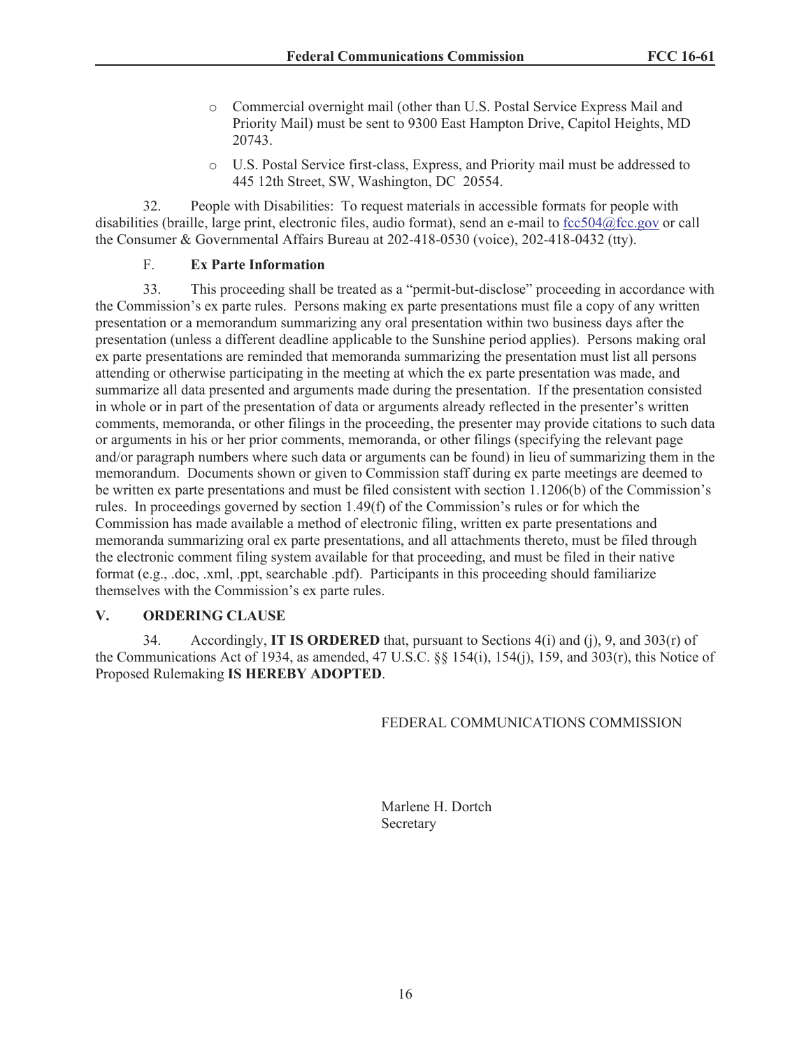- Commercial overnight mail (other than U.S. Postal Service Express Mail and Priority Mail) must be sent to 9300 East Hampton Drive, Capitol Heights, MD 20743.
- U.S. Postal Service first-class, Express, and Priority mail must be addressed to 445 12th Street, SW, Washington, DC 20554.

32. People with Disabilities: To request materials in accessible formats for people with disabilities (braille, large print, electronic files, audio format), send an e-mail to fcc504@fcc.gov or call the Consumer & Governmental Affairs Bureau at 202-418-0530 (voice), 202-418-0432 (tty).

### F. Ex Parte Information

33. This proceeding shall be treated as a "permit-but-disclose" proceeding in accordance with the Commission's ex parte rules. Persons making ex parte presentations must file a copy of any written presentation or a memorandum summarizing any oral presentation within two business days after the presentation (unless a different deadline applicable to the Sunshine period applies). Persons making oral ex parte presentations are reminded that memoranda summarizing the presentation must list all persons attending or otherwise participating in the meeting at which the ex parte presentation was made, and summarize all data presented and arguments made during the presentation. If the presentation consisted in whole or in part of the presentation of data or arguments already reflected in the presenter's written comments, memoranda, or other filings in the proceeding, the presenter may provide citations to such data or arguments in his or her prior comments, memoranda, or other filings (specifying the relevant page and/or paragraph numbers where such data or arguments can be found) in lieu of summarizing them in the memorandum. Documents shown or given to Commission staff during ex parte meetings are deemed to be written ex parte presentations and must be filed consistent with section 1.1206(b) of the Commission's rules. In proceedings governed by section 1.49(f) of the Commission's rules or for which the Commission has made available a method of electronic filing, written ex parte presentations and memoranda summarizing oral ex parte presentations, and all attachments thereto, must be filed through the electronic comment filing system available for that proceeding, and must be filed in their native format (e.g., .doc, .xml, .ppt, searchable .pdf). Participants in this proceeding should familiarize themselves with the Commission's ex parte rules.

## V. ORDERING CLAUSE

34. Accordingly, **IT IS ORDERED** that, pursuant to Sections 4(i) and (j), 9, and 303(r) of the Communications Act of 1934, as amended, 47 U.S.C. §§ 154(i), 154(j), 159, and 303(r), this Notice of Proposed Rulemaking **IS HEREBY ADOPTED**.

FEDERAL COMMUNICATIONS COMMISSION

Marlene H. Dortch
Secretary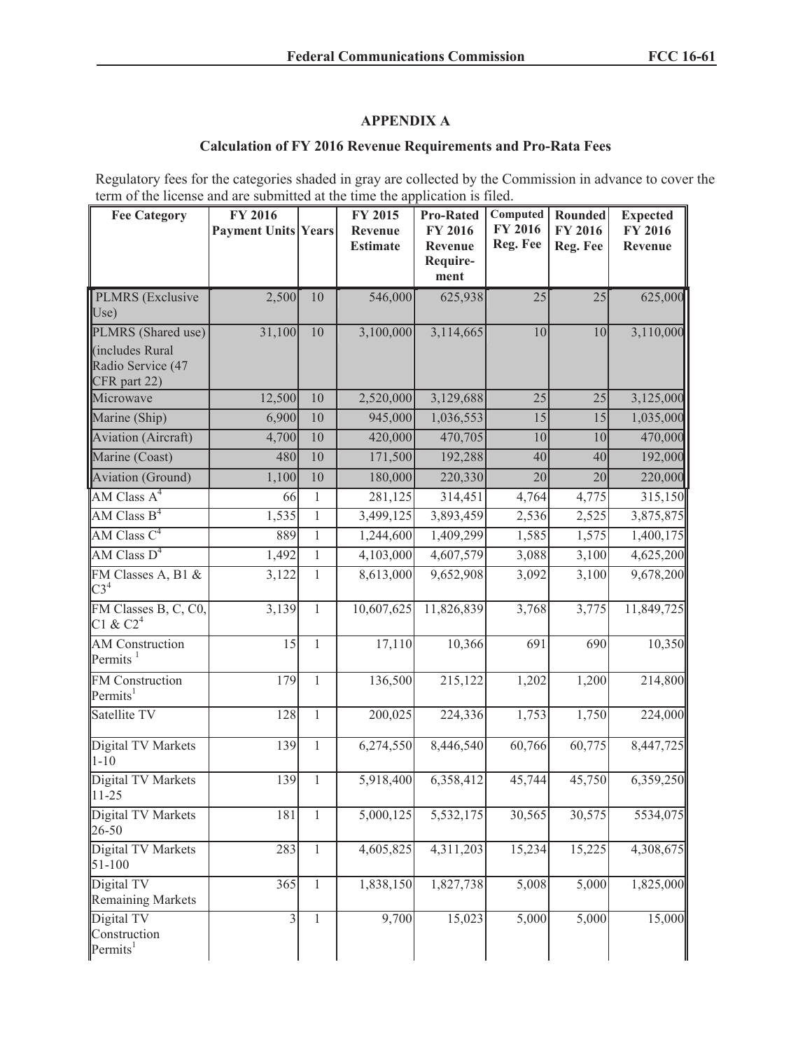## APPENDIX A

### Calculation of FY 2016 Revenue Requirements and Pro-Rata Fees

Regulatory fees for the categories shaded in gray are collected by the Commission in advance to cover the term of the license and are submitted at the time the application is filed.

| Fee Category | FY 2016 Payment Units | Years | FY 2015 Revenue Estimate | Pro-Rated FY 2016 Revenue Require-ment | Computed FY 2016 Reg. Fee | Rounded FY 2016 Reg. Fee | Expected FY 2016 Revenue |
|---|---|---|---|---|---|---|---|
| PLMRS (Exclusive Use) | 2,500 | 10 | 546,000 | 625,938 | 25 | 25 | 625,000 |
| PLMRS (Shared use) (includes Rural Radio Service (47 CFR part 22) | 31,100 | 10 | 3,100,000 | 3,114,665 | 10 | 10 | 3,110,000 |
| Microwave | 12,500 | 10 | 2,520,000 | 3,129,688 | 25 | 25 | 3,125,000 |
| Marine (Ship) | 6,900 | 10 | 945,000 | 1,036,553 | 15 | 15 | 1,035,000 |
| Aviation (Aircraft) | 4,700 | 10 | 420,000 | 470,705 | 10 | 10 | 470,000 |
| Marine (Coast) | 480 | 10 | 171,500 | 192,288 | 40 | 40 | 192,000 |
| Aviation (Ground) | 1,100 | 10 | 180,000 | 220,330 | 20 | 20 | 220,000 |
| AM Class A[4] | 66 | 1 | 281,125 | 314,451 | 4,764 | 4,775 | 315,150 |
| AM Class B[4] | 1,535 | 1 | 3,499,125 | 3,893,459 | 2,536 | 2,525 | 3,875,875 |
| AM Class C[4] | 889 | 1 | 1,244,600 | 1,409,299 | 1,585 | 1,575 | 1,400,175 |
| AM Class D[4] | 1,492 | 1 | 4,103,000 | 4,607,579 | 3,088 | 3,100 | 4,625,200 |
| FM Classes A, B1 & C3[4] | 3,122 | 1 | 8,613,000 | 9,652,908 | 3,092 | 3,100 | 9,678,200 |
| FM Classes B, C, C0, C1 & C2[4] | 3,139 | 1 | 10,607,625 | 11,826,839 | 3,768 | 3,775 | 11,849,725 |
| AM Construction Permits [1] | 15 | 1 | 17,110 | 10,366 | 691 | 690 | 10,350 |
| FM Construction Permits[1] | 179 | 1 | 136,500 | 215,122 | 1,202 | 1,200 | 214,800 |
| Satellite TV | 128 | 1 | 200,025 | 224,336 | 1,753 | 1,750 | 224,000 |
| Digital TV Markets 1-10 | 139 | 1 | 6,274,550 | 8,446,540 | 60,766 | 60,775 | 8,447,725 |
| Digital TV Markets 11-25 | 139 | 1 | 5,918,400 | 6,358,412 | 45,744 | 45,750 | 6,359,250 |
| Digital TV Markets 26-50 | 181 | 1 | 5,000,125 | 5,532,175 | 30,565 | 30,575 | 5534,075 |
| Digital TV Markets 51-100 | 283 | 1 | 4,605,825 | 4,311,203 | 15,234 | 15,225 | 4,308,675 |
| Digital TV Remaining Markets | 365 | 1 | 1,838,150 | 1,827,738 | 5,008 | 5,000 | 1,825,000 |
| Digital TV Construction Permits[1] | 3 | 1 | 9,700 | 15,023 | 5,000 | 5,000 | 15,000 |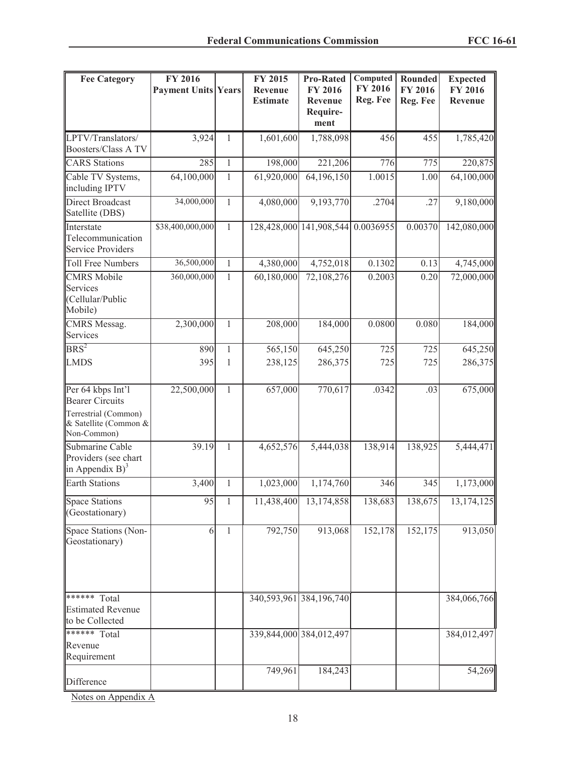| Fee Category | FY 2016 Payment Units | Years | FY 2015 Revenue Estimate | Pro-Rated FY 2016 Revenue Require-ment | Computed FY 2016 Reg. Fee | Rounded FY 2016 Reg. Fee | Expected FY 2016 Revenue |
|---|---|---|---|---|---|---|---|
| LPTV/Translators/ Boosters/Class A TV | 3,924 | 1 | 1,601,600 | 1,788,098 | 456 | 455 | 1,785,420 |
| CARS Stations | 285 | 1 | 198,000 | 221,206 | 776 | 775 | 220,875 |
| Cable TV Systems, including IPTV | 64,100,000 | 1 | 61,920,000 | 64,196,150 | 1.0015 | 1.00 | 64,100,000 |
| Direct Broadcast Satellite (DBS) | 34,000,000 | 1 | 4,080,000 | 9,193,770 | .2704 | .27 | 9,180,000 |
| Interstate Telecommunication Service Providers | $38,400,000,000 | 1 | 128,428,000 | 141,908,544 | 0.0036955 | 0.00370 | 142,080,000 |
| Toll Free Numbers | 36,500,000 | 1 | 4,380,000 | 4,752,018 | 0.1302 | 0.13 | 4,745,000 |
| CMRS Mobile Services (Cellular/Public Mobile) | 360,000,000 | 1 | 60,180,000 | 72,108,276 | 0.2003 | 0.20 | 72,000,000 |
| CMRS Messag. Services | 2,300,000 | 1 | 208,000 | 184,000 | 0.0800 | 0.080 | 184,000 |
| BRS[2] | 890 | 1 | 565,150 | 645,250 | 725 | 725 | 645,250 |
| LMDS | 395 | 1 | 238,125 | 286,375 | 725 | 725 | 286,375 |
| Per 64 kbps Int'l Bearer Circuits Terrestrial (Common) & Satellite (Common & Non-Common) | 22,500,000 | 1 | 657,000 | 770,617 | .0342 | .03 | 675,000 |
| Submarine Cable Providers (see chart in Appendix B)[3] | 39.19 | 1 | 4,652,576 | 5,444,038 | 138,914 | 138,925 | 5,444,471 |
| Earth Stations | 3,400 | 1 | 1,023,000 | 1,174,760 | 346 | 345 | 1,173,000 |
| Space Stations (Geostationary) | 95 | 1 | 11,438,400 | 13,174,858 | 138,683 | 138,675 | 13,174,125 |
| Space Stations (Non-Geostationary) | 6 | 1 | 792,750 | 913,068 | 152,178 | 152,175 | 913,050 |
| ****** Total Estimated Revenue to be Collected | | | 340,593,961 | 384,196,740 | | | 384,066,766 |
| ****** Total Revenue Requirement | | | 339,844,000 | 384,012,497 | | | 384,012,497 |
| Difference | | | 749,961 | 184,243 | | | 54,269 |

Notes on Appendix A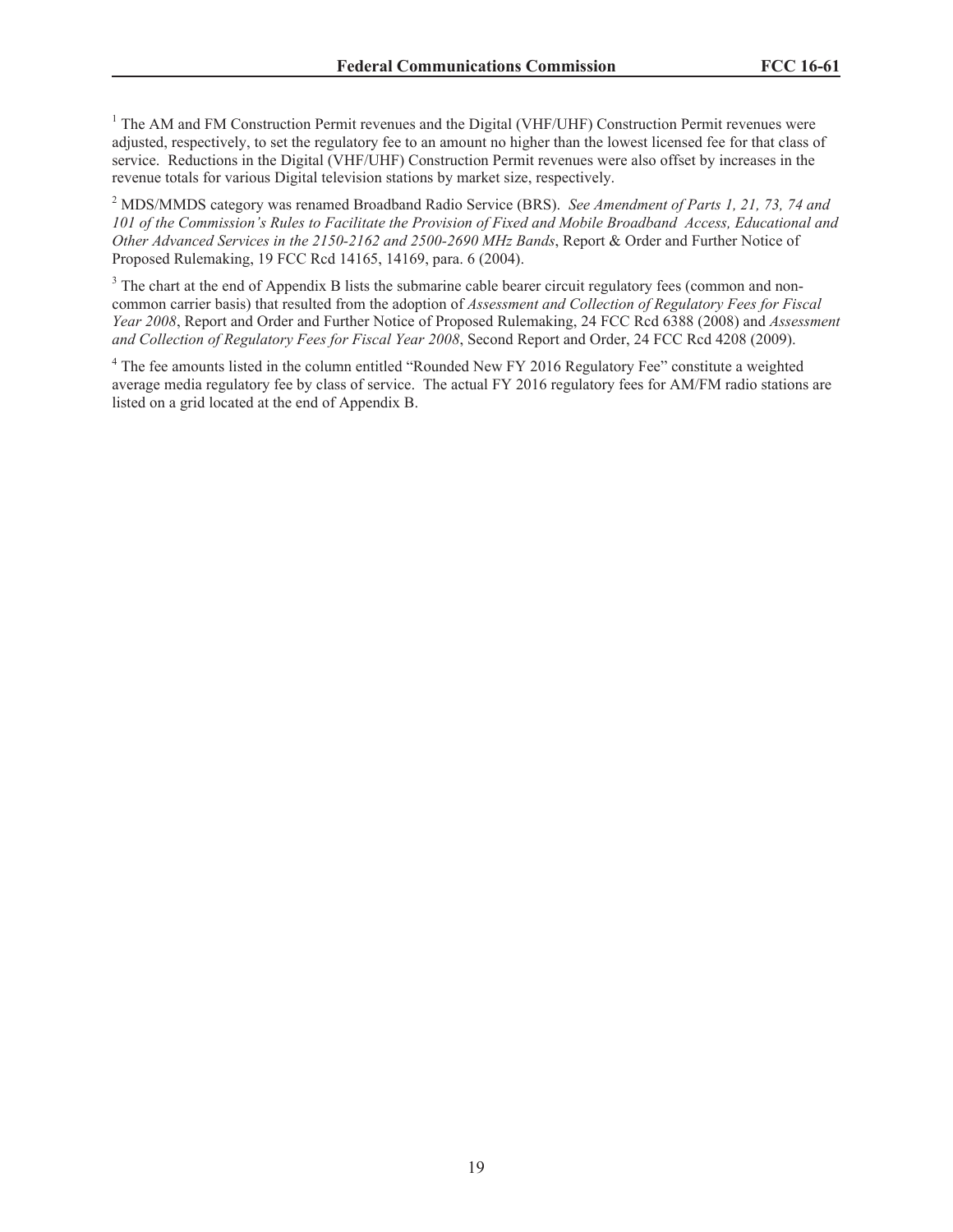[1] The AM and FM Construction Permit revenues and the Digital (VHF/UHF) Construction Permit revenues were adjusted, respectively, to set the regulatory fee to an amount no higher than the lowest licensed fee for that class of service. Reductions in the Digital (VHF/UHF) Construction Permit revenues were also offset by increases in the revenue totals for various Digital television stations by market size, respectively.

[2] MDS/MMDS category was renamed Broadband Radio Service (BRS). *See Amendment of Parts 1, 21, 73, 74 and 101 of the Commission's Rules to Facilitate the Provision of Fixed and Mobile Broadband Access, Educational and Other Advanced Services in the 2150-2162 and 2500-2690 MHz Bands*, Report & Order and Further Notice of Proposed Rulemaking, 19 FCC Rcd 14165, 14169, para. 6 (2004).

[3] The chart at the end of Appendix B lists the submarine cable bearer circuit regulatory fees (common and non-common carrier basis) that resulted from the adoption of *Assessment and Collection of Regulatory Fees for Fiscal Year 2008*, Report and Order and Further Notice of Proposed Rulemaking, 24 FCC Rcd 6388 (2008) and *Assessment and Collection of Regulatory Fees for Fiscal Year 2008*, Second Report and Order, 24 FCC Rcd 4208 (2009).

[4] The fee amounts listed in the column entitled "Rounded New FY 2016 Regulatory Fee" constitute a weighted average media regulatory fee by class of service. The actual FY 2016 regulatory fees for AM/FM radio stations are listed on a grid located at the end of Appendix B.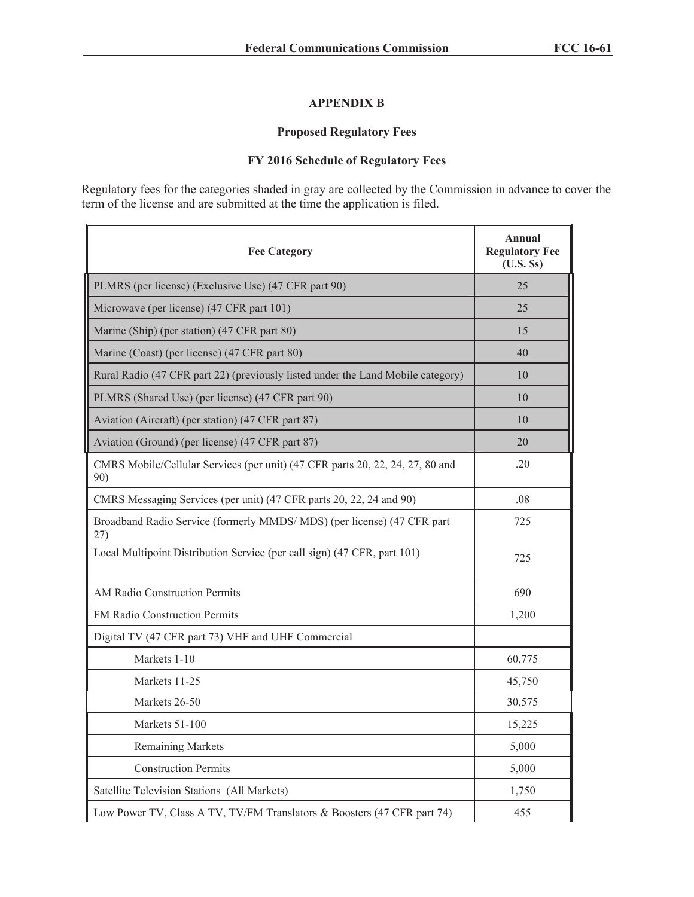# APPENDIX B

## Proposed Regulatory Fees

### FY 2016 Schedule of Regulatory Fees

Regulatory fees for the categories shaded in gray are collected by the Commission in advance to cover the term of the license and are submitted at the time the application is filed.

| Fee Category | Annual Regulatory Fee (U.S. $s) |
|---|---|
| PLMRS (per license) (Exclusive Use) (47 CFR part 90) | 25 |
| Microwave (per license) (47 CFR part 101) | 25 |
| Marine (Ship) (per station) (47 CFR part 80) | 15 |
| Marine (Coast) (per license) (47 CFR part 80) | 40 |
| Rural Radio (47 CFR part 22) (previously listed under the Land Mobile category) | 10 |
| PLMRS (Shared Use) (per license) (47 CFR part 90) | 10 |
| Aviation (Aircraft) (per station) (47 CFR part 87) | 10 |
| Aviation (Ground) (per license) (47 CFR part 87) | 20 |
| CMRS Mobile/Cellular Services (per unit) (47 CFR parts 20, 22, 24, 27, 80 and 90) | .20 |
| CMRS Messaging Services (per unit) (47 CFR parts 20, 22, 24 and 90) | .08 |
| Broadband Radio Service (formerly MMDS/ MDS) (per license) (47 CFR part 27) | 725 |
| Local Multipoint Distribution Service (per call sign) (47 CFR, part 101) | 725 |
| AM Radio Construction Permits | 690 |
| FM Radio Construction Permits | 1,200 |
| Digital TV (47 CFR part 73) VHF and UHF Commercial | |
| Markets 1-10 | 60,775 |
| Markets 11-25 | 45,750 |
| Markets 26-50 | 30,575 |
| Markets 51-100 | 15,225 |
| Remaining Markets | 5,000 |
| Construction Permits | 5,000 |
| Satellite Television Stations (All Markets) | 1,750 |
| Low Power TV, Class A TV, TV/FM Translators & Boosters (47 CFR part 74) | 455 |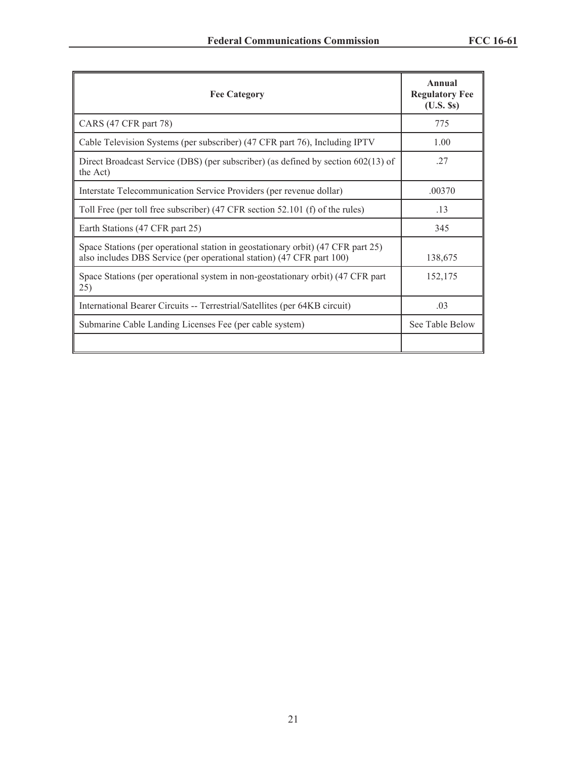| Fee Category | Annual Regulatory Fee (U.S. $s) |
|---|---|
| CARS (47 CFR part 78) | 775 |
| Cable Television Systems (per subscriber) (47 CFR part 76), Including IPTV | 1.00 |
| Direct Broadcast Service (DBS) (per subscriber) (as defined by section 602(13) of the Act) | .27 |
| Interstate Telecommunication Service Providers (per revenue dollar) | .00370 |
| Toll Free (per toll free subscriber) (47 CFR section 52.101 (f) of the rules) | .13 |
| Earth Stations (47 CFR part 25) | 345 |
| Space Stations (per operational station in geostationary orbit) (47 CFR part 25) also includes DBS Service (per operational station) (47 CFR part 100) | 138,675 |
| Space Stations (per operational system in non-geostationary orbit) (47 CFR part 25) | 152,175 |
| International Bearer Circuits -- Terrestrial/Satellites (per 64KB circuit) | .03 |
| Submarine Cable Landing Licenses Fee (per cable system) | See Table Below |
| | |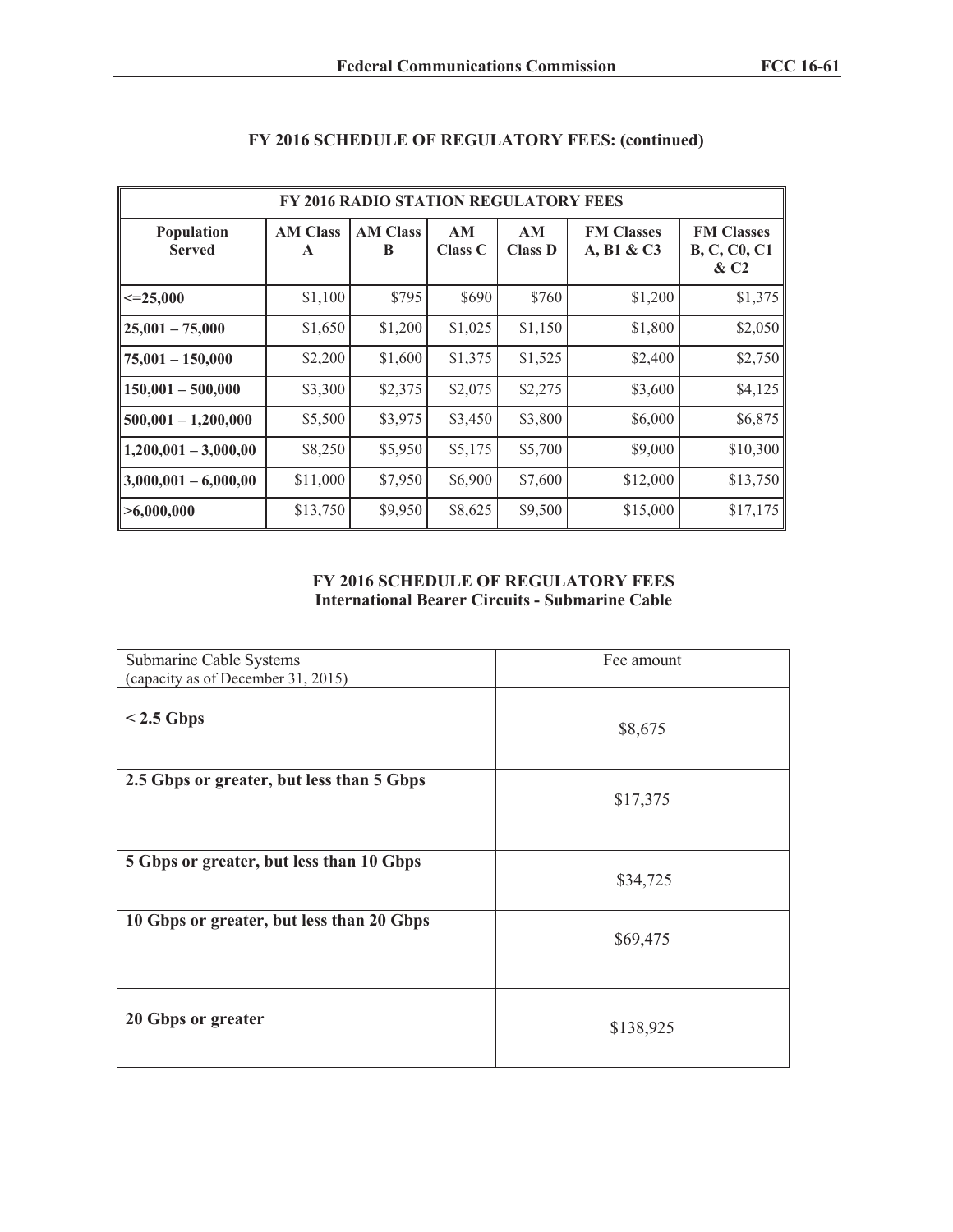## FY 2016 SCHEDULE OF REGULATORY FEES: (continued)

| FY 2016 RADIO STATION REGULATORY FEES | | | | | | |
|---|---|---|---|---|---|---|
| **Population Served** | **AM Class A** | **AM Class B** | **AM Class C** | **AM Class D** | **FM Classes A, B1 & C3** | **FM Classes B, C, C0, C1 & C2** |
| **<=25,000** | $1,100 | $795 | $690 | $760 | $1,200 | $1,375 |
| **25,001 – 75,000** | $1,650 | $1,200 | $1,025 | $1,150 | $1,800 | $2,050 |
| **75,001 – 150,000** | $2,200 | $1,600 | $1,375 | $1,525 | $2,400 | $2,750 |
| **150,001 – 500,000** | $3,300 | $2,375 | $2,075 | $2,275 | $3,600 | $4,125 |
| **500,001 – 1,200,000** | $5,500 | $3,975 | $3,450 | $3,800 | $6,000 | $6,875 |
| **1,200,001 – 3,000,00** | $8,250 | $5,950 | $5,175 | $5,700 | $9,000 | $10,300 |
| **3,000,001 – 6,000,00** | $11,000 | $7,950 | $6,900 | $7,600 | $12,000 | $13,750 |
| **>6,000,000** | $13,750 | $9,950 | $8,625 | $9,500 | $15,000 | $17,175 |

## FY 2016 SCHEDULE OF REGULATORY FEES
### International Bearer Circuits - Submarine Cable

| Submarine Cable Systems (capacity as of December 31, 2015) | Fee amount |
|---|---|
| **< 2.5 Gbps** | $8,675 |
| **2.5 Gbps or greater, but less than 5 Gbps** | $17,375 |
| **5 Gbps or greater, but less than 10 Gbps** | $34,725 |
| **10 Gbps or greater, but less than 20 Gbps** | $69,475 |
| **20 Gbps or greater** | $138,925 |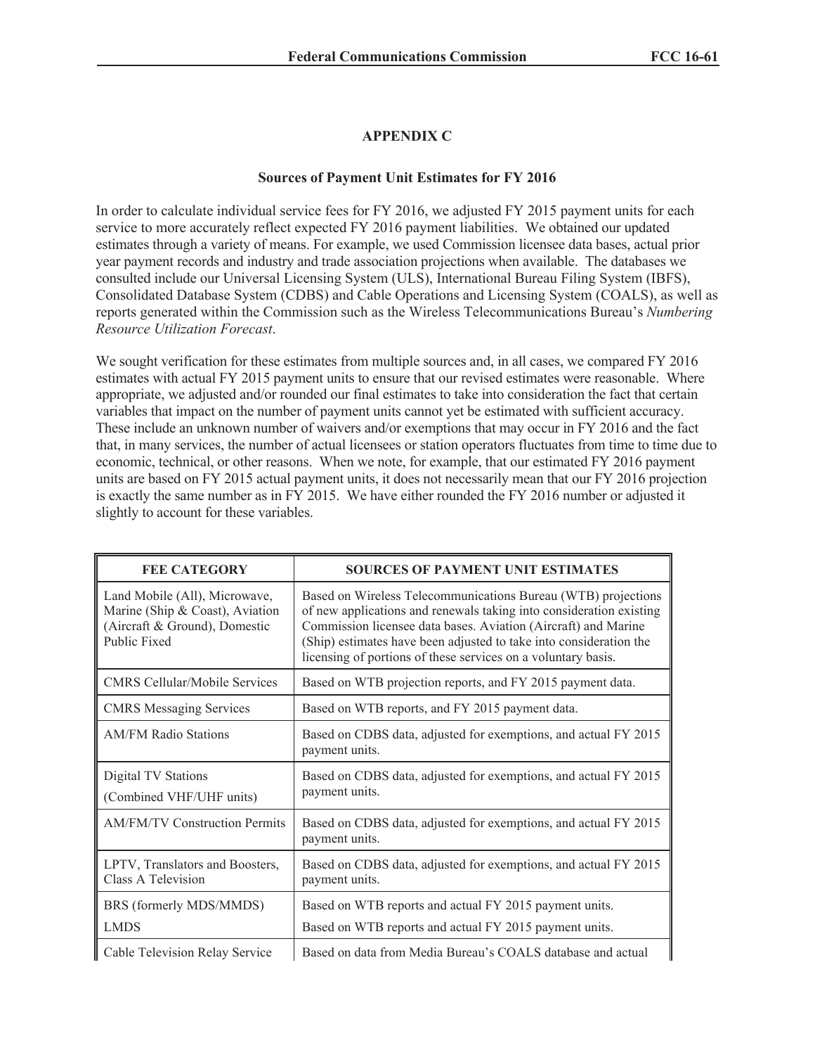## APPENDIX C

### Sources of Payment Unit Estimates for FY 2016

In order to calculate individual service fees for FY 2016, we adjusted FY 2015 payment units for each service to more accurately reflect expected FY 2016 payment liabilities. We obtained our updated estimates through a variety of means. For example, we used Commission licensee data bases, actual prior year payment records and industry and trade association projections when available. The databases we consulted include our Universal Licensing System (ULS), International Bureau Filing System (IBFS), Consolidated Database System (CDBS) and Cable Operations and Licensing System (COALS), as well as reports generated within the Commission such as the Wireless Telecommunications Bureau's *Numbering Resource Utilization Forecast*.

We sought verification for these estimates from multiple sources and, in all cases, we compared FY 2016 estimates with actual FY 2015 payment units to ensure that our revised estimates were reasonable. Where appropriate, we adjusted and/or rounded our final estimates to take into consideration the fact that certain variables that impact on the number of payment units cannot yet be estimated with sufficient accuracy. These include an unknown number of waivers and/or exemptions that may occur in FY 2016 and the fact that, in many services, the number of actual licensees or station operators fluctuates from time to time due to economic, technical, or other reasons. When we note, for example, that our estimated FY 2016 payment units are based on FY 2015 actual payment units, it does not necessarily mean that our FY 2016 projection is exactly the same number as in FY 2015. We have either rounded the FY 2016 number or adjusted it slightly to account for these variables.

| FEE CATEGORY | SOURCES OF PAYMENT UNIT ESTIMATES |
|---|---|
| Land Mobile (All), Microwave, Marine (Ship & Coast), Aviation (Aircraft & Ground), Domestic Public Fixed | Based on Wireless Telecommunications Bureau (WTB) projections of new applications and renewals taking into consideration existing Commission licensee data bases. Aviation (Aircraft) and Marine (Ship) estimates have been adjusted to take into consideration the licensing of portions of these services on a voluntary basis. |
| CMRS Cellular/Mobile Services | Based on WTB projection reports, and FY 2015 payment data. |
| CMRS Messaging Services | Based on WTB reports, and FY 2015 payment data. |
| AM/FM Radio Stations | Based on CDBS data, adjusted for exemptions, and actual FY 2015 payment units. |
| Digital TV Stations (Combined VHF/UHF units) | Based on CDBS data, adjusted for exemptions, and actual FY 2015 payment units. |
| AM/FM/TV Construction Permits | Based on CDBS data, adjusted for exemptions, and actual FY 2015 payment units. |
| LPTV, Translators and Boosters, Class A Television | Based on CDBS data, adjusted for exemptions, and actual FY 2015 payment units. |
| BRS (formerly MDS/MMDS) | Based on WTB reports and actual FY 2015 payment units. |
| LMDS | Based on WTB reports and actual FY 2015 payment units. |
| Cable Television Relay Service | Based on data from Media Bureau's COALS database and actual |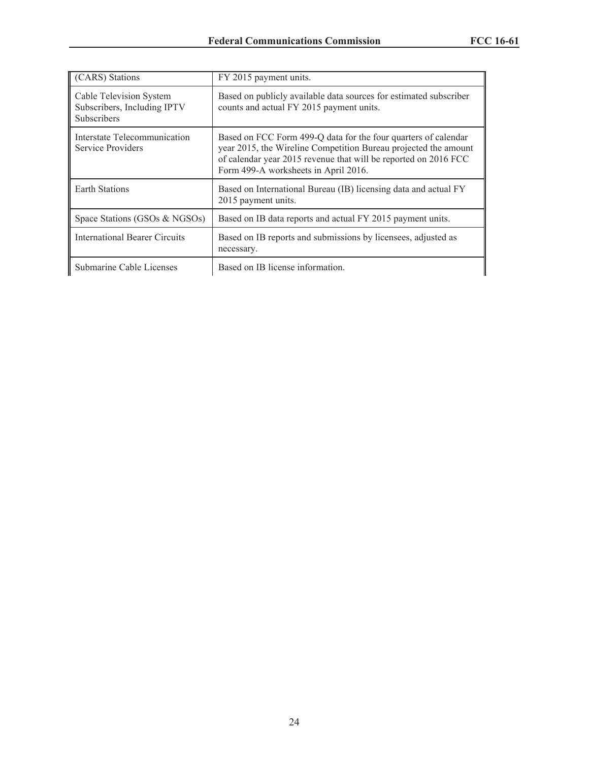| | |
|---|---|
| (CARS) Stations | FY 2015 payment units. |
| Cable Television System Subscribers, Including IPTV Subscribers | Based on publicly available data sources for estimated subscriber counts and actual FY 2015 payment units. |
| Interstate Telecommunication Service Providers | Based on FCC Form 499-Q data for the four quarters of calendar year 2015, the Wireline Competition Bureau projected the amount of calendar year 2015 revenue that will be reported on 2016 FCC Form 499-A worksheets in April 2016. |
| Earth Stations | Based on International Bureau (IB) licensing data and actual FY 2015 payment units. |
| Space Stations (GSOs & NGSOs) | Based on IB data reports and actual FY 2015 payment units. |
| International Bearer Circuits | Based on IB reports and submissions by licensees, adjusted as necessary. |
| Submarine Cable Licenses | Based on IB license information. |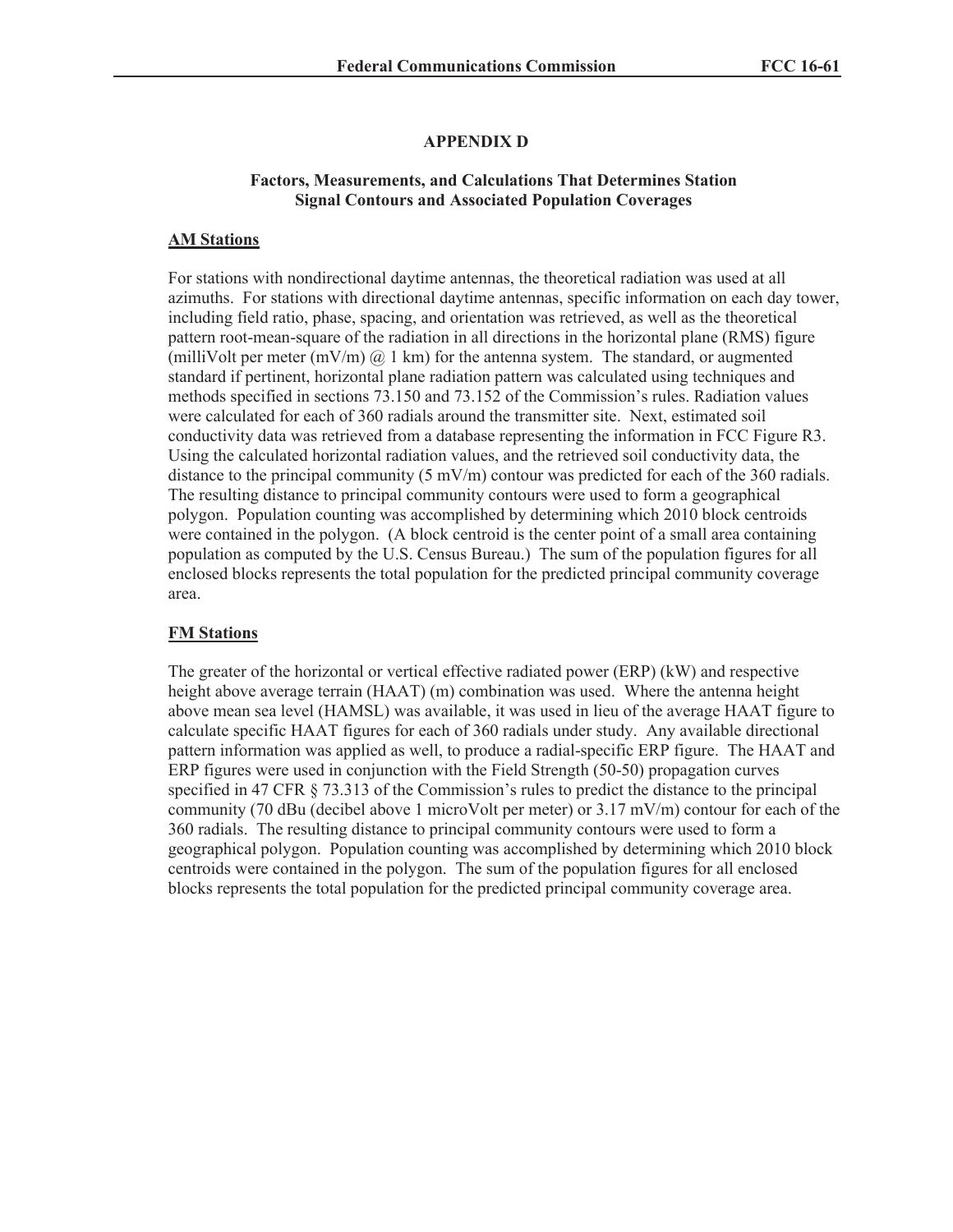## APPENDIX D

### Factors, Measurements, and Calculations That Determines Station Signal Contours and Associated Population Coverages

**AM Stations**

For stations with nondirectional daytime antennas, the theoretical radiation was used at all azimuths. For stations with directional daytime antennas, specific information on each day tower, including field ratio, phase, spacing, and orientation was retrieved, as well as the theoretical pattern root-mean-square of the radiation in all directions in the horizontal plane (RMS) figure (milliVolt per meter (mV/m) @ 1 km) for the antenna system. The standard, or augmented standard if pertinent, horizontal plane radiation pattern was calculated using techniques and methods specified in sections 73.150 and 73.152 of the Commission's rules. Radiation values were calculated for each of 360 radials around the transmitter site. Next, estimated soil conductivity data was retrieved from a database representing the information in FCC Figure R3. Using the calculated horizontal radiation values, and the retrieved soil conductivity data, the distance to the principal community (5 mV/m) contour was predicted for each of the 360 radials. The resulting distance to principal community contours were used to form a geographical polygon. Population counting was accomplished by determining which 2010 block centroids were contained in the polygon. (A block centroid is the center point of a small area containing population as computed by the U.S. Census Bureau.) The sum of the population figures for all enclosed blocks represents the total population for the predicted principal community coverage area.

**FM Stations**

The greater of the horizontal or vertical effective radiated power (ERP) (kW) and respective height above average terrain (HAAT) (m) combination was used. Where the antenna height above mean sea level (HAMSL) was available, it was used in lieu of the average HAAT figure to calculate specific HAAT figures for each of 360 radials under study. Any available directional pattern information was applied as well, to produce a radial-specific ERP figure. The HAAT and ERP figures were used in conjunction with the Field Strength (50-50) propagation curves specified in 47 CFR § 73.313 of the Commission's rules to predict the distance to the principal community (70 dBu (decibel above 1 microVolt per meter) or 3.17 mV/m) contour for each of the 360 radials. The resulting distance to principal community contours were used to form a geographical polygon. Population counting was accomplished by determining which 2010 block centroids were contained in the polygon. The sum of the population figures for all enclosed blocks represents the total population for the predicted principal community coverage area.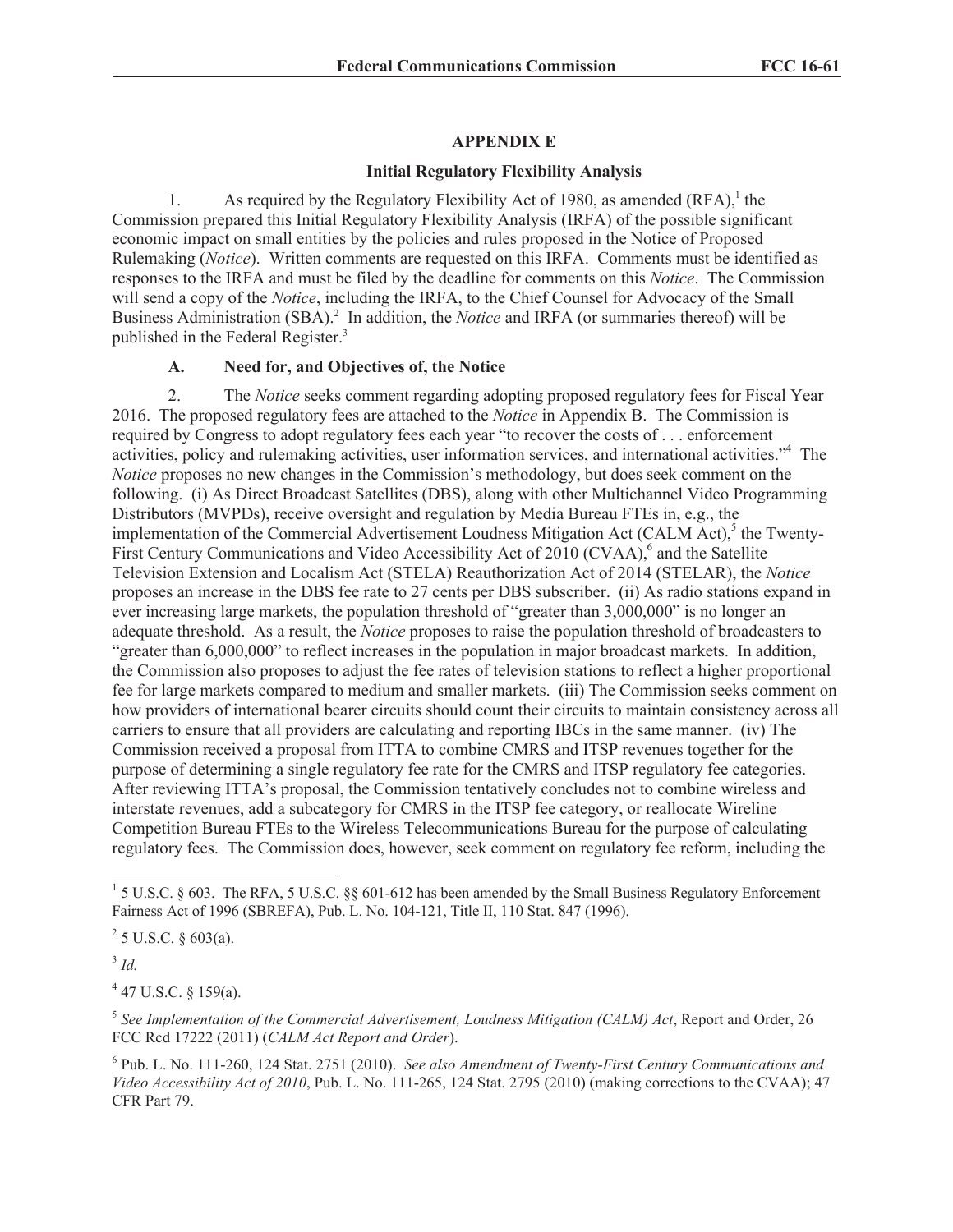## APPENDIX E

### Initial Regulatory Flexibility Analysis

1. As required by the Regulatory Flexibility Act of 1980, as amended (RFA),[1] the Commission prepared this Initial Regulatory Flexibility Analysis (IRFA) of the possible significant economic impact on small entities by the policies and rules proposed in the Notice of Proposed Rulemaking (*Notice*). Written comments are requested on this IRFA. Comments must be identified as responses to the IRFA and must be filed by the deadline for comments on this *Notice*. The Commission will send a copy of the *Notice*, including the IRFA, to the Chief Counsel for Advocacy of the Small Business Administration (SBA).[2] In addition, the *Notice* and IRFA (or summaries thereof) will be published in the Federal Register.[3]

#### A. Need for, and Objectives of, the Notice

2. The *Notice* seeks comment regarding adopting proposed regulatory fees for Fiscal Year 2016. The proposed regulatory fees are attached to the *Notice* in Appendix B. The Commission is required by Congress to adopt regulatory fees each year "to recover the costs of . . . enforcement activities, policy and rulemaking activities, user information services, and international activities."[4] The *Notice* proposes no new changes in the Commission's methodology, but does seek comment on the following. (i) As Direct Broadcast Satellites (DBS), along with other Multichannel Video Programming Distributors (MVPDs), receive oversight and regulation by Media Bureau FTEs in, e.g., the implementation of the Commercial Advertisement Loudness Mitigation Act (CALM Act),[5] the Twenty-First Century Communications and Video Accessibility Act of 2010 (CVAA),[6] and the Satellite Television Extension and Localism Act (STELA) Reauthorization Act of 2014 (STELAR), the *Notice* proposes an increase in the DBS fee rate to 27 cents per DBS subscriber. (ii) As radio stations expand in ever increasing large markets, the population threshold of "greater than 3,000,000" is no longer an adequate threshold. As a result, the *Notice* proposes to raise the population threshold of broadcasters to "greater than 6,000,000" to reflect increases in the population in major broadcast markets. In addition, the Commission also proposes to adjust the fee rates of television stations to reflect a higher proportional fee for large markets compared to medium and smaller markets. (iii) The Commission seeks comment on how providers of international bearer circuits should count their circuits to maintain consistency across all carriers to ensure that all providers are calculating and reporting IBCs in the same manner. (iv) The Commission received a proposal from ITTA to combine CMRS and ITSP revenues together for the purpose of determining a single regulatory fee rate for the CMRS and ITSP regulatory fee categories. After reviewing ITTA's proposal, the Commission tentatively concludes not to combine wireless and interstate revenues, add a subcategory for CMRS in the ITSP fee category, or reallocate Wireline Competition Bureau FTEs to the Wireless Telecommunications Bureau for the purpose of calculating regulatory fees. The Commission does, however, seek comment on regulatory fee reform, including the

---

[1] 5 U.S.C. § 603. The RFA, 5 U.S.C. §§ 601-612 has been amended by the Small Business Regulatory Enforcement Fairness Act of 1996 (SBREFA), Pub. L. No. 104-121, Title II, 110 Stat. 847 (1996).

[2] 5 U.S.C. § 603(a).

[3] *Id.*

[4] 47 U.S.C. § 159(a).

[5] *See Implementation of the Commercial Advertisement, Loudness Mitigation (CALM) Act*, Report and Order, 26 FCC Rcd 17222 (2011) (*CALM Act Report and Order*).

[6] Pub. L. No. 111-260, 124 Stat. 2751 (2010). *See also Amendment of Twenty-First Century Communications and Video Accessibility Act of 2010*, Pub. L. No. 111-265, 124 Stat. 2795 (2010) (making corrections to the CVAA); 47 CFR Part 79.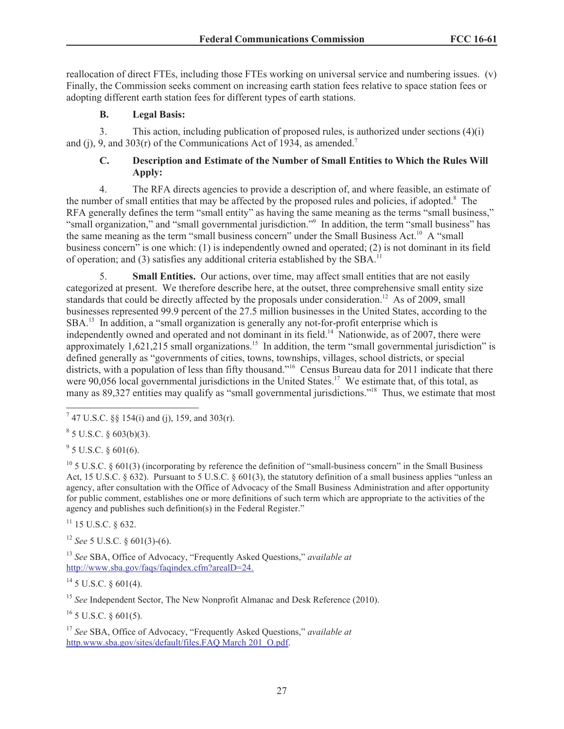reallocation of direct FTEs, including those FTEs working on universal service and numbering issues. (v) Finally, the Commission seeks comment on increasing earth station fees relative to space station fees or adopting different earth station fees for different types of earth stations.

### B. Legal Basis:

3. This action, including publication of proposed rules, is authorized under sections (4)(i) and (j), 9, and 303(r) of the Communications Act of 1934, as amended.[7]

### C. Description and Estimate of the Number of Small Entities to Which the Rules Will Apply:

4. The RFA directs agencies to provide a description of, and where feasible, an estimate of the number of small entities that may be affected by the proposed rules and policies, if adopted.[8] The RFA generally defines the term "small entity" as having the same meaning as the terms "small business," "small organization," and "small governmental jurisdiction."[9] In addition, the term "small business" has the same meaning as the term "small business concern" under the Small Business Act.[10] A "small business concern" is one which: (1) is independently owned and operated; (2) is not dominant in its field of operation; and (3) satisfies any additional criteria established by the SBA.[11]

5. **Small Entities.** Our actions, over time, may affect small entities that are not easily categorized at present. We therefore describe here, at the outset, three comprehensive small entity size standards that could be directly affected by the proposals under consideration.[12] As of 2009, small businesses represented 99.9 percent of the 27.5 million businesses in the United States, according to the SBA.[13] In addition, a "small organization is generally any not-for-profit enterprise which is independently owned and operated and not dominant in its field.[14] Nationwide, as of 2007, there were approximately 1,621,215 small organizations.[15] In addition, the term "small governmental jurisdiction" is defined generally as "governments of cities, towns, townships, villages, school districts, or special districts, with a population of less than fifty thousand."[16] Census Bureau data for 2011 indicate that there were 90,056 local governmental jurisdictions in the United States.[17] We estimate that, of this total, as many as 89,327 entities may qualify as "small governmental jurisdictions."[18] Thus, we estimate that most

---

[7] 47 U.S.C. §§ 154(i) and (j), 159, and 303(r).

[8] 5 U.S.C. § 603(b)(3).

[9] 5 U.S.C. § 601(6).

[10] 5 U.S.C. § 601(3) (incorporating by reference the definition of "small-business concern" in the Small Business Act, 15 U.S.C. § 632). Pursuant to 5 U.S.C. § 601(3), the statutory definition of a small business applies "unless an agency, after consultation with the Office of Advocacy of the Small Business Administration and after opportunity for public comment, establishes one or more definitions of such term which are appropriate to the activities of the agency and publishes such definition(s) in the Federal Register."

[11] 15 U.S.C. § 632.

[12] *See* 5 U.S.C. § 601(3)-(6).

[13] *See* SBA, Office of Advocacy, "Frequently Asked Questions," *available at* http://www.sba.gov/faqs/faqindex.cfm?areaID=24.

[14] 5 U.S.C. § 601(4).

[15] *See* Independent Sector, The New Nonprofit Almanac and Desk Reference (2010).

[16] 5 U.S.C. § 601(5).

[17] *See* SBA, Office of Advocacy, "Frequently Asked Questions," *available at* http.www.sba.gov/sites/default/files.FAQ March 201_O.pdf.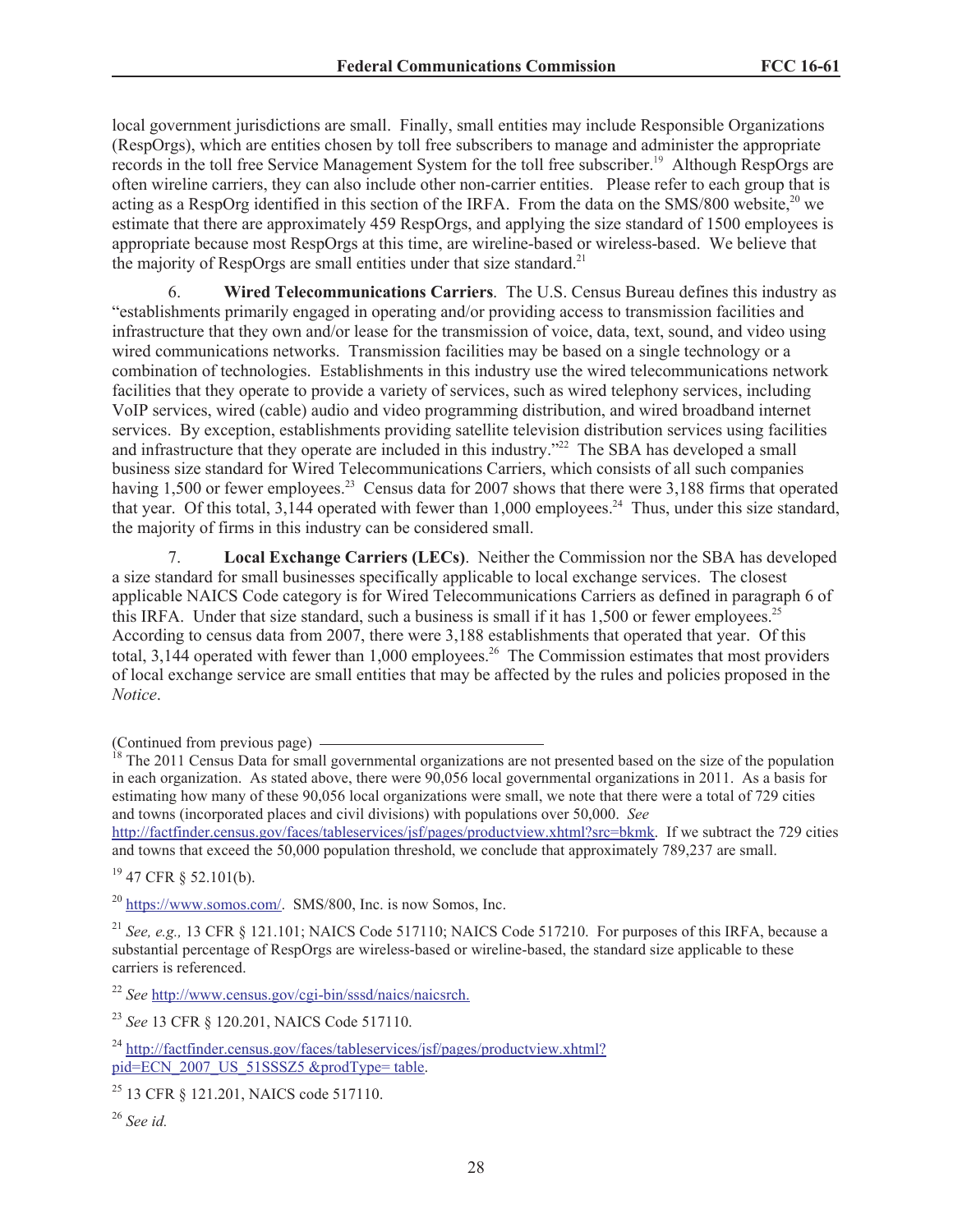local government jurisdictions are small. Finally, small entities may include Responsible Organizations (RespOrgs), which are entities chosen by toll free subscribers to manage and administer the appropriate records in the toll free Service Management System for the toll free subscriber.[19] Although RespOrgs are often wireline carriers, they can also include other non-carrier entities. Please refer to each group that is acting as a RespOrg identified in this section of the IRFA. From the data on the SMS/800 website,[20] we estimate that there are approximately 459 RespOrgs, and applying the size standard of 1500 employees is appropriate because most RespOrgs at this time, are wireline-based or wireless-based. We believe that the majority of RespOrgs are small entities under that size standard.[21]

6. **Wired Telecommunications Carriers**. The U.S. Census Bureau defines this industry as "establishments primarily engaged in operating and/or providing access to transmission facilities and infrastructure that they own and/or lease for the transmission of voice, data, text, sound, and video using wired communications networks. Transmission facilities may be based on a single technology or a combination of technologies. Establishments in this industry use the wired telecommunications network facilities that they operate to provide a variety of services, such as wired telephony services, including VoIP services, wired (cable) audio and video programming distribution, and wired broadband internet services. By exception, establishments providing satellite television distribution services using facilities and infrastructure that they operate are included in this industry."[22] The SBA has developed a small business size standard for Wired Telecommunications Carriers, which consists of all such companies having 1,500 or fewer employees.[23] Census data for 2007 shows that there were 3,188 firms that operated that year. Of this total, 3,144 operated with fewer than 1,000 employees.[24] Thus, under this size standard, the majority of firms in this industry can be considered small.

7. **Local Exchange Carriers (LECs)**. Neither the Commission nor the SBA has developed a size standard for small businesses specifically applicable to local exchange services. The closest applicable NAICS Code category is for Wired Telecommunications Carriers as defined in paragraph 6 of this IRFA. Under that size standard, such a business is small if it has 1,500 or fewer employees.[25] According to census data from 2007, there were 3,188 establishments that operated that year. Of this total, 3,144 operated with fewer than 1,000 employees.[26] The Commission estimates that most providers of local exchange service are small entities that may be affected by the rules and policies proposed in the *Notice*.

(Continued from previous page)

[18] The 2011 Census Data for small governmental organizations are not presented based on the size of the population in each organization. As stated above, there were 90,056 local governmental organizations in 2011. As a basis for estimating how many of these 90,056 local organizations were small, we note that there were a total of 729 cities and towns (incorporated places and civil divisions) with populations over 50,000. *See* http://factfinder.census.gov/faces/tableservices/jsf/pages/productview.xhtml?src=bkmk. If we subtract the 729 cities and towns that exceed the 50,000 population threshold, we conclude that approximately 789,237 are small.

[19] 47 CFR § 52.101(b).

[20] https://www.somos.com/. SMS/800, Inc. is now Somos, Inc.

[21] *See, e.g.,* 13 CFR § 121.101; NAICS Code 517110; NAICS Code 517210. For purposes of this IRFA, because a substantial percentage of RespOrgs are wireless-based or wireline-based, the standard size applicable to these carriers is referenced.

[22] *See* http://www.census.gov/cgi-bin/sssd/naics/naicsrch.

[23] *See* 13 CFR § 120.201, NAICS Code 517110.

[24] http://factfinder.census.gov/faces/tableservices/jsf/pages/productview.xhtml?pid=ECN_2007_US_51SSSZ5 &prodType= table.

[25] 13 CFR § 121.201, NAICS code 517110.

[26] *See id.*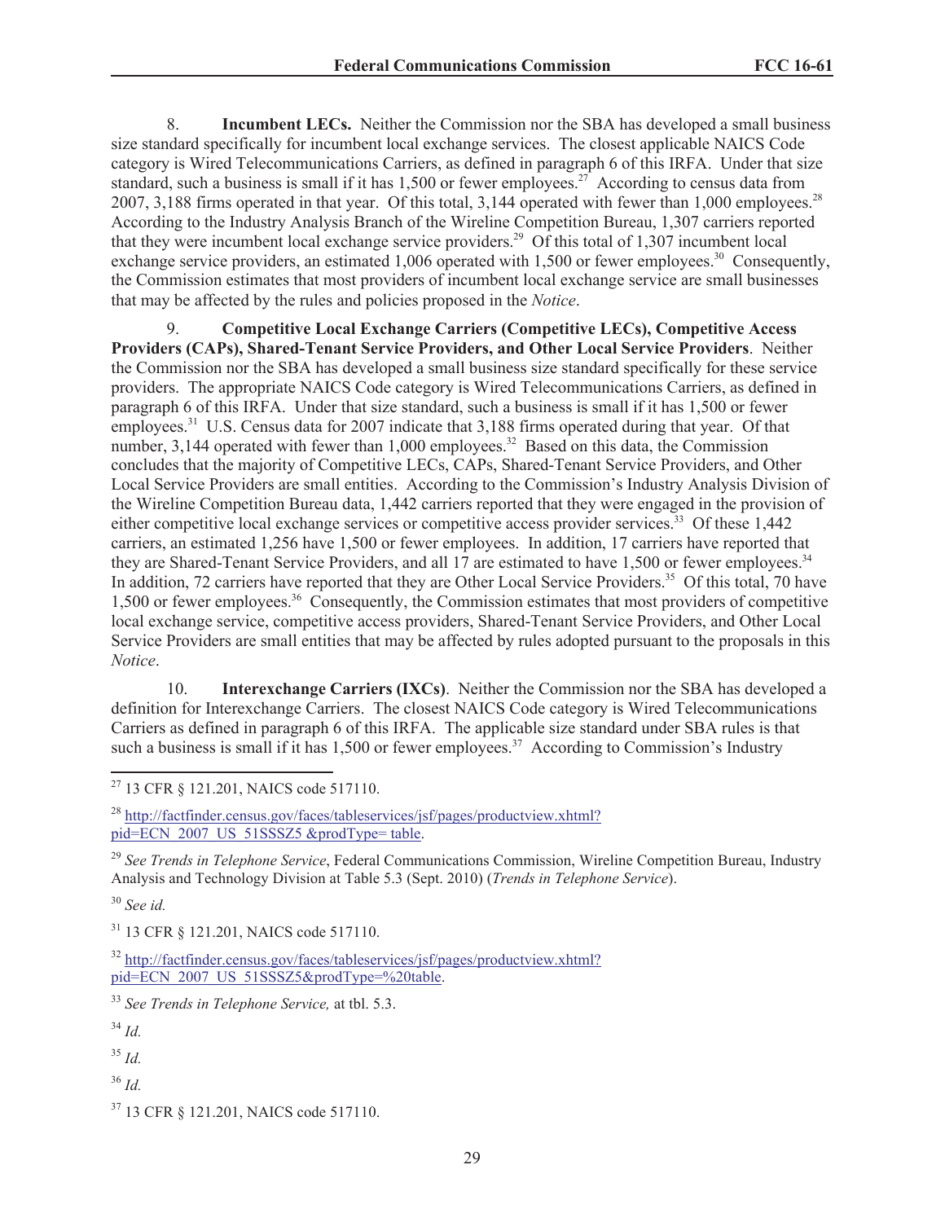8. **Incumbent LECs.** Neither the Commission nor the SBA has developed a small business size standard specifically for incumbent local exchange services. The closest applicable NAICS Code category is Wired Telecommunications Carriers, as defined in paragraph 6 of this IRFA. Under that size standard, such a business is small if it has 1,500 or fewer employees.[27] According to census data from 2007, 3,188 firms operated in that year. Of this total, 3,144 operated with fewer than 1,000 employees.[28] According to the Industry Analysis Branch of the Wireline Competition Bureau, 1,307 carriers reported that they were incumbent local exchange service providers.[29] Of this total of 1,307 incumbent local exchange service providers, an estimated 1,006 operated with 1,500 or fewer employees.[30] Consequently, the Commission estimates that most providers of incumbent local exchange service are small businesses that may be affected by the rules and policies proposed in the *Notice*.

9. **Competitive Local Exchange Carriers (Competitive LECs), Competitive Access Providers (CAPs), Shared-Tenant Service Providers, and Other Local Service Providers**. Neither the Commission nor the SBA has developed a small business size standard specifically for these service providers. The appropriate NAICS Code category is Wired Telecommunications Carriers, as defined in paragraph 6 of this IRFA. Under that size standard, such a business is small if it has 1,500 or fewer employees.[31] U.S. Census data for 2007 indicate that 3,188 firms operated during that year. Of that number, 3,144 operated with fewer than 1,000 employees.[32] Based on this data, the Commission concludes that the majority of Competitive LECs, CAPs, Shared-Tenant Service Providers, and Other Local Service Providers are small entities. According to the Commission's Industry Analysis Division of the Wireline Competition Bureau data, 1,442 carriers reported that they were engaged in the provision of either competitive local exchange services or competitive access provider services.[33] Of these 1,442 carriers, an estimated 1,256 have 1,500 or fewer employees. In addition, 17 carriers have reported that they are Shared-Tenant Service Providers, and all 17 are estimated to have 1,500 or fewer employees.[34] In addition, 72 carriers have reported that they are Other Local Service Providers.[35] Of this total, 70 have 1,500 or fewer employees.[36] Consequently, the Commission estimates that most providers of competitive local exchange service, competitive access providers, Shared-Tenant Service Providers, and Other Local Service Providers are small entities that may be affected by rules adopted pursuant to the proposals in this *Notice*.

10. **Interexchange Carriers (IXCs)**. Neither the Commission nor the SBA has developed a definition for Interexchange Carriers. The closest NAICS Code category is Wired Telecommunications Carriers as defined in paragraph 6 of this IRFA. The applicable size standard under SBA rules is that such a business is small if it has 1,500 or fewer employees.[37] According to Commission's Industry

---

[27] 13 CFR § 121.201, NAICS code 517110.

[28] http://factfinder.census.gov/faces/tableservices/jsf/pages/productview.xhtml?pid=ECN_2007_US_51SSSZ5 &prodType= table.

[29] *See Trends in Telephone Service*, Federal Communications Commission, Wireline Competition Bureau, Industry Analysis and Technology Division at Table 5.3 (Sept. 2010) (*Trends in Telephone Service*).

[30] *See id.*

[31] 13 CFR § 121.201, NAICS code 517110.

[32] http://factfinder.census.gov/faces/tableservices/jsf/pages/productview.xhtml?pid=ECN_2007_US_51SSSZ5&prodType=%20table.

[33] *See Trends in Telephone Service,* at tbl. 5.3.

[34] *Id.*

[35] *Id.*

[36] *Id.*

[37] 13 CFR § 121.201, NAICS code 517110.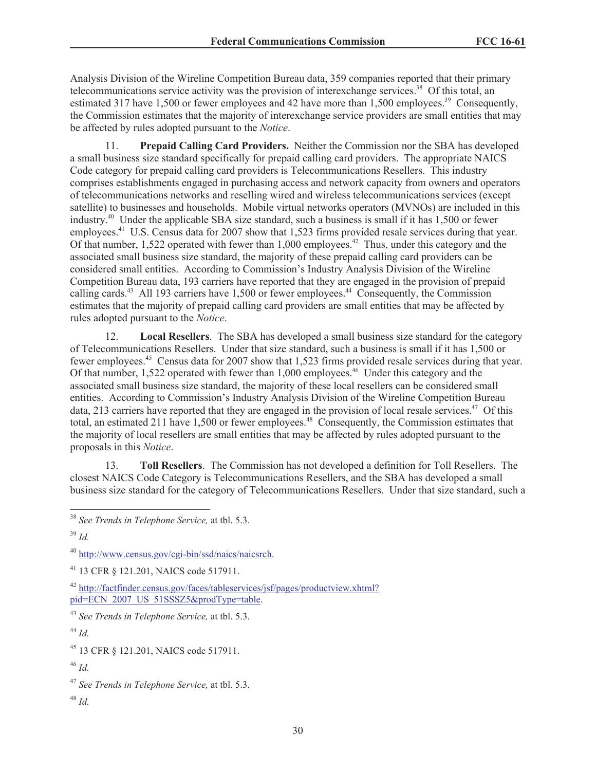Analysis Division of the Wireline Competition Bureau data, 359 companies reported that their primary telecommunications service activity was the provision of interexchange services.[38] Of this total, an estimated 317 have 1,500 or fewer employees and 42 have more than 1,500 employees.[39] Consequently, the Commission estimates that the majority of interexchange service providers are small entities that may be affected by rules adopted pursuant to the *Notice*.

11. **Prepaid Calling Card Providers.** Neither the Commission nor the SBA has developed a small business size standard specifically for prepaid calling card providers. The appropriate NAICS Code category for prepaid calling card providers is Telecommunications Resellers. This industry comprises establishments engaged in purchasing access and network capacity from owners and operators of telecommunications networks and reselling wired and wireless telecommunications services (except satellite) to businesses and households. Mobile virtual networks operators (MVNOs) are included in this industry.[40] Under the applicable SBA size standard, such a business is small if it has 1,500 or fewer employees.[41] U.S. Census data for 2007 show that 1,523 firms provided resale services during that year. Of that number, 1,522 operated with fewer than 1,000 employees.[42] Thus, under this category and the associated small business size standard, the majority of these prepaid calling card providers can be considered small entities. According to Commission's Industry Analysis Division of the Wireline Competition Bureau data, 193 carriers have reported that they are engaged in the provision of prepaid calling cards.[43] All 193 carriers have 1,500 or fewer employees.[44] Consequently, the Commission estimates that the majority of prepaid calling card providers are small entities that may be affected by rules adopted pursuant to the *Notice*.

12. **Local Resellers**. The SBA has developed a small business size standard for the category of Telecommunications Resellers. Under that size standard, such a business is small if it has 1,500 or fewer employees.[45] Census data for 2007 show that 1,523 firms provided resale services during that year. Of that number, 1,522 operated with fewer than 1,000 employees.[46] Under this category and the associated small business size standard, the majority of these local resellers can be considered small entities. According to Commission's Industry Analysis Division of the Wireline Competition Bureau data, 213 carriers have reported that they are engaged in the provision of local resale services.[47] Of this total, an estimated 211 have 1,500 or fewer employees.[48] Consequently, the Commission estimates that the majority of local resellers are small entities that may be affected by rules adopted pursuant to the proposals in this *Notice*.

13. **Toll Resellers**. The Commission has not developed a definition for Toll Resellers. The closest NAICS Code Category is Telecommunications Resellers, and the SBA has developed a small business size standard for the category of Telecommunications Resellers. Under that size standard, such a

---

[38] *See Trends in Telephone Service,* at tbl. 5.3.

[39] *Id.*

[40] http://www.census.gov/cgi-bin/ssd/naics/naicsrch.

[41] 13 CFR § 121.201, NAICS code 517911.

[42] http://factfinder.census.gov/faces/tableservices/jsf/pages/productview.xhtml?pid=ECN_2007_US_51SSSZ5&prodType=table.

[43] *See Trends in Telephone Service,* at tbl. 5.3.

[44] *Id.*

[45] 13 CFR § 121.201, NAICS code 517911.

[46] *Id.*

[47] *See Trends in Telephone Service,* at tbl. 5.3.

[48] *Id.*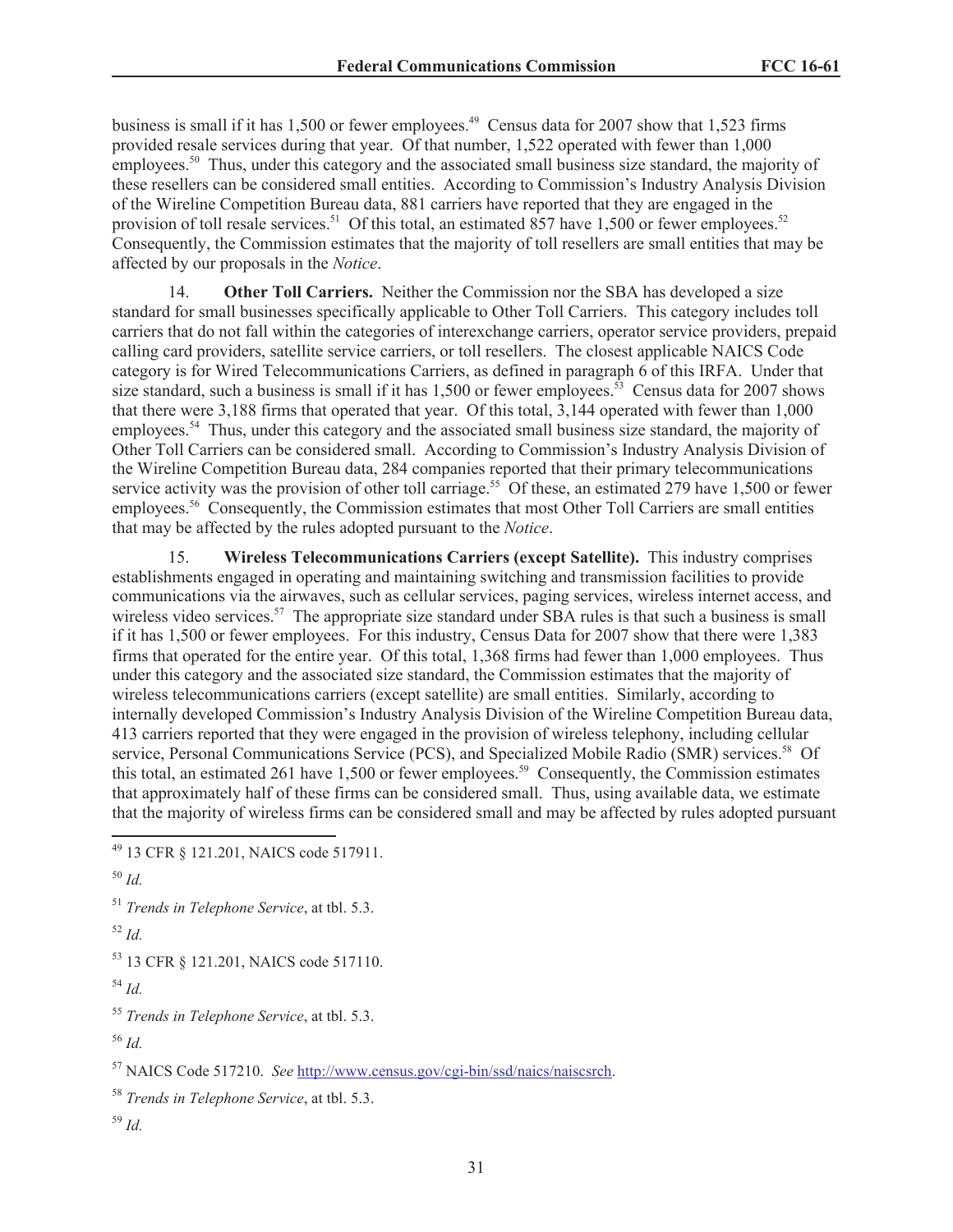business is small if it has 1,500 or fewer employees.[49] Census data for 2007 show that 1,523 firms provided resale services during that year. Of that number, 1,522 operated with fewer than 1,000 employees.[50] Thus, under this category and the associated small business size standard, the majority of these resellers can be considered small entities. According to Commission's Industry Analysis Division of the Wireline Competition Bureau data, 881 carriers have reported that they are engaged in the provision of toll resale services.[51] Of this total, an estimated 857 have 1,500 or fewer employees.[52] Consequently, the Commission estimates that the majority of toll resellers are small entities that may be affected by our proposals in the *Notice*.

14. **Other Toll Carriers.** Neither the Commission nor the SBA has developed a size standard for small businesses specifically applicable to Other Toll Carriers. This category includes toll carriers that do not fall within the categories of interexchange carriers, operator service providers, prepaid calling card providers, satellite service carriers, or toll resellers. The closest applicable NAICS Code category is for Wired Telecommunications Carriers, as defined in paragraph 6 of this IRFA. Under that size standard, such a business is small if it has 1,500 or fewer employees.[53] Census data for 2007 shows that there were 3,188 firms that operated that year. Of this total, 3,144 operated with fewer than 1,000 employees.[54] Thus, under this category and the associated small business size standard, the majority of Other Toll Carriers can be considered small. According to Commission's Industry Analysis Division of the Wireline Competition Bureau data, 284 companies reported that their primary telecommunications service activity was the provision of other toll carriage.[55] Of these, an estimated 279 have 1,500 or fewer employees.[56] Consequently, the Commission estimates that most Other Toll Carriers are small entities that may be affected by the rules adopted pursuant to the *Notice*.

15. **Wireless Telecommunications Carriers (except Satellite).** This industry comprises establishments engaged in operating and maintaining switching and transmission facilities to provide communications via the airwaves, such as cellular services, paging services, wireless internet access, and wireless video services.[57] The appropriate size standard under SBA rules is that such a business is small if it has 1,500 or fewer employees. For this industry, Census Data for 2007 show that there were 1,383 firms that operated for the entire year. Of this total, 1,368 firms had fewer than 1,000 employees. Thus under this category and the associated size standard, the Commission estimates that the majority of wireless telecommunications carriers (except satellite) are small entities. Similarly, according to internally developed Commission's Industry Analysis Division of the Wireline Competition Bureau data, 413 carriers reported that they were engaged in the provision of wireless telephony, including cellular service, Personal Communications Service (PCS), and Specialized Mobile Radio (SMR) services.[58] Of this total, an estimated 261 have 1,500 or fewer employees.[59] Consequently, the Commission estimates that approximately half of these firms can be considered small. Thus, using available data, we estimate that the majority of wireless firms can be considered small and may be affected by rules adopted pursuant

---

[49] 13 CFR § 121.201, NAICS code 517911.

[50] *Id.*

[51] *Trends in Telephone Service*, at tbl. 5.3.

[52] *Id.*

[53] 13 CFR § 121.201, NAICS code 517110.

[54] *Id.*

[55] *Trends in Telephone Service*, at tbl. 5.3.

[56] *Id.*

[57] NAICS Code 517210. *See* http://www.census.gov/cgi-bin/ssd/naics/naiscsrch.

[58] *Trends in Telephone Service*, at tbl. 5.3.

[59] *Id.*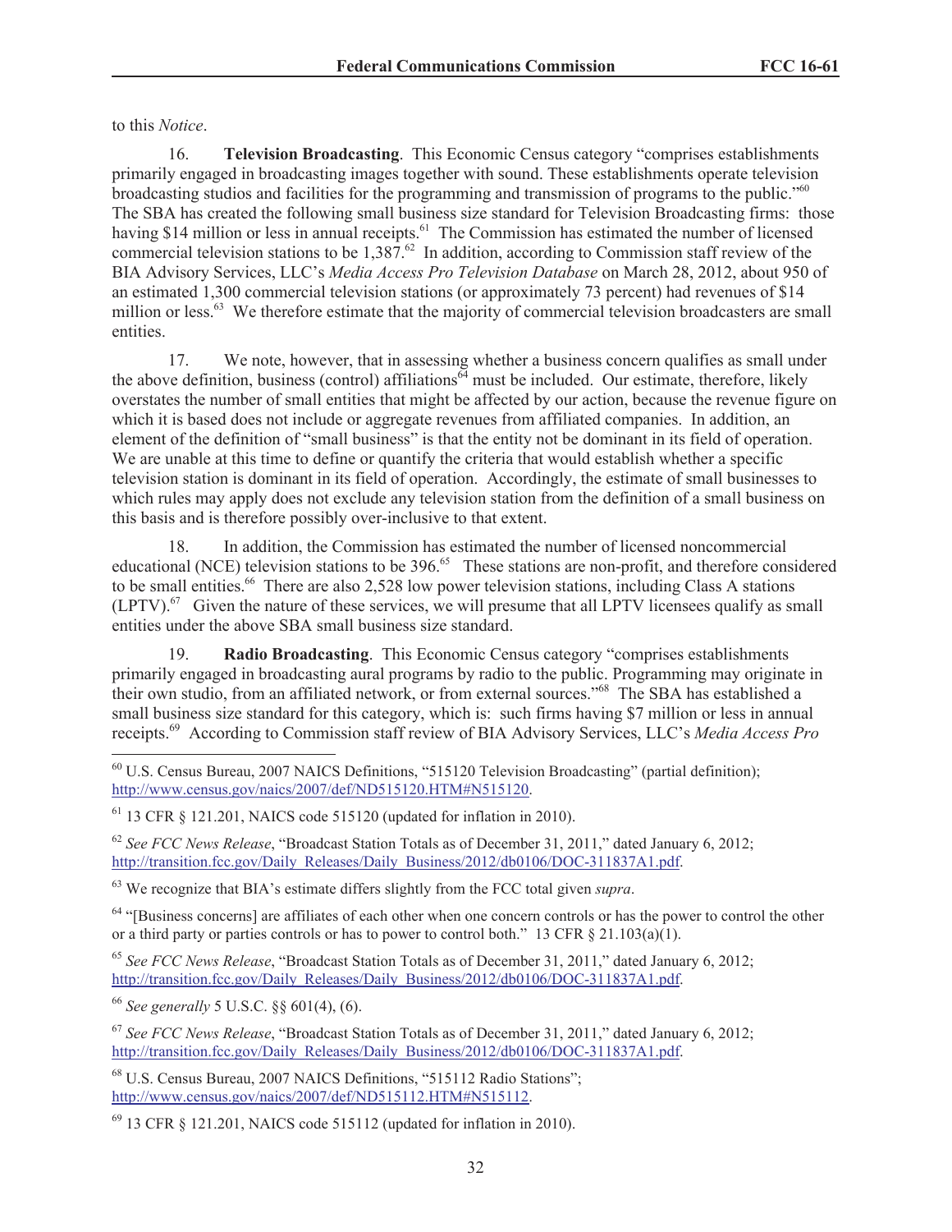to this *Notice*.

16. **Television Broadcasting**. This Economic Census category "comprises establishments primarily engaged in broadcasting images together with sound. These establishments operate television broadcasting studios and facilities for the programming and transmission of programs to the public."[60] The SBA has created the following small business size standard for Television Broadcasting firms: those having $14 million or less in annual receipts.[61] The Commission has estimated the number of licensed commercial television stations to be 1,387.[62] In addition, according to Commission staff review of the BIA Advisory Services, LLC's *Media Access Pro Television Database* on March 28, 2012, about 950 of an estimated 1,300 commercial television stations (or approximately 73 percent) had revenues of $14 million or less.[63] We therefore estimate that the majority of commercial television broadcasters are small entities.

17. We note, however, that in assessing whether a business concern qualifies as small under the above definition, business (control) affiliations[64] must be included. Our estimate, therefore, likely overstates the number of small entities that might be affected by our action, because the revenue figure on which it is based does not include or aggregate revenues from affiliated companies. In addition, an element of the definition of "small business" is that the entity not be dominant in its field of operation. We are unable at this time to define or quantify the criteria that would establish whether a specific television station is dominant in its field of operation. Accordingly, the estimate of small businesses to which rules may apply does not exclude any television station from the definition of a small business on this basis and is therefore possibly over-inclusive to that extent.

18. In addition, the Commission has estimated the number of licensed noncommercial educational (NCE) television stations to be 396.[65] These stations are non-profit, and therefore considered to be small entities.[66] There are also 2,528 low power television stations, including Class A stations (LPTV).[67] Given the nature of these services, we will presume that all LPTV licensees qualify as small entities under the above SBA small business size standard.

19. **Radio Broadcasting**. This Economic Census category "comprises establishments primarily engaged in broadcasting aural programs by radio to the public. Programming may originate in their own studio, from an affiliated network, or from external sources."[68] The SBA has established a small business size standard for this category, which is: such firms having $7 million or less in annual receipts.[69] According to Commission staff review of BIA Advisory Services, LLC's *Media Access Pro*

---

[60] U.S. Census Bureau, 2007 NAICS Definitions, "515120 Television Broadcasting" (partial definition); http://www.census.gov/naics/2007/def/ND515120.HTM#N515120.

[61] 13 CFR § 121.201, NAICS code 515120 (updated for inflation in 2010).

[62] *See FCC News Release*, "Broadcast Station Totals as of December 31, 2011," dated January 6, 2012; http://transition.fcc.gov/Daily_Releases/Daily_Business/2012/db0106/DOC-311837A1.pdf.

[63] We recognize that BIA's estimate differs slightly from the FCC total given *supra*.

[64] "[Business concerns] are affiliates of each other when one concern controls or has the power to control the other or a third party or parties controls or has to power to control both." 13 CFR § 21.103(a)(1).

[65] *See FCC News Release*, "Broadcast Station Totals as of December 31, 2011," dated January 6, 2012; http://transition.fcc.gov/Daily_Releases/Daily_Business/2012/db0106/DOC-311837A1.pdf.

[66] *See generally* 5 U.S.C. §§ 601(4), (6).

[67] *See FCC News Release*, "Broadcast Station Totals as of December 31, 2011," dated January 6, 2012; http://transition.fcc.gov/Daily_Releases/Daily_Business/2012/db0106/DOC-311837A1.pdf.

[68] U.S. Census Bureau, 2007 NAICS Definitions, "515112 Radio Stations"; http://www.census.gov/naics/2007/def/ND515112.HTM#N515112.

[69] 13 CFR § 121.201, NAICS code 515112 (updated for inflation in 2010).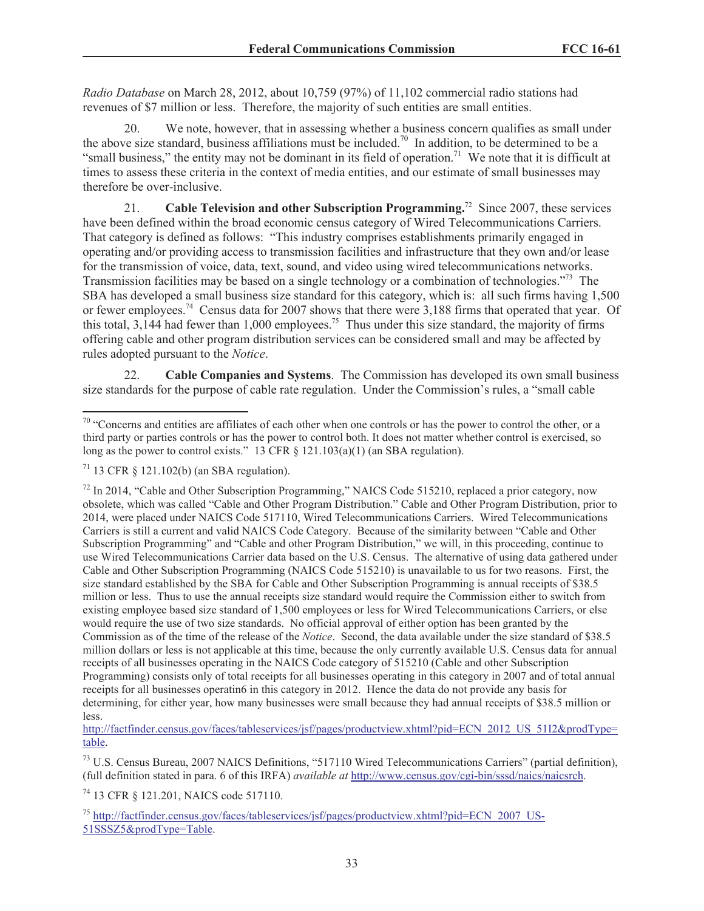*Radio Database* on March 28, 2012, about 10,759 (97%) of 11,102 commercial radio stations had revenues of $7 million or less. Therefore, the majority of such entities are small entities.

20. We note, however, that in assessing whether a business concern qualifies as small under the above size standard, business affiliations must be included.[70] In addition, to be determined to be a "small business," the entity may not be dominant in its field of operation.[71] We note that it is difficult at times to assess these criteria in the context of media entities, and our estimate of small businesses may therefore be over-inclusive.

21. **Cable Television and other Subscription Programming.**[72] Since 2007, these services have been defined within the broad economic census category of Wired Telecommunications Carriers. That category is defined as follows: "This industry comprises establishments primarily engaged in operating and/or providing access to transmission facilities and infrastructure that they own and/or lease for the transmission of voice, data, text, sound, and video using wired telecommunications networks. Transmission facilities may be based on a single technology or a combination of technologies."[73] The SBA has developed a small business size standard for this category, which is: all such firms having 1,500 or fewer employees.[74] Census data for 2007 shows that there were 3,188 firms that operated that year. Of this total, 3,144 had fewer than 1,000 employees.[75] Thus under this size standard, the majority of firms offering cable and other program distribution services can be considered small and may be affected by rules adopted pursuant to the *Notice*.

22. **Cable Companies and Systems**. The Commission has developed its own small business size standards for the purpose of cable rate regulation. Under the Commission's rules, a "small cable

---

[70] "Concerns and entities are affiliates of each other when one controls or has the power to control the other, or a third party or parties controls or has the power to control both. It does not matter whether control is exercised, so long as the power to control exists." 13 CFR § 121.103(a)(1) (an SBA regulation).

[71] 13 CFR § 121.102(b) (an SBA regulation).

[72] In 2014, "Cable and Other Subscription Programming," NAICS Code 515210, replaced a prior category, now obsolete, which was called "Cable and Other Program Distribution." Cable and Other Program Distribution, prior to 2014, were placed under NAICS Code 517110, Wired Telecommunications Carriers. Wired Telecommunications Carriers is still a current and valid NAICS Code Category. Because of the similarity between "Cable and Other Subscription Programming" and "Cable and other Program Distribution," we will, in this proceeding, continue to use Wired Telecommunications Carrier data based on the U.S. Census. The alternative of using data gathered under Cable and Other Subscription Programming (NAICS Code 515210) is unavailable to us for two reasons. First, the size standard established by the SBA for Cable and Other Subscription Programming is annual receipts of $38.5 million or less. Thus to use the annual receipts size standard would require the Commission either to switch from existing employee based size standard of 1,500 employees or less for Wired Telecommunications Carriers, or else would require the use of two size standards. No official approval of either option has been granted by the Commission as of the time of the release of the *Notice*. Second, the data available under the size standard of $38.5 million dollars or less is not applicable at this time, because the only currently available U.S. Census data for annual receipts of all businesses operating in the NAICS Code category of 515210 (Cable and other Subscription Programming) consists only of total receipts for all businesses operating in this category in 2007 and of total annual receipts for all businesses operatin6 in this category in 2012. Hence the data do not provide any basis for determining, for either year, how many businesses were small because they had annual receipts of $38.5 million or less. http://factfinder.census.gov/faces/tableservices/jsf/pages/productview.xhtml?pid=ECN_2012_US_51I2&prodType=table.

[73] U.S. Census Bureau, 2007 NAICS Definitions, "517110 Wired Telecommunications Carriers" (partial definition), (full definition stated in para. 6 of this IRFA) *available at* http://www.census.gov/cgi-bin/sssd/naics/naicsrch.

[74] 13 CFR § 121.201, NAICS code 517110.

[75] http://factfinder.census.gov/faces/tableservices/jsf/pages/productview.xhtml?pid=ECN_2007_US-51SSSZ5&prodType=Table.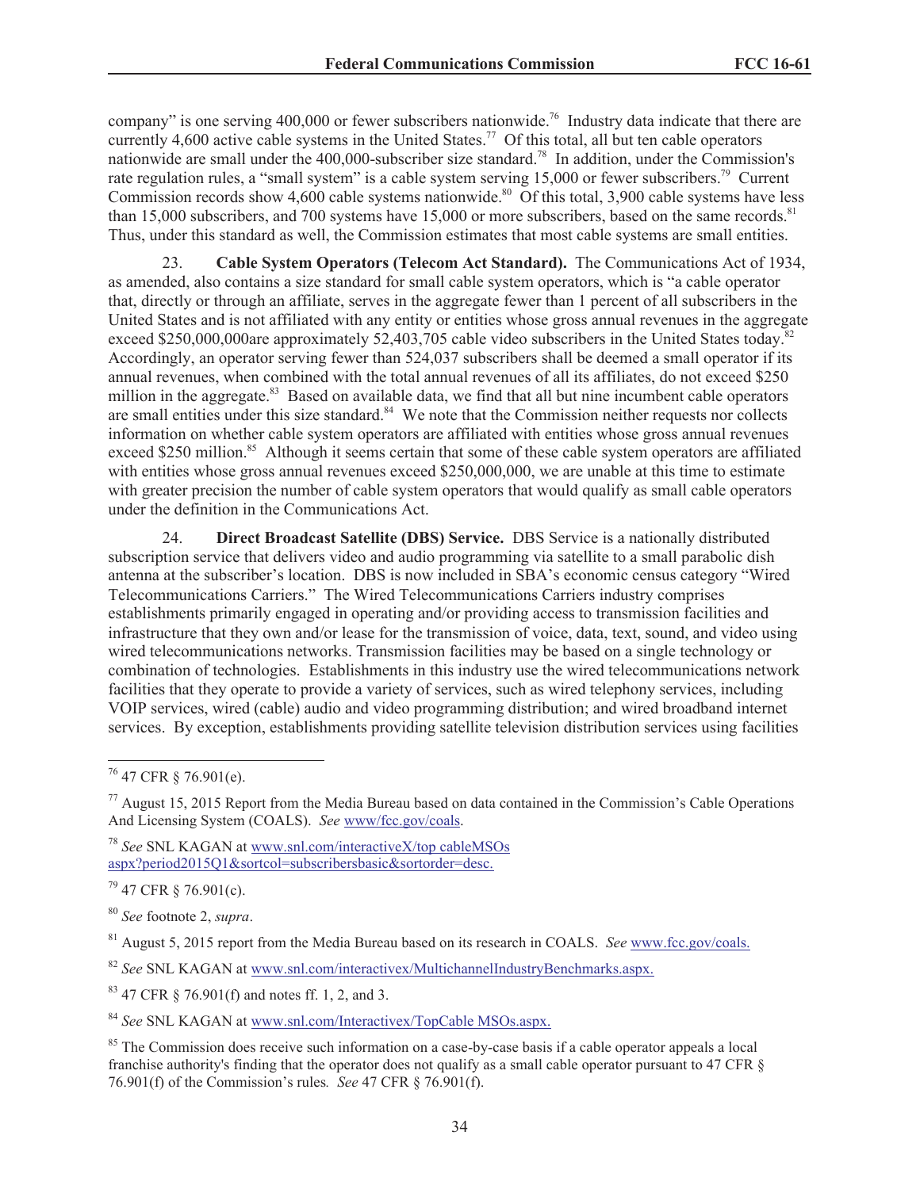company" is one serving 400,000 or fewer subscribers nationwide.[76] Industry data indicate that there are currently 4,600 active cable systems in the United States.[77] Of this total, all but ten cable operators nationwide are small under the 400,000-subscriber size standard.[78] In addition, under the Commission's rate regulation rules, a "small system" is a cable system serving 15,000 or fewer subscribers.[79] Current Commission records show 4,600 cable systems nationwide.[80] Of this total, 3,900 cable systems have less than 15,000 subscribers, and 700 systems have 15,000 or more subscribers, based on the same records.[81] Thus, under this standard as well, the Commission estimates that most cable systems are small entities.

23. **Cable System Operators (Telecom Act Standard).** The Communications Act of 1934, as amended, also contains a size standard for small cable system operators, which is "a cable operator that, directly or through an affiliate, serves in the aggregate fewer than 1 percent of all subscribers in the United States and is not affiliated with any entity or entities whose gross annual revenues in the aggregate exceed $250,000,000are approximately 52,403,705 cable video subscribers in the United States today.[82] Accordingly, an operator serving fewer than 524,037 subscribers shall be deemed a small operator if its annual revenues, when combined with the total annual revenues of all its affiliates, do not exceed $250 million in the aggregate.[83] Based on available data, we find that all but nine incumbent cable operators are small entities under this size standard.[84] We note that the Commission neither requests nor collects information on whether cable system operators are affiliated with entities whose gross annual revenues exceed $250 million.[85] Although it seems certain that some of these cable system operators are affiliated with entities whose gross annual revenues exceed $250,000,000, we are unable at this time to estimate with greater precision the number of cable system operators that would qualify as small cable operators under the definition in the Communications Act.

24. **Direct Broadcast Satellite (DBS) Service.** DBS Service is a nationally distributed subscription service that delivers video and audio programming via satellite to a small parabolic dish antenna at the subscriber's location. DBS is now included in SBA's economic census category "Wired Telecommunications Carriers." The Wired Telecommunications Carriers industry comprises establishments primarily engaged in operating and/or providing access to transmission facilities and infrastructure that they own and/or lease for the transmission of voice, data, text, sound, and video using wired telecommunications networks. Transmission facilities may be based on a single technology or combination of technologies. Establishments in this industry use the wired telecommunications network facilities that they operate to provide a variety of services, such as wired telephony services, including VOIP services, wired (cable) audio and video programming distribution; and wired broadband internet services. By exception, establishments providing satellite television distribution services using facilities

---

[76] 47 CFR § 76.901(e).

[77] August 15, 2015 Report from the Media Bureau based on data contained in the Commission's Cable Operations And Licensing System (COALS). *See* www/fcc.gov/coals.

[78] *See* SNL KAGAN at www.snl.com/interactiveX/top cableMSOs aspx?period2015Q1&sortcol=subscribersbasic&sortorder=desc.

[79] 47 CFR § 76.901(c).

[80] *See* footnote 2, *supra*.

[81] August 5, 2015 report from the Media Bureau based on its research in COALS. *See* www.fcc.gov/coals.

[82] *See* SNL KAGAN at www.snl.com/interactivex/MultichannelIndustryBenchmarks.aspx.

[83] 47 CFR § 76.901(f) and notes ff. 1, 2, and 3.

[84] *See* SNL KAGAN at www.snl.com/Interactivex/TopCable MSOs.aspx.

[85] The Commission does receive such information on a case-by-case basis if a cable operator appeals a local franchise authority's finding that the operator does not qualify as a small cable operator pursuant to 47 CFR § 76.901(f) of the Commission's rules*. See* 47 CFR § 76.901(f).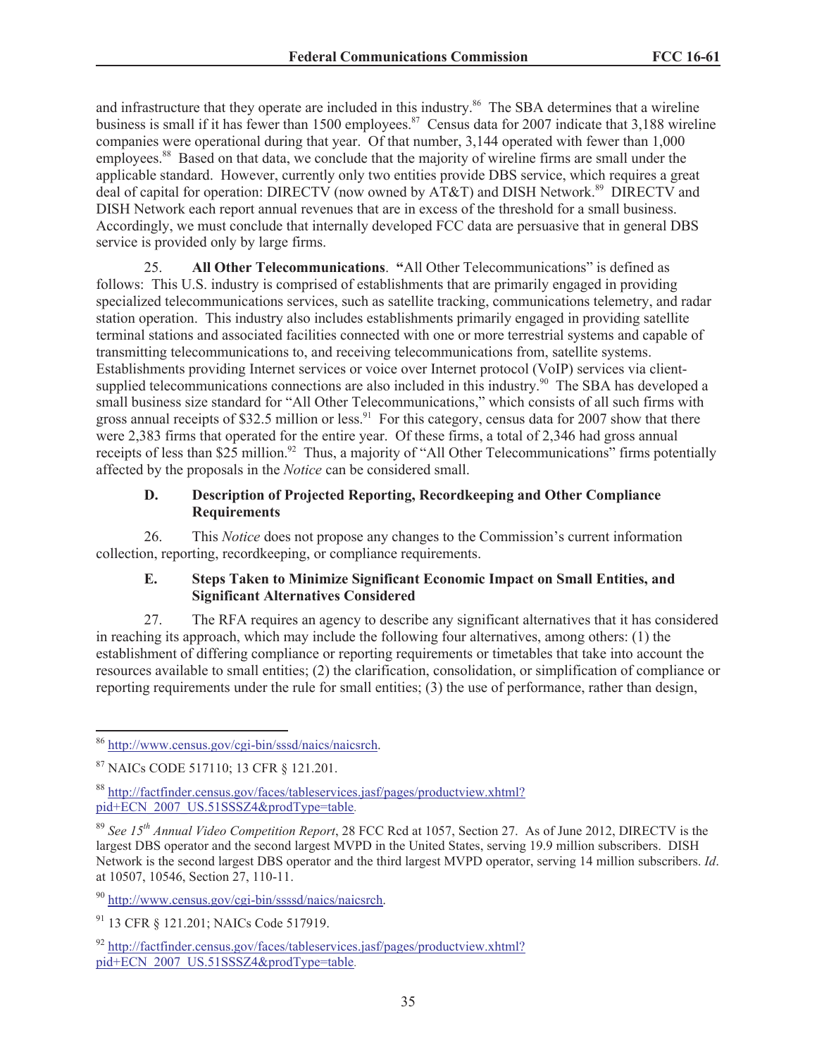and infrastructure that they operate are included in this industry.[86] The SBA determines that a wireline business is small if it has fewer than 1500 employees.[87] Census data for 2007 indicate that 3,188 wireline companies were operational during that year. Of that number, 3,144 operated with fewer than 1,000 employees.[88] Based on that data, we conclude that the majority of wireline firms are small under the applicable standard. However, currently only two entities provide DBS service, which requires a great deal of capital for operation: DIRECTV (now owned by AT&T) and DISH Network.[89] DIRECTV and DISH Network each report annual revenues that are in excess of the threshold for a small business. Accordingly, we must conclude that internally developed FCC data are persuasive that in general DBS service is provided only by large firms.

25. **All Other Telecommunications**. **"**All Other Telecommunications" is defined as follows: This U.S. industry is comprised of establishments that are primarily engaged in providing specialized telecommunications services, such as satellite tracking, communications telemetry, and radar station operation. This industry also includes establishments primarily engaged in providing satellite terminal stations and associated facilities connected with one or more terrestrial systems and capable of transmitting telecommunications to, and receiving telecommunications from, satellite systems. Establishments providing Internet services or voice over Internet protocol (VoIP) services via client-supplied telecommunications connections are also included in this industry.[90] The SBA has developed a small business size standard for "All Other Telecommunications," which consists of all such firms with gross annual receipts of $32.5 million or less.[91] For this category, census data for 2007 show that there were 2,383 firms that operated for the entire year. Of these firms, a total of 2,346 had gross annual receipts of less than $25 million.[92] Thus, a majority of "All Other Telecommunications" firms potentially affected by the proposals in the *Notice* can be considered small.

### D. Description of Projected Reporting, Recordkeeping and Other Compliance Requirements

26. This *Notice* does not propose any changes to the Commission's current information collection, reporting, recordkeeping, or compliance requirements.

### E. Steps Taken to Minimize Significant Economic Impact on Small Entities, and Significant Alternatives Considered

27. The RFA requires an agency to describe any significant alternatives that it has considered in reaching its approach, which may include the following four alternatives, among others: (1) the establishment of differing compliance or reporting requirements or timetables that take into account the resources available to small entities; (2) the clarification, consolidation, or simplification of compliance or reporting requirements under the rule for small entities; (3) the use of performance, rather than design,

---

[86] http://www.census.gov/cgi-bin/sssd/naics/naicsrch.

[87] NAICs CODE 517110; 13 CFR § 121.201.

[88] http://factfinder.census.gov/faces/tableservices.jasf/pages/productview.xhtml?pid+ECN_2007_US.51SSSZ4&prodType=table.

[89] *See 15th Annual Video Competition Report*, 28 FCC Rcd at 1057, Section 27. As of June 2012, DIRECTV is the largest DBS operator and the second largest MVPD in the United States, serving 19.9 million subscribers. DISH Network is the second largest DBS operator and the third largest MVPD operator, serving 14 million subscribers. *Id*. at 10507, 10546, Section 27, 110-11.

[90] http://www.census.gov/cgi-bin/ssssd/naics/naicsrch.

[91] 13 CFR § 121.201; NAICs Code 517919.

[92] http://factfinder.census.gov/faces/tableservices.jasf/pages/productview.xhtml?pid+ECN_2007_US.51SSSZ4&prodType=table.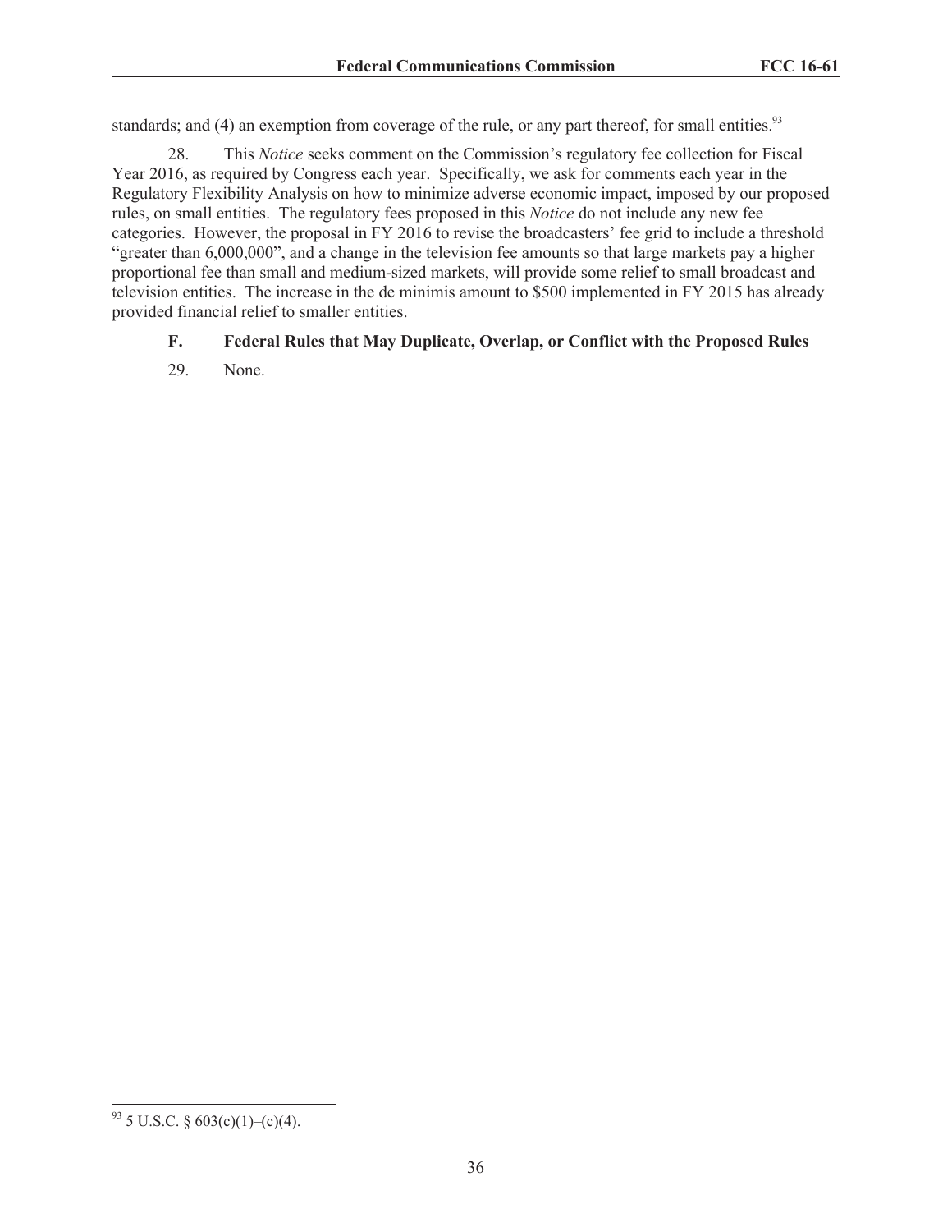standards; and (4) an exemption from coverage of the rule, or any part thereof, for small entities.[93]

28. This *Notice* seeks comment on the Commission's regulatory fee collection for Fiscal Year 2016, as required by Congress each year. Specifically, we ask for comments each year in the Regulatory Flexibility Analysis on how to minimize adverse economic impact, imposed by our proposed rules, on small entities. The regulatory fees proposed in this *Notice* do not include any new fee categories. However, the proposal in FY 2016 to revise the broadcasters' fee grid to include a threshold "greater than 6,000,000", and a change in the television fee amounts so that large markets pay a higher proportional fee than small and medium-sized markets, will provide some relief to small broadcast and television entities. The increase in the de minimis amount to $500 implemented in FY 2015 has already provided financial relief to smaller entities.

### F. Federal Rules that May Duplicate, Overlap, or Conflict with the Proposed Rules

29. None.

---

[93] 5 U.S.C. § 603(c)(1)–(c)(4).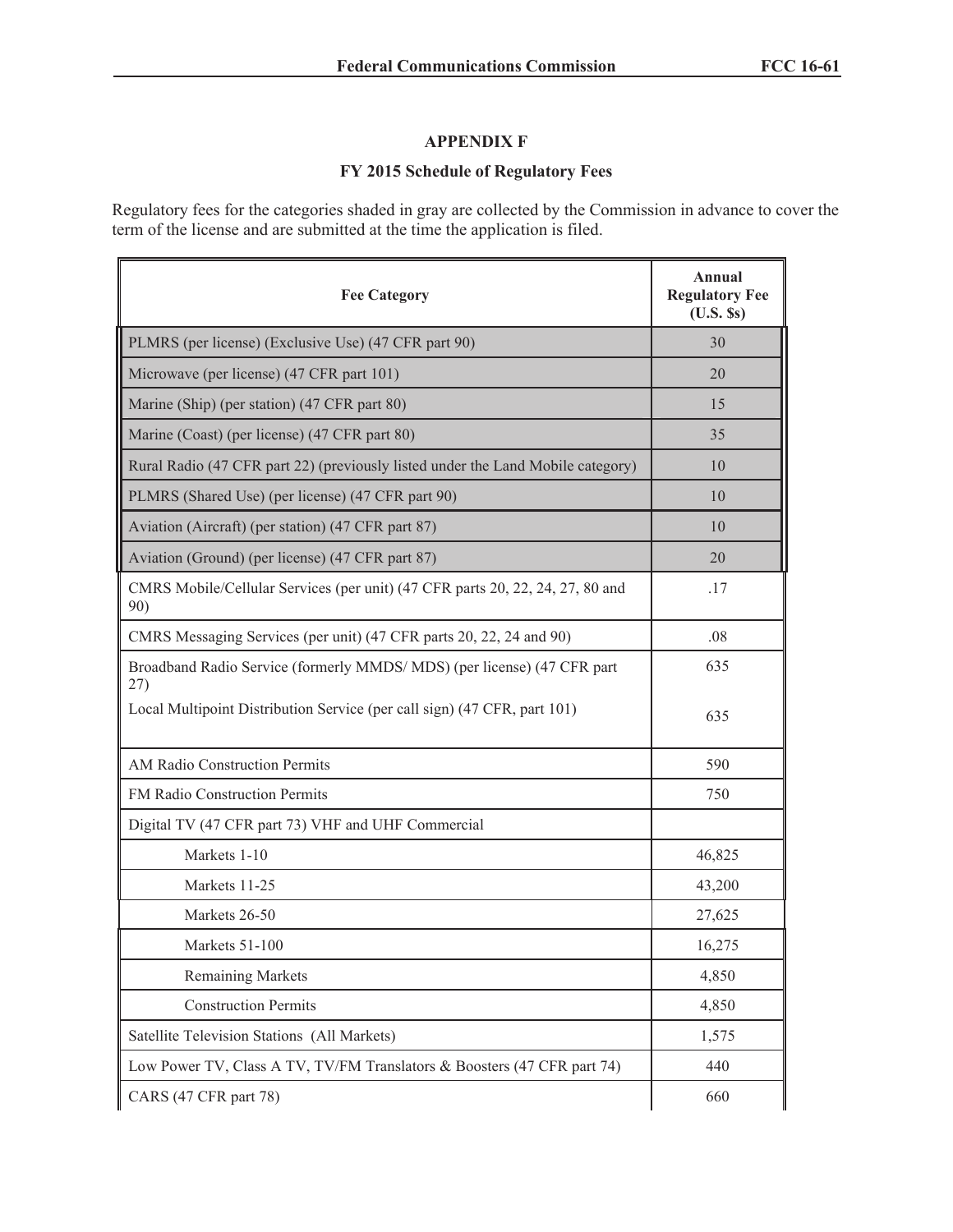## APPENDIX F

### FY 2015 Schedule of Regulatory Fees

Regulatory fees for the categories shaded in gray are collected by the Commission in advance to cover the term of the license and are submitted at the time the application is filed.

| Fee Category | Annual Regulatory Fee (U.S. $s) |
|---|---|
| PLMRS (per license) (Exclusive Use) (47 CFR part 90) | 30 |
| Microwave (per license) (47 CFR part 101) | 20 |
| Marine (Ship) (per station) (47 CFR part 80) | 15 |
| Marine (Coast) (per license) (47 CFR part 80) | 35 |
| Rural Radio (47 CFR part 22) (previously listed under the Land Mobile category) | 10 |
| PLMRS (Shared Use) (per license) (47 CFR part 90) | 10 |
| Aviation (Aircraft) (per station) (47 CFR part 87) | 10 |
| Aviation (Ground) (per license) (47 CFR part 87) | 20 |
| CMRS Mobile/Cellular Services (per unit) (47 CFR parts 20, 22, 24, 27, 80 and 90) | .17 |
| CMRS Messaging Services (per unit) (47 CFR parts 20, 22, 24 and 90) | .08 |
| Broadband Radio Service (formerly MMDS/ MDS) (per license) (47 CFR part 27) | 635 |
| Local Multipoint Distribution Service (per call sign) (47 CFR, part 101) | 635 |
| AM Radio Construction Permits | 590 |
| FM Radio Construction Permits | 750 |
| Digital TV (47 CFR part 73) VHF and UHF Commercial | |
| Markets 1-10 | 46,825 |
| Markets 11-25 | 43,200 |
| Markets 26-50 | 27,625 |
| Markets 51-100 | 16,275 |
| Remaining Markets | 4,850 |
| Construction Permits | 4,850 |
| Satellite Television Stations (All Markets) | 1,575 |
| Low Power TV, Class A TV, TV/FM Translators & Boosters (47 CFR part 74) | 440 |
| CARS (47 CFR part 78) | 660 |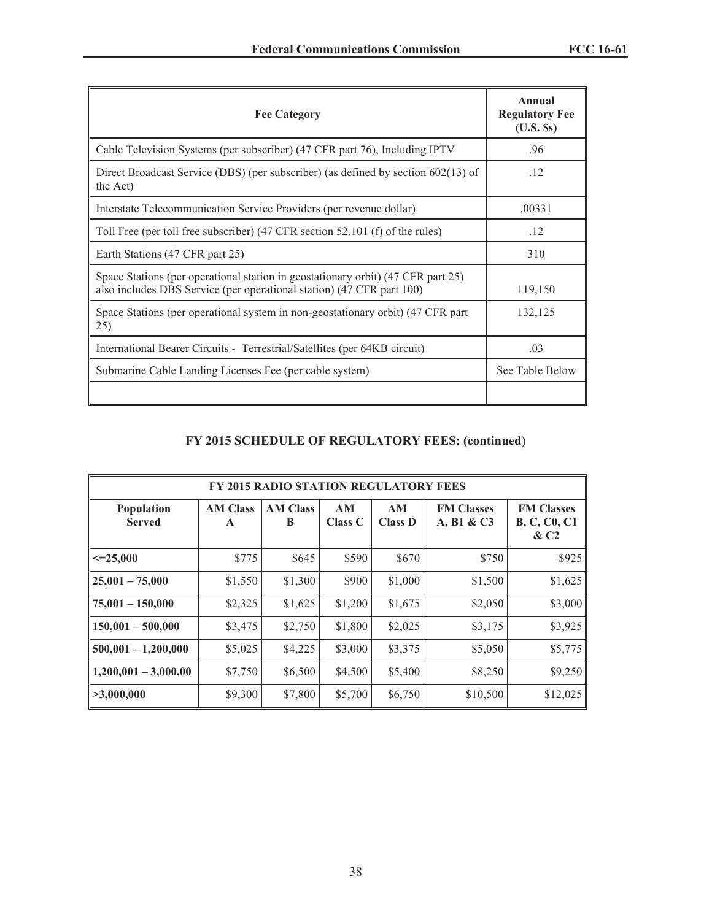| Fee Category | Annual Regulatory Fee (U.S. $s) |
|---|---|
| Cable Television Systems (per subscriber) (47 CFR part 76), Including IPTV | .96 |
| Direct Broadcast Service (DBS) (per subscriber) (as defined by section 602(13) of the Act) | .12 |
| Interstate Telecommunication Service Providers (per revenue dollar) | .00331 |
| Toll Free (per toll free subscriber) (47 CFR section 52.101 (f) of the rules) | .12 |
| Earth Stations (47 CFR part 25) | 310 |
| Space Stations (per operational station in geostationary orbit) (47 CFR part 25) also includes DBS Service (per operational station) (47 CFR part 100) | 119,150 |
| Space Stations (per operational system in non-geostationary orbit) (47 CFR part 25) | 132,125 |
| International Bearer Circuits - Terrestrial/Satellites (per 64KB circuit) | .03 |
| Submarine Cable Landing Licenses Fee (per cable system) | See Table Below |
| | |

## FY 2015 SCHEDULE OF REGULATORY FEES: (continued)

| FY 2015 RADIO STATION REGULATORY FEES | | | | | | |
|---|---|---|---|---|---|---|
| **Population Served** | **AM Class A** | **AM Class B** | **AM Class C** | **AM Class D** | **FM Classes A, B1 & C3** | **FM Classes B, C, C0, C1 & C2** |
| **<=25,000** | $775 | $645 | $590 | $670 | $750 | $925 |
| **25,001 – 75,000** | $1,550 | $1,300 | $900 | $1,000 | $1,500 | $1,625 |
| **75,001 – 150,000** | $2,325 | $1,625 | $1,200 | $1,675 | $2,050 | $3,000 |
| **150,001 – 500,000** | $3,475 | $2,750 | $1,800 | $2,025 | $3,175 | $3,925 |
| **500,001 – 1,200,000** | $5,025 | $4,225 | $3,000 | $3,375 | $5,050 | $5,775 |
| **1,200,001 – 3,000,00** | $7,750 | $6,500 | $4,500 | $5,400 | $8,250 | $9,250 |
| **>3,000,000** | $9,300 | $7,800 | $5,700 | $6,750 | $10,500 | $12,025 |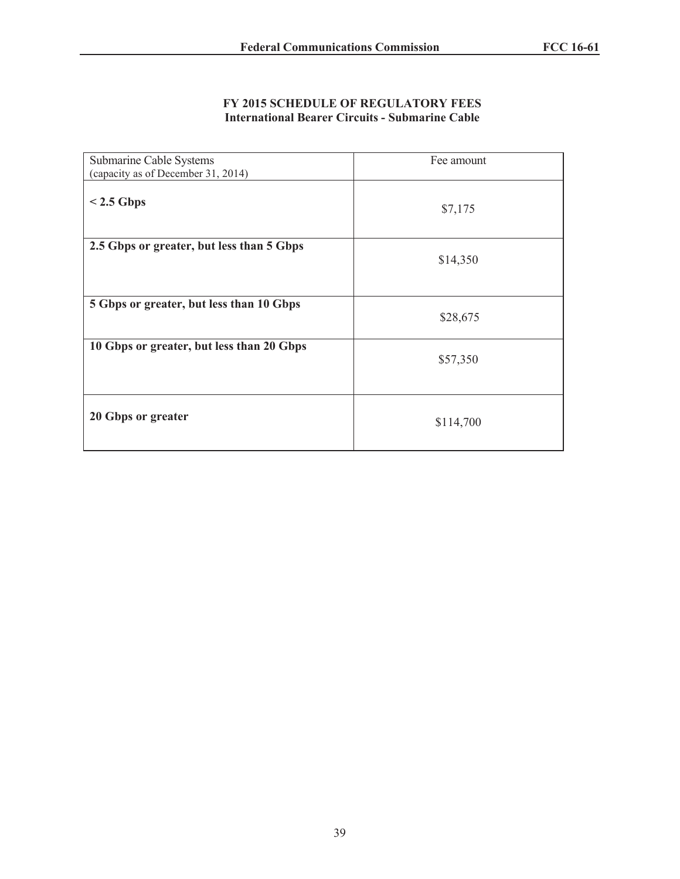**FY 2015 SCHEDULE OF REGULATORY FEES**
**International Bearer Circuits - Submarine Cable**

| Submarine Cable Systems (capacity as of December 31, 2014) | Fee amount |
|---|---|
| **< 2.5 Gbps** | $7,175 |
| **2.5 Gbps or greater, but less than 5 Gbps** | $14,350 |
| **5 Gbps or greater, but less than 10 Gbps** | $28,675 |
| **10 Gbps or greater, but less than 20 Gbps** | $57,350 |
| **20 Gbps or greater** | $114,700 |